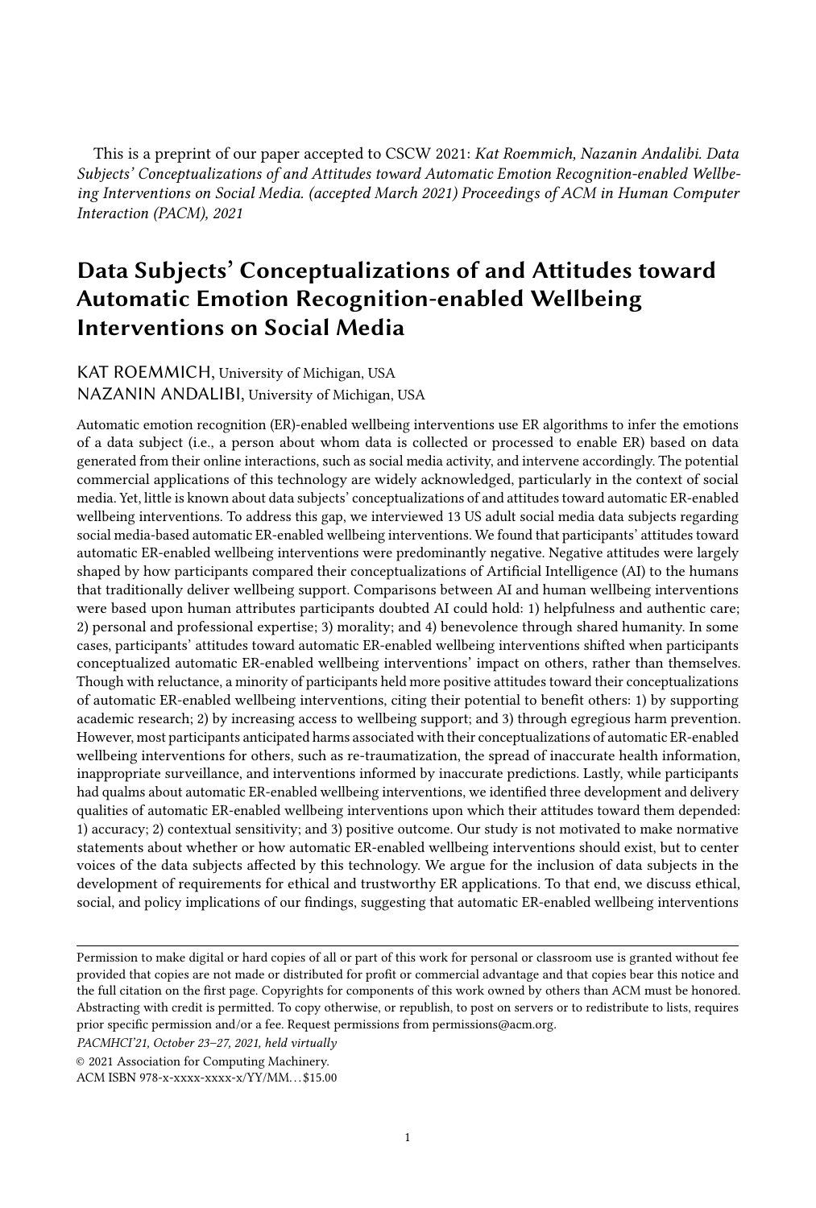This is a preprint of our paper accepted to CSCW 2021: *Kat Roemmich, Nazanin Andalibi. Data Subjects' Conceptualizations of and Attitudes toward Automatic Emotion Recognition-enabled Wellbeing Interventions on Social Media. (accepted March 2021) Proceedings of ACM in Human Computer Interaction (PACM), 2021*

# Data Subjects' Conceptualizations of and Attitudes toward Automatic Emotion Recognition-enabled Wellbeing Interventions on Social Media

KAT ROEMMICH, University of Michigan, USA
NAZANIN ANDALIBI, University of Michigan, USA

Automatic emotion recognition (ER)-enabled wellbeing interventions use ER algorithms to infer the emotions of a data subject (i.e., a person about whom data is collected or processed to enable ER) based on data generated from their online interactions, such as social media activity, and intervene accordingly. The potential commercial applications of this technology are widely acknowledged, particularly in the context of social media. Yet, little is known about data subjects' conceptualizations of and attitudes toward automatic ER-enabled wellbeing interventions. To address this gap, we interviewed 13 US adult social media data subjects regarding social media-based automatic ER-enabled wellbeing interventions. We found that participants' attitudes toward automatic ER-enabled wellbeing interventions were predominantly negative. Negative attitudes were largely shaped by how participants compared their conceptualizations of Artificial Intelligence (AI) to the humans that traditionally deliver wellbeing support. Comparisons between AI and human wellbeing interventions were based upon human attributes participants doubted AI could hold: 1) helpfulness and authentic care; 2) personal and professional expertise; 3) morality; and 4) benevolence through shared humanity. In some cases, participants' attitudes toward automatic ER-enabled wellbeing interventions shifted when participants conceptualized automatic ER-enabled wellbeing interventions' impact on others, rather than themselves. Though with reluctance, a minority of participants held more positive attitudes toward their conceptualizations of automatic ER-enabled wellbeing interventions, citing their potential to benefit others: 1) by supporting academic research; 2) by increasing access to wellbeing support; and 3) through egregious harm prevention. However, most participants anticipated harms associated with their conceptualizations of automatic ER-enabled wellbeing interventions for others, such as re-traumatization, the spread of inaccurate health information, inappropriate surveillance, and interventions informed by inaccurate predictions. Lastly, while participants had qualms about automatic ER-enabled wellbeing interventions, we identified three development and delivery qualities of automatic ER-enabled wellbeing interventions upon which their attitudes toward them depended: 1) accuracy; 2) contextual sensitivity; and 3) positive outcome. Our study is not motivated to make normative statements about whether or how automatic ER-enabled wellbeing interventions should exist, but to center voices of the data subjects affected by this technology. We argue for the inclusion of data subjects in the development of requirements for ethical and trustworthy ER applications. To that end, we discuss ethical, social, and policy implications of our findings, suggesting that automatic ER-enabled wellbeing interventions

---

Permission to make digital or hard copies of all or part of this work for personal or classroom use is granted without fee provided that copies are not made or distributed for profit or commercial advantage and that copies bear this notice and the full citation on the first page. Copyrights for components of this work owned by others than ACM must be honored. Abstracting with credit is permitted. To copy otherwise, or republish, to post on servers or to redistribute to lists, requires prior specific permission and/or a fee. Request permissions from permissions@acm.org.

*PACMHCI'21, October 23–27, 2021, held virtually*

© 2021 Association for Computing Machinery.
ACM ISBN 978-x-xxxx-xxxx-x/YY/MM...$15.00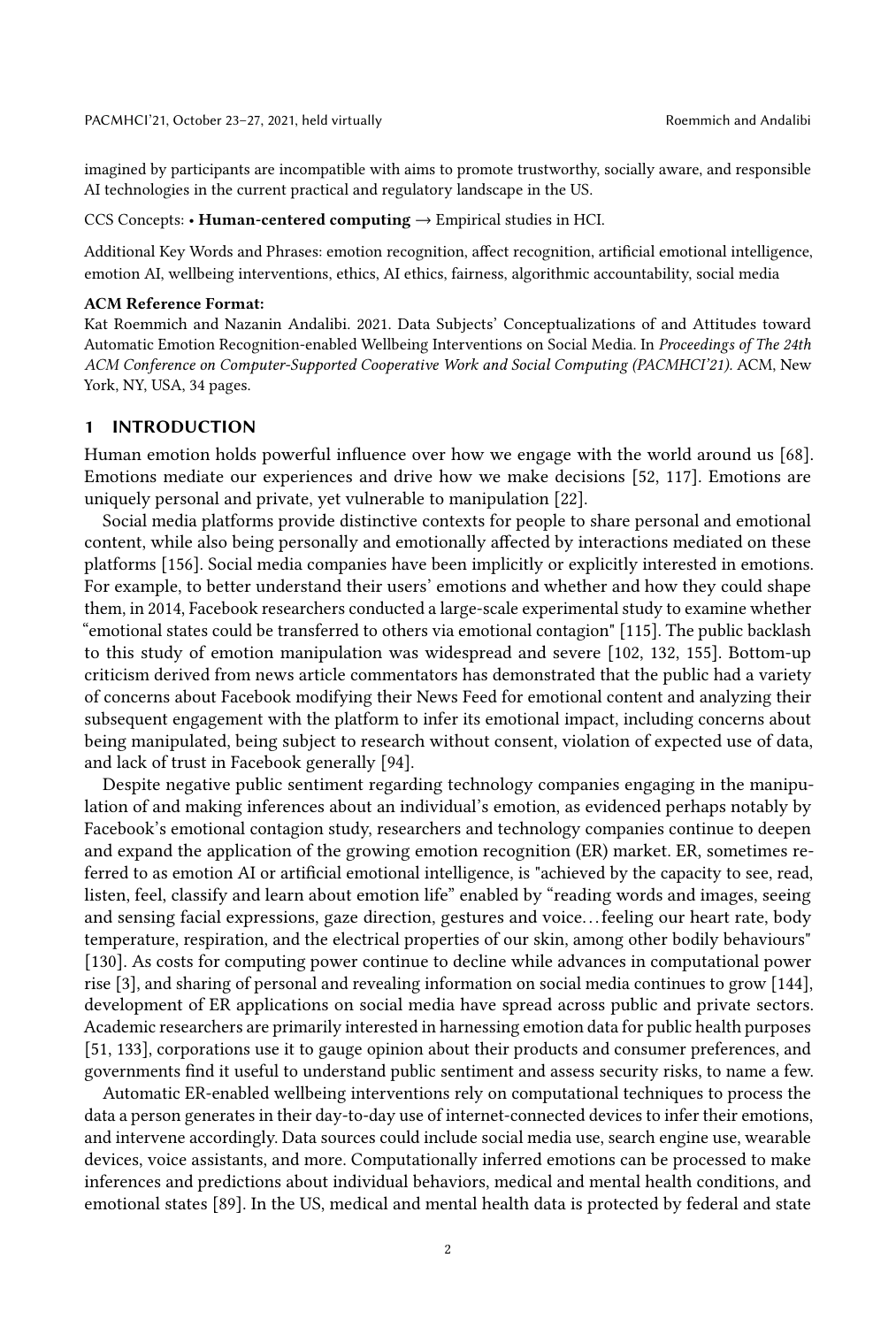imagined by participants are incompatible with aims to promote trustworthy, socially aware, and responsible AI technologies in the current practical and regulatory landscape in the US.

CCS Concepts: • **Human-centered computing** → Empirical studies in HCI.

Additional Key Words and Phrases: emotion recognition, affect recognition, artificial emotional intelligence, emotion AI, wellbeing interventions, ethics, AI ethics, fairness, algorithmic accountability, social media

**ACM Reference Format:**
Kat Roemmich and Nazanin Andalibi. 2021. Data Subjects' Conceptualizations of and Attitudes toward Automatic Emotion Recognition-enabled Wellbeing Interventions on Social Media. In *Proceedings of The 24th ACM Conference on Computer-Supported Cooperative Work and Social Computing (PACMHCI'21).* ACM, New York, NY, USA, 34 pages.

## 1 INTRODUCTION

Human emotion holds powerful influence over how we engage with the world around us [68]. Emotions mediate our experiences and drive how we make decisions [52, 117]. Emotions are uniquely personal and private, yet vulnerable to manipulation [22].

Social media platforms provide distinctive contexts for people to share personal and emotional content, while also being personally and emotionally affected by interactions mediated on these platforms [156]. Social media companies have been implicitly or explicitly interested in emotions. For example, to better understand their users' emotions and whether and how they could shape them, in 2014, Facebook researchers conducted a large-scale experimental study to examine whether "emotional states could be transferred to others via emotional contagion" [115]. The public backlash to this study of emotion manipulation was widespread and severe [102, 132, 155]. Bottom-up criticism derived from news article commentators has demonstrated that the public had a variety of concerns about Facebook modifying their News Feed for emotional content and analyzing their subsequent engagement with the platform to infer its emotional impact, including concerns about being manipulated, being subject to research without consent, violation of expected use of data, and lack of trust in Facebook generally [94].

Despite negative public sentiment regarding technology companies engaging in the manipulation of and making inferences about an individual's emotion, as evidenced perhaps notably by Facebook's emotional contagion study, researchers and technology companies continue to deepen and expand the application of the growing emotion recognition (ER) market. ER, sometimes referred to as emotion AI or artificial emotional intelligence, is "achieved by the capacity to see, read, listen, feel, classify and learn about emotion life" enabled by "reading words and images, seeing and sensing facial expressions, gaze direction, gestures and voice… feeling our heart rate, body temperature, respiration, and the electrical properties of our skin, among other bodily behaviours" [130]. As costs for computing power continue to decline while advances in computational power rise [3], and sharing of personal and revealing information on social media continues to grow [144], development of ER applications on social media have spread across public and private sectors. Academic researchers are primarily interested in harnessing emotion data for public health purposes [51, 133], corporations use it to gauge opinion about their products and consumer preferences, and governments find it useful to understand public sentiment and assess security risks, to name a few.

Automatic ER-enabled wellbeing interventions rely on computational techniques to process the data a person generates in their day-to-day use of internet-connected devices to infer their emotions, and intervene accordingly. Data sources could include social media use, search engine use, wearable devices, voice assistants, and more. Computationally inferred emotions can be processed to make inferences and predictions about individual behaviors, medical and mental health conditions, and emotional states [89]. In the US, medical and mental health data is protected by federal and state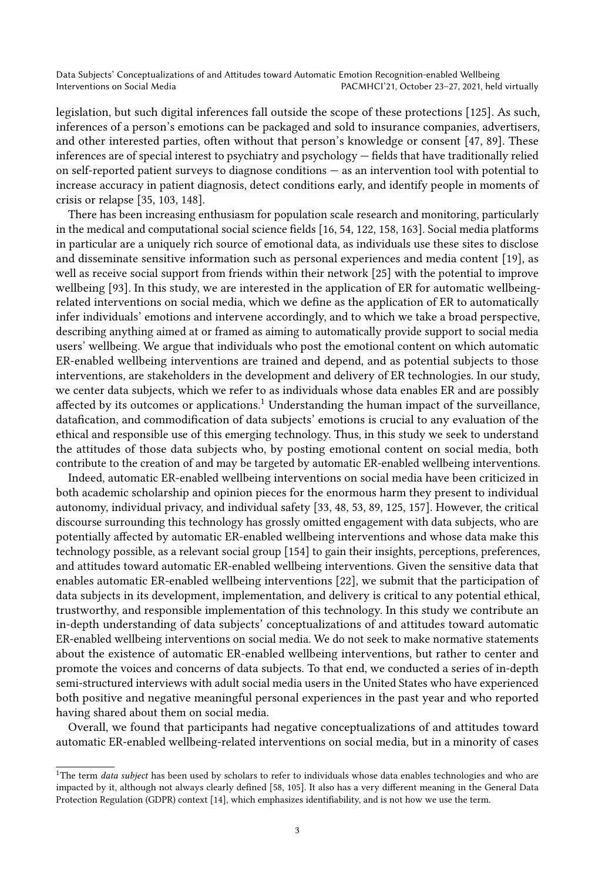legislation, but such digital inferences fall outside the scope of these protections [125]. As such, inferences of a person's emotions can be packaged and sold to insurance companies, advertisers, and other interested parties, often without that person's knowledge or consent [47, 89]. These inferences are of special interest to psychiatry and psychology — fields that have traditionally relied on self-reported patient surveys to diagnose conditions — as an intervention tool with potential to increase accuracy in patient diagnosis, detect conditions early, and identify people in moments of crisis or relapse [35, 103, 148].

There has been increasing enthusiasm for population scale research and monitoring, particularly in the medical and computational social science fields [16, 54, 122, 158, 163]. Social media platforms in particular are a uniquely rich source of emotional data, as individuals use these sites to disclose and disseminate sensitive information such as personal experiences and media content [19], as well as receive social support from friends within their network [25] with the potential to improve wellbeing [93]. In this study, we are interested in the application of ER for automatic wellbeing-related interventions on social media, which we define as the application of ER to automatically infer individuals' emotions and intervene accordingly, and to which we take a broad perspective, describing anything aimed at or framed as aiming to automatically provide support to social media users' wellbeing. We argue that individuals who post the emotional content on which automatic ER-enabled wellbeing interventions are trained and depend, and as potential subjects to those interventions, are stakeholders in the development and delivery of ER technologies. In our study, we center data subjects, which we refer to as individuals whose data enables ER and are possibly affected by its outcomes or applications.[1] Understanding the human impact of the surveillance, datafication, and commodification of data subjects' emotions is crucial to any evaluation of the ethical and responsible use of this emerging technology. Thus, in this study we seek to understand the attitudes of those data subjects who, by posting emotional content on social media, both contribute to the creation of and may be targeted by automatic ER-enabled wellbeing interventions.

Indeed, automatic ER-enabled wellbeing interventions on social media have been criticized in both academic scholarship and opinion pieces for the enormous harm they present to individual autonomy, individual privacy, and individual safety [33, 48, 53, 89, 125, 157]. However, the critical discourse surrounding this technology has grossly omitted engagement with data subjects, who are potentially affected by automatic ER-enabled wellbeing interventions and whose data make this technology possible, as a relevant social group [154] to gain their insights, perceptions, preferences, and attitudes toward automatic ER-enabled wellbeing interventions. Given the sensitive data that enables automatic ER-enabled wellbeing interventions [22], we submit that the participation of data subjects in its development, implementation, and delivery is critical to any potential ethical, trustworthy, and responsible implementation of this technology. In this study we contribute an in-depth understanding of data subjects' conceptualizations of and attitudes toward automatic ER-enabled wellbeing interventions on social media. We do not seek to make normative statements about the existence of automatic ER-enabled wellbeing interventions, but rather to center and promote the voices and concerns of data subjects. To that end, we conducted a series of in-depth semi-structured interviews with adult social media users in the United States who have experienced both positive and negative meaningful personal experiences in the past year and who reported having shared about them on social media.

Overall, we found that participants had negative conceptualizations of and attitudes toward automatic ER-enabled wellbeing-related interventions on social media, but in a minority of cases

[1] The term *data subject* has been used by scholars to refer to individuals whose data enables technologies and who are impacted by it, although not always clearly defined [58, 105]. It also has a very different meaning in the General Data Protection Regulation (GDPR) context [14], which emphasizes identifiability, and is not how we use the term.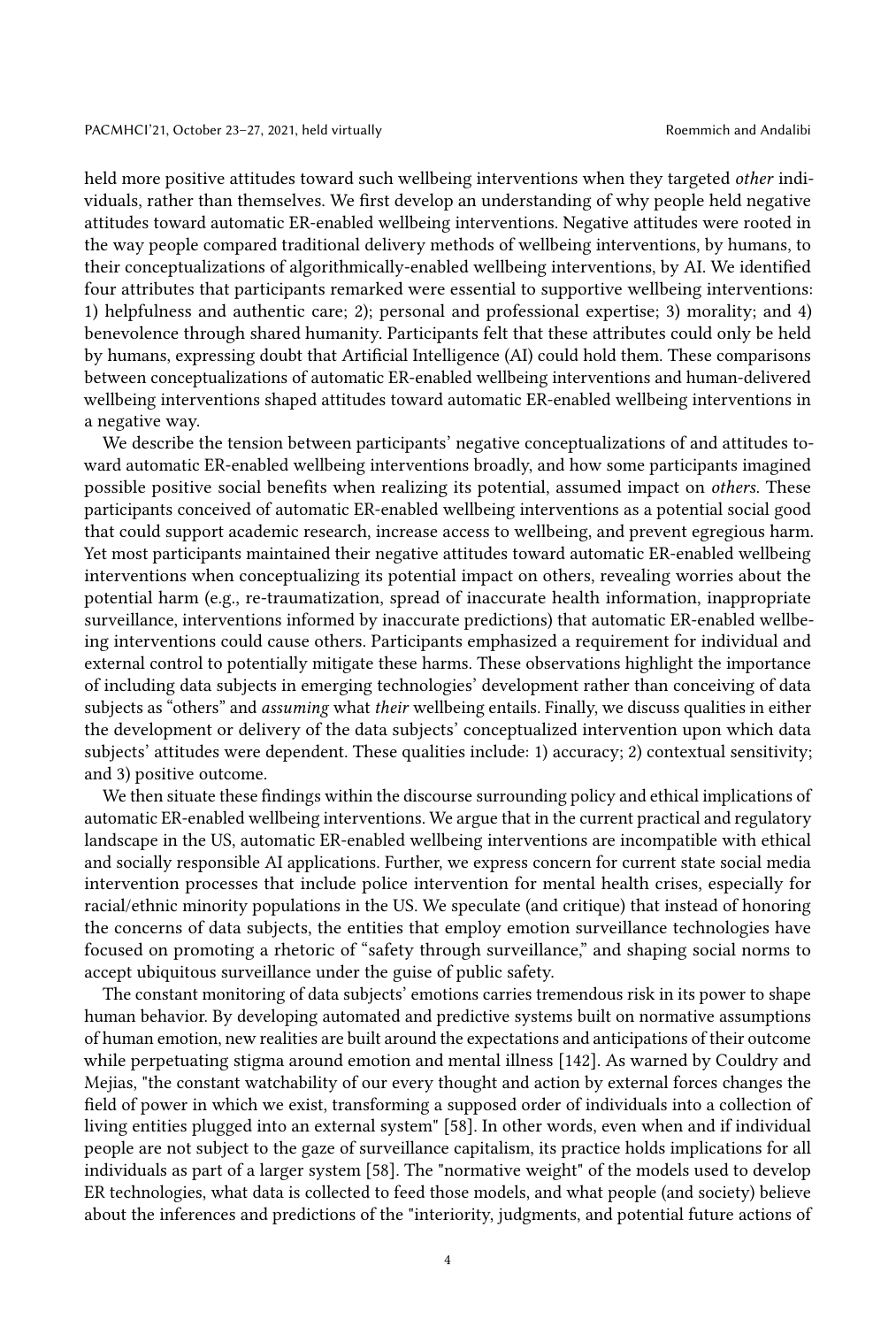held more positive attitudes toward such wellbeing interventions when they targeted *other* individuals, rather than themselves. We first develop an understanding of why people held negative attitudes toward automatic ER-enabled wellbeing interventions. Negative attitudes were rooted in the way people compared traditional delivery methods of wellbeing interventions, by humans, to their conceptualizations of algorithmically-enabled wellbeing interventions, by AI. We identified four attributes that participants remarked were essential to supportive wellbeing interventions: 1) helpfulness and authentic care; 2); personal and professional expertise; 3) morality; and 4) benevolence through shared humanity. Participants felt that these attributes could only be held by humans, expressing doubt that Artificial Intelligence (AI) could hold them. These comparisons between conceptualizations of automatic ER-enabled wellbeing interventions and human-delivered wellbeing interventions shaped attitudes toward automatic ER-enabled wellbeing interventions in a negative way.

We describe the tension between participants' negative conceptualizations of and attitudes toward automatic ER-enabled wellbeing interventions broadly, and how some participants imagined possible positive social benefits when realizing its potential, assumed impact on *others*. These participants conceived of automatic ER-enabled wellbeing interventions as a potential social good that could support academic research, increase access to wellbeing, and prevent egregious harm. Yet most participants maintained their negative attitudes toward automatic ER-enabled wellbeing interventions when conceptualizing its potential impact on others, revealing worries about the potential harm (e.g., re-traumatization, spread of inaccurate health information, inappropriate surveillance, interventions informed by inaccurate predictions) that automatic ER-enabled wellbeing interventions could cause others. Participants emphasized a requirement for individual and external control to potentially mitigate these harms. These observations highlight the importance of including data subjects in emerging technologies' development rather than conceiving of data subjects as "others" and *assuming* what *their* wellbeing entails. Finally, we discuss qualities in either the development or delivery of the data subjects' conceptualized intervention upon which data subjects' attitudes were dependent. These qualities include: 1) accuracy; 2) contextual sensitivity; and 3) positive outcome.

We then situate these findings within the discourse surrounding policy and ethical implications of automatic ER-enabled wellbeing interventions. We argue that in the current practical and regulatory landscape in the US, automatic ER-enabled wellbeing interventions are incompatible with ethical and socially responsible AI applications. Further, we express concern for current state social media intervention processes that include police intervention for mental health crises, especially for racial/ethnic minority populations in the US. We speculate (and critique) that instead of honoring the concerns of data subjects, the entities that employ emotion surveillance technologies have focused on promoting a rhetoric of "safety through surveillance," and shaping social norms to accept ubiquitous surveillance under the guise of public safety.

The constant monitoring of data subjects' emotions carries tremendous risk in its power to shape human behavior. By developing automated and predictive systems built on normative assumptions of human emotion, new realities are built around the expectations and anticipations of their outcome while perpetuating stigma around emotion and mental illness [142]. As warned by Couldry and Mejias, "the constant watchability of our every thought and action by external forces changes the field of power in which we exist, transforming a supposed order of individuals into a collection of living entities plugged into an external system" [58]. In other words, even when and if individual people are not subject to the gaze of surveillance capitalism, its practice holds implications for all individuals as part of a larger system [58]. The "normative weight" of the models used to develop ER technologies, what data is collected to feed those models, and what people (and society) believe about the inferences and predictions of the "interiority, judgments, and potential future actions of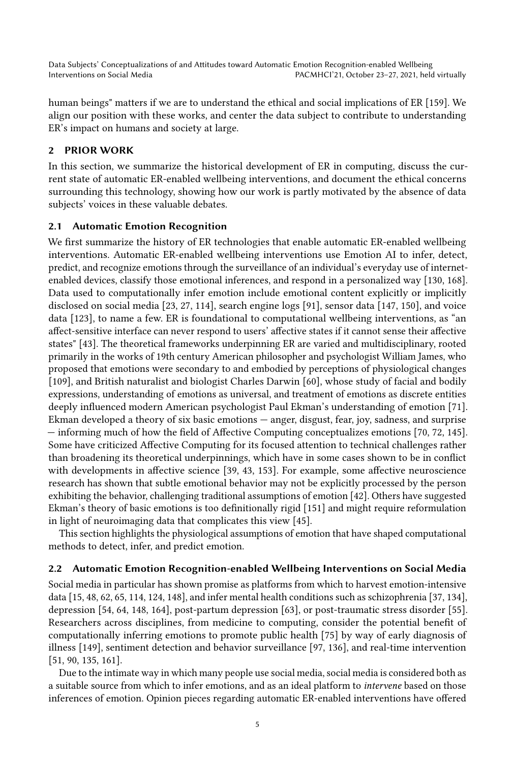human beings" matters if we are to understand the ethical and social implications of ER [159]. We align our position with these works, and center the data subject to contribute to understanding ER's impact on humans and society at large.

## 2 PRIOR WORK

In this section, we summarize the historical development of ER in computing, discuss the current state of automatic ER-enabled wellbeing interventions, and document the ethical concerns surrounding this technology, showing how our work is partly motivated by the absence of data subjects' voices in these valuable debates.

### 2.1 Automatic Emotion Recognition

We first summarize the history of ER technologies that enable automatic ER-enabled wellbeing interventions. Automatic ER-enabled wellbeing interventions use Emotion AI to infer, detect, predict, and recognize emotions through the surveillance of an individual's everyday use of internet-enabled devices, classify those emotional inferences, and respond in a personalized way [130, 168]. Data used to computationally infer emotion include emotional content explicitly or implicitly disclosed on social media [23, 27, 114], search engine logs [91], sensor data [147, 150], and voice data [123], to name a few. ER is foundational to computational wellbeing interventions, as "an affect-sensitive interface can never respond to users' affective states if it cannot sense their affective states" [43]. The theoretical frameworks underpinning ER are varied and multidisciplinary, rooted primarily in the works of 19th century American philosopher and psychologist William James, who proposed that emotions were secondary to and embodied by perceptions of physiological changes [109], and British naturalist and biologist Charles Darwin [60], whose study of facial and bodily expressions, understanding of emotions as universal, and treatment of emotions as discrete entities deeply influenced modern American psychologist Paul Ekman's understanding of emotion [71]. Ekman developed a theory of six basic emotions — anger, disgust, fear, joy, sadness, and surprise — informing much of how the field of Affective Computing conceptualizes emotions [70, 72, 145]. Some have criticized Affective Computing for its focused attention to technical challenges rather than broadening its theoretical underpinnings, which have in some cases shown to be in conflict with developments in affective science [39, 43, 153]. For example, some affective neuroscience research has shown that subtle emotional behavior may not be explicitly processed by the person exhibiting the behavior, challenging traditional assumptions of emotion [42]. Others have suggested Ekman's theory of basic emotions is too definitionally rigid [151] and might require reformulation in light of neuroimaging data that complicates this view [45].

This section highlights the physiological assumptions of emotion that have shaped computational methods to detect, infer, and predict emotion.

### 2.2 Automatic Emotion Recognition-enabled Wellbeing Interventions on Social Media

Social media in particular has shown promise as platforms from which to harvest emotion-intensive data [15, 48, 62, 65, 114, 124, 148], and infer mental health conditions such as schizophrenia [37, 134], depression [54, 64, 148, 164], post-partum depression [63], or post-traumatic stress disorder [55]. Researchers across disciplines, from medicine to computing, consider the potential benefit of computationally inferring emotions to promote public health [75] by way of early diagnosis of illness [149], sentiment detection and behavior surveillance [97, 136], and real-time intervention [51, 90, 135, 161].

Due to the intimate way in which many people use social media, social media is considered both as a suitable source from which to infer emotions, and as an ideal platform to *intervene* based on those inferences of emotion. Opinion pieces regarding automatic ER-enabled interventions have offered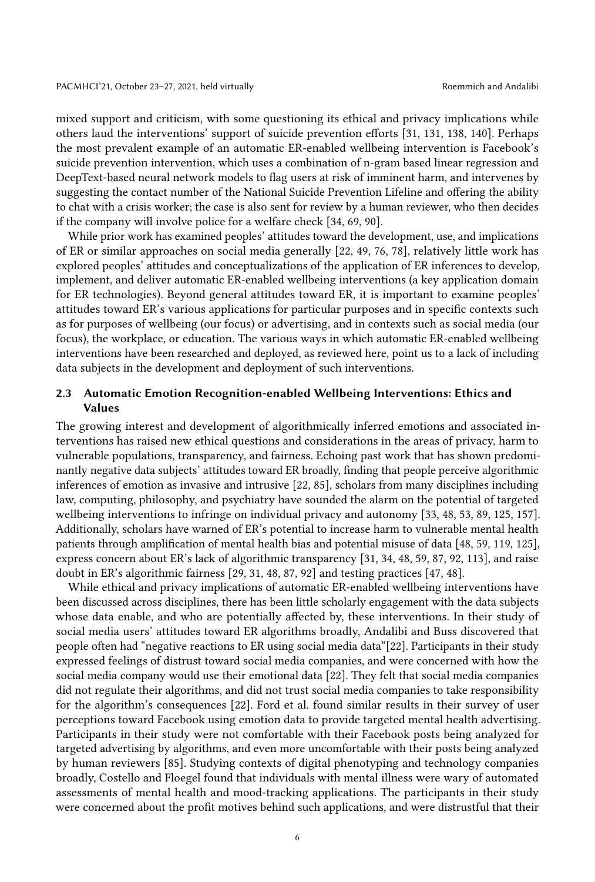mixed support and criticism, with some questioning its ethical and privacy implications while others laud the interventions' support of suicide prevention efforts [31, 131, 138, 140]. Perhaps the most prevalent example of an automatic ER-enabled wellbeing intervention is Facebook's suicide prevention intervention, which uses a combination of n-gram based linear regression and DeepText-based neural network models to flag users at risk of imminent harm, and intervenes by suggesting the contact number of the National Suicide Prevention Lifeline and offering the ability to chat with a crisis worker; the case is also sent for review by a human reviewer, who then decides if the company will involve police for a welfare check [34, 69, 90].

While prior work has examined peoples' attitudes toward the development, use, and implications of ER or similar approaches on social media generally [22, 49, 76, 78], relatively little work has explored peoples' attitudes and conceptualizations of the application of ER inferences to develop, implement, and deliver automatic ER-enabled wellbeing interventions (a key application domain for ER technologies). Beyond general attitudes toward ER, it is important to examine peoples' attitudes toward ER's various applications for particular purposes and in specific contexts such as for purposes of wellbeing (our focus) or advertising, and in contexts such as social media (our focus), the workplace, or education. The various ways in which automatic ER-enabled wellbeing interventions have been researched and deployed, as reviewed here, point us to a lack of including data subjects in the development and deployment of such interventions.

### 2.3 Automatic Emotion Recognition-enabled Wellbeing Interventions: Ethics and Values

The growing interest and development of algorithmically inferred emotions and associated interventions has raised new ethical questions and considerations in the areas of privacy, harm to vulnerable populations, transparency, and fairness. Echoing past work that has shown predominantly negative data subjects' attitudes toward ER broadly, finding that people perceive algorithmic inferences of emotion as invasive and intrusive [22, 85], scholars from many disciplines including law, computing, philosophy, and psychiatry have sounded the alarm on the potential of targeted wellbeing interventions to infringe on individual privacy and autonomy [33, 48, 53, 89, 125, 157]. Additionally, scholars have warned of ER's potential to increase harm to vulnerable mental health patients through amplification of mental health bias and potential misuse of data [48, 59, 119, 125], express concern about ER's lack of algorithmic transparency [31, 34, 48, 59, 87, 92, 113], and raise doubt in ER's algorithmic fairness [29, 31, 48, 87, 92] and testing practices [47, 48].

While ethical and privacy implications of automatic ER-enabled wellbeing interventions have been discussed across disciplines, there has been little scholarly engagement with the data subjects whose data enable, and who are potentially affected by, these interventions. In their study of social media users' attitudes toward ER algorithms broadly, Andalibi and Buss discovered that people often had "negative reactions to ER using social media data"[22]. Participants in their study expressed feelings of distrust toward social media companies, and were concerned with how the social media company would use their emotional data [22]. They felt that social media companies did not regulate their algorithms, and did not trust social media companies to take responsibility for the algorithm's consequences [22]. Ford et al. found similar results in their survey of user perceptions toward Facebook using emotion data to provide targeted mental health advertising. Participants in their study were not comfortable with their Facebook posts being analyzed for targeted advertising by algorithms, and even more uncomfortable with their posts being analyzed by human reviewers [85]. Studying contexts of digital phenotyping and technology companies broadly, Costello and Floegel found that individuals with mental illness were wary of automated assessments of mental health and mood-tracking applications. The participants in their study were concerned about the profit motives behind such applications, and were distrustful that their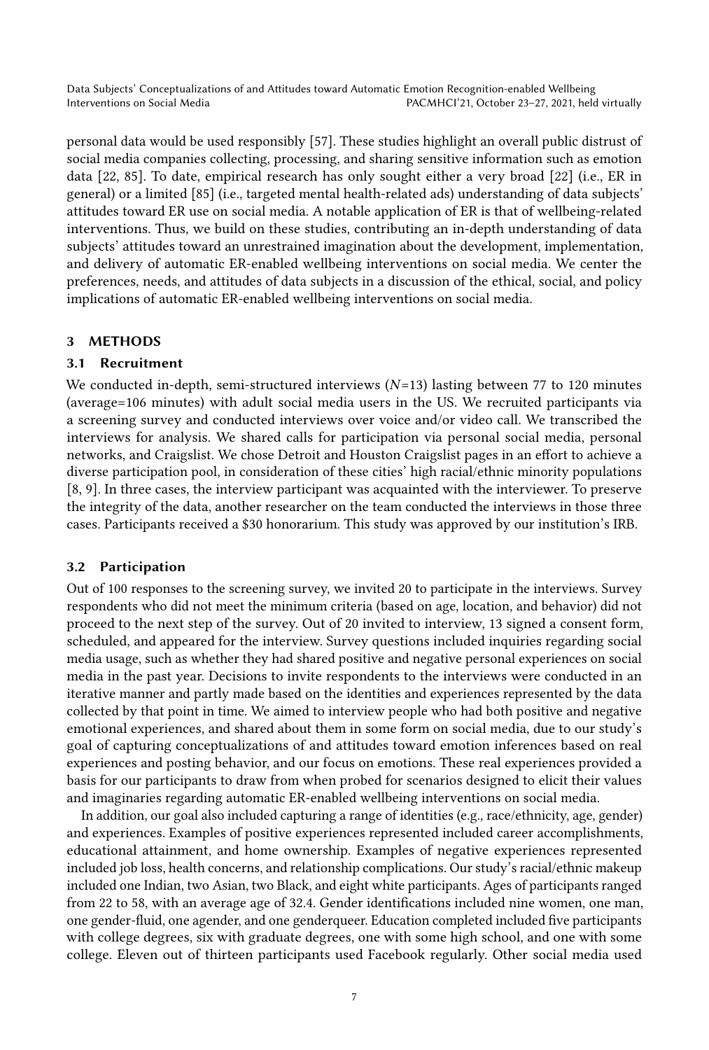personal data would be used responsibly [57]. These studies highlight an overall public distrust of social media companies collecting, processing, and sharing sensitive information such as emotion data [22, 85]. To date, empirical research has only sought either a very broad [22] (i.e., ER in general) or a limited [85] (i.e., targeted mental health-related ads) understanding of data subjects' attitudes toward ER use on social media. A notable application of ER is that of wellbeing-related interventions. Thus, we build on these studies, contributing an in-depth understanding of data subjects' attitudes toward an unrestrained imagination about the development, implementation, and delivery of automatic ER-enabled wellbeing interventions on social media. We center the preferences, needs, and attitudes of data subjects in a discussion of the ethical, social, and policy implications of automatic ER-enabled wellbeing interventions on social media.

## 3 METHODS

### 3.1 Recruitment

We conducted in-depth, semi-structured interviews ($N$=13) lasting between 77 to 120 minutes (average=106 minutes) with adult social media users in the US. We recruited participants via a screening survey and conducted interviews over voice and/or video call. We transcribed the interviews for analysis. We shared calls for participation via personal social media, personal networks, and Craigslist. We chose Detroit and Houston Craigslist pages in an effort to achieve a diverse participation pool, in consideration of these cities' high racial/ethnic minority populations [8, 9]. In three cases, the interview participant was acquainted with the interviewer. To preserve the integrity of the data, another researcher on the team conducted the interviews in those three cases. Participants received a $30 honorarium. This study was approved by our institution's IRB.

### 3.2 Participation

Out of 100 responses to the screening survey, we invited 20 to participate in the interviews. Survey respondents who did not meet the minimum criteria (based on age, location, and behavior) did not proceed to the next step of the survey. Out of 20 invited to interview, 13 signed a consent form, scheduled, and appeared for the interview. Survey questions included inquiries regarding social media usage, such as whether they had shared positive and negative personal experiences on social media in the past year. Decisions to invite respondents to the interviews were conducted in an iterative manner and partly made based on the identities and experiences represented by the data collected by that point in time. We aimed to interview people who had both positive and negative emotional experiences, and shared about them in some form on social media, due to our study's goal of capturing conceptualizations of and attitudes toward emotion inferences based on real experiences and posting behavior, and our focus on emotions. These real experiences provided a basis for our participants to draw from when probed for scenarios designed to elicit their values and imaginaries regarding automatic ER-enabled wellbeing interventions on social media.

In addition, our goal also included capturing a range of identities (e.g., race/ethnicity, age, gender) and experiences. Examples of positive experiences represented included career accomplishments, educational attainment, and home ownership. Examples of negative experiences represented included job loss, health concerns, and relationship complications. Our study's racial/ethnic makeup included one Indian, two Asian, two Black, and eight white participants. Ages of participants ranged from 22 to 58, with an average age of 32.4. Gender identifications included nine women, one man, one gender-fluid, one agender, and one genderqueer. Education completed included five participants with college degrees, six with graduate degrees, one with some high school, and one with some college. Eleven out of thirteen participants used Facebook regularly. Other social media used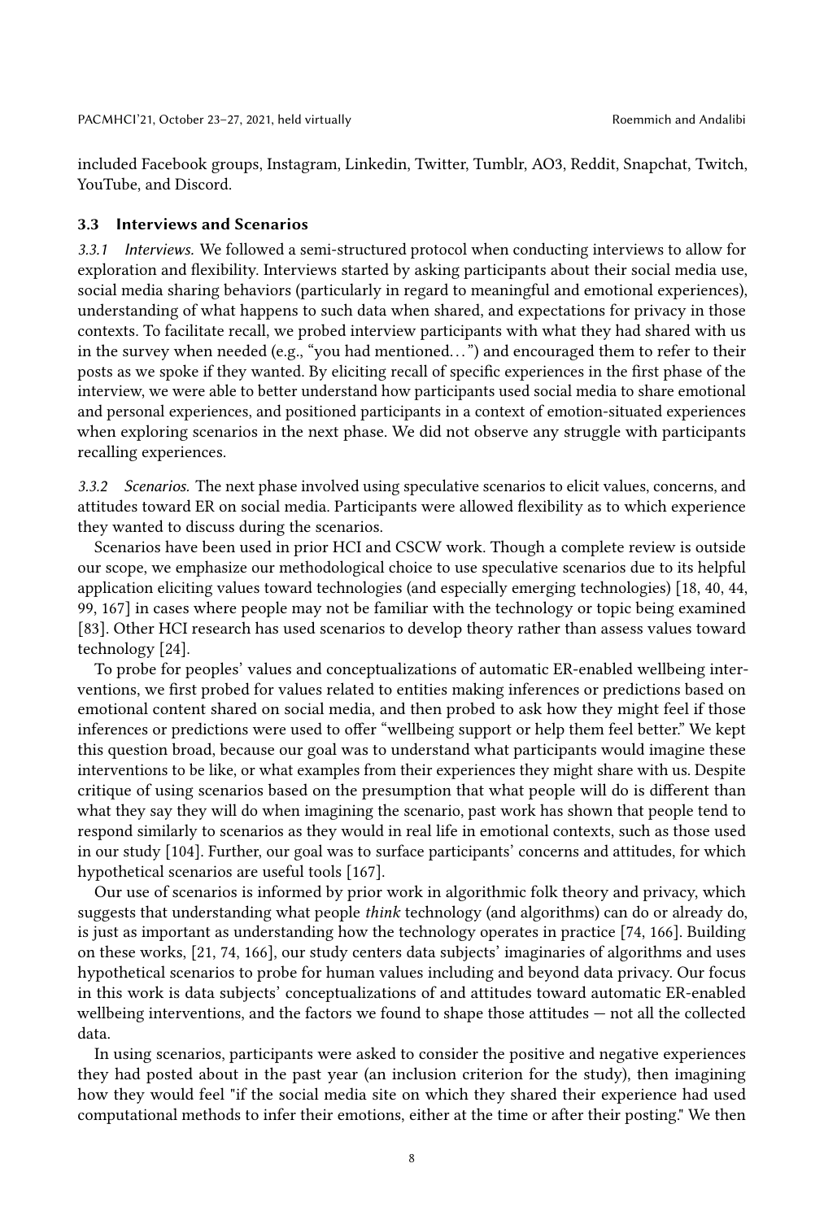included Facebook groups, Instagram, Linkedin, Twitter, Tumblr, AO3, Reddit, Snapchat, Twitch, YouTube, and Discord.

### 3.3 Interviews and Scenarios

*3.3.1 Interviews.* We followed a semi-structured protocol when conducting interviews to allow for exploration and flexibility. Interviews started by asking participants about their social media use, social media sharing behaviors (particularly in regard to meaningful and emotional experiences), understanding of what happens to such data when shared, and expectations for privacy in those contexts. To facilitate recall, we probed interview participants with what they had shared with us in the survey when needed (e.g., "you had mentioned…") and encouraged them to refer to their posts as we spoke if they wanted. By eliciting recall of specific experiences in the first phase of the interview, we were able to better understand how participants used social media to share emotional and personal experiences, and positioned participants in a context of emotion-situated experiences when exploring scenarios in the next phase. We did not observe any struggle with participants recalling experiences.

*3.3.2 Scenarios.* The next phase involved using speculative scenarios to elicit values, concerns, and attitudes toward ER on social media. Participants were allowed flexibility as to which experience they wanted to discuss during the scenarios.

Scenarios have been used in prior HCI and CSCW work. Though a complete review is outside our scope, we emphasize our methodological choice to use speculative scenarios due to its helpful application eliciting values toward technologies (and especially emerging technologies) [18, 40, 44, 99, 167] in cases where people may not be familiar with the technology or topic being examined [83]. Other HCI research has used scenarios to develop theory rather than assess values toward technology [24].

To probe for peoples' values and conceptualizations of automatic ER-enabled wellbeing interventions, we first probed for values related to entities making inferences or predictions based on emotional content shared on social media, and then probed to ask how they might feel if those inferences or predictions were used to offer "wellbeing support or help them feel better." We kept this question broad, because our goal was to understand what participants would imagine these interventions to be like, or what examples from their experiences they might share with us. Despite critique of using scenarios based on the presumption that what people will do is different than what they say they will do when imagining the scenario, past work has shown that people tend to respond similarly to scenarios as they would in real life in emotional contexts, such as those used in our study [104]. Further, our goal was to surface participants' concerns and attitudes, for which hypothetical scenarios are useful tools [167].

Our use of scenarios is informed by prior work in algorithmic folk theory and privacy, which suggests that understanding what people *think* technology (and algorithms) can do or already do, is just as important as understanding how the technology operates in practice [74, 166]. Building on these works, [21, 74, 166], our study centers data subjects' imaginaries of algorithms and uses hypothetical scenarios to probe for human values including and beyond data privacy. Our focus in this work is data subjects' conceptualizations of and attitudes toward automatic ER-enabled wellbeing interventions, and the factors we found to shape those attitudes — not all the collected data.

In using scenarios, participants were asked to consider the positive and negative experiences they had posted about in the past year (an inclusion criterion for the study), then imagining how they would feel "if the social media site on which they shared their experience had used computational methods to infer their emotions, either at the time or after their posting." We then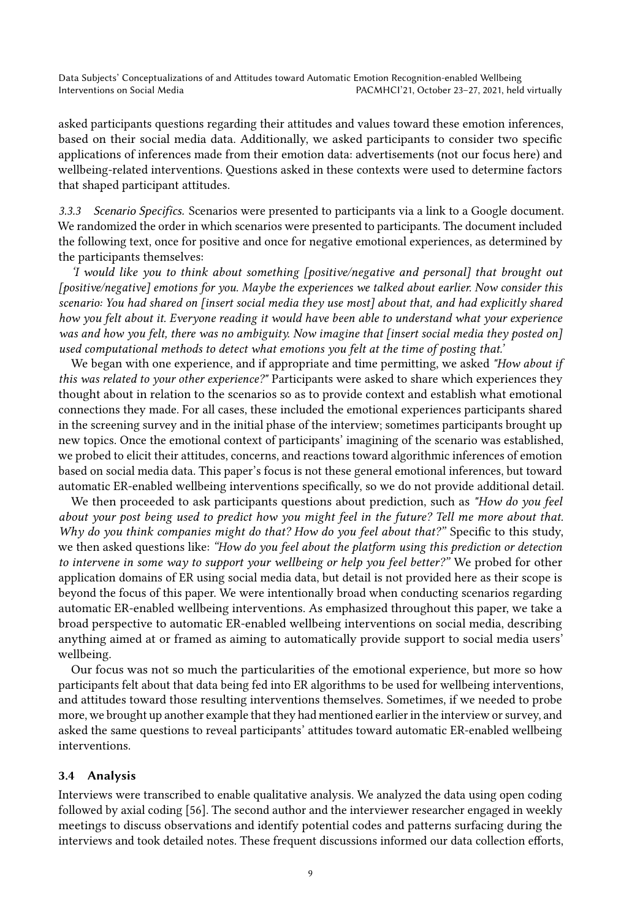asked participants questions regarding their attitudes and values toward these emotion inferences, based on their social media data. Additionally, we asked participants to consider two specific applications of inferences made from their emotion data: advertisements (not our focus here) and wellbeing-related interventions. Questions asked in these contexts were used to determine factors that shaped participant attitudes.

*3.3.3 Scenario Specifics.* Scenarios were presented to participants via a link to a Google document. We randomized the order in which scenarios were presented to participants. The document included the following text, once for positive and once for negative emotional experiences, as determined by the participants themselves:

*'I would like you to think about something [positive/negative and personal] that brought out [positive/negative] emotions for you. Maybe the experiences we talked about earlier. Now consider this scenario: You had shared on [insert social media they use most] about that, and had explicitly shared how you felt about it. Everyone reading it would have been able to understand what your experience was and how you felt, there was no ambiguity. Now imagine that [insert social media they posted on] used computational methods to detect what emotions you felt at the time of posting that.'*

We began with one experience, and if appropriate and time permitting, we asked *"How about if this was related to your other experience?"* Participants were asked to share which experiences they thought about in relation to the scenarios so as to provide context and establish what emotional connections they made. For all cases, these included the emotional experiences participants shared in the screening survey and in the initial phase of the interview; sometimes participants brought up new topics. Once the emotional context of participants' imagining of the scenario was established, we probed to elicit their attitudes, concerns, and reactions toward algorithmic inferences of emotion based on social media data. This paper's focus is not these general emotional inferences, but toward automatic ER-enabled wellbeing interventions specifically, so we do not provide additional detail.

We then proceeded to ask participants questions about prediction, such as *"How do you feel about your post being used to predict how you might feel in the future? Tell me more about that. Why do you think companies might do that? How do you feel about that?"* Specific to this study, we then asked questions like: *"How do you feel about the platform using this prediction or detection to intervene in some way to support your wellbeing or help you feel better?"* We probed for other application domains of ER using social media data, but detail is not provided here as their scope is beyond the focus of this paper. We were intentionally broad when conducting scenarios regarding automatic ER-enabled wellbeing interventions. As emphasized throughout this paper, we take a broad perspective to automatic ER-enabled wellbeing interventions on social media, describing anything aimed at or framed as aiming to automatically provide support to social media users' wellbeing.

Our focus was not so much the particularities of the emotional experience, but more so how participants felt about that data being fed into ER algorithms to be used for wellbeing interventions, and attitudes toward those resulting interventions themselves. Sometimes, if we needed to probe more, we brought up another example that they had mentioned earlier in the interview or survey, and asked the same questions to reveal participants' attitudes toward automatic ER-enabled wellbeing interventions.

### 3.4 Analysis

Interviews were transcribed to enable qualitative analysis. We analyzed the data using open coding followed by axial coding [56]. The second author and the interviewer researcher engaged in weekly meetings to discuss observations and identify potential codes and patterns surfacing during the interviews and took detailed notes. These frequent discussions informed our data collection efforts,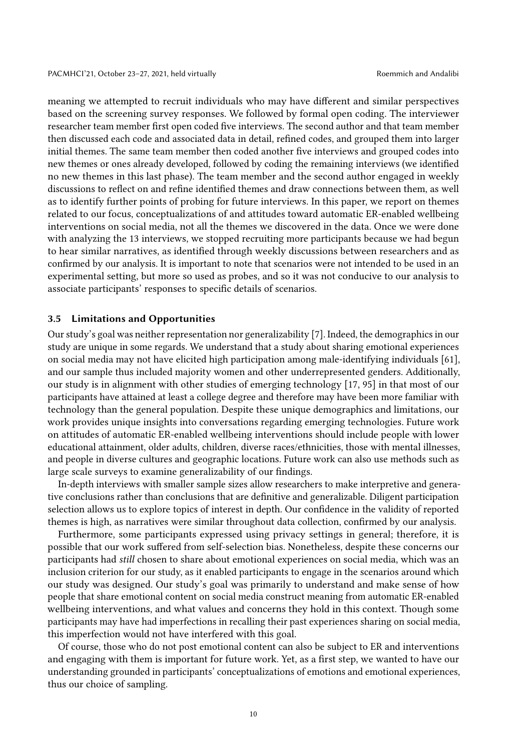meaning we attempted to recruit individuals who may have different and similar perspectives based on the screening survey responses. We followed by formal open coding. The interviewer researcher team member first open coded five interviews. The second author and that team member then discussed each code and associated data in detail, refined codes, and grouped them into larger initial themes. The same team member then coded another five interviews and grouped codes into new themes or ones already developed, followed by coding the remaining interviews (we identified no new themes in this last phase). The team member and the second author engaged in weekly discussions to reflect on and refine identified themes and draw connections between them, as well as to identify further points of probing for future interviews. In this paper, we report on themes related to our focus, conceptualizations of and attitudes toward automatic ER-enabled wellbeing interventions on social media, not all the themes we discovered in the data. Once we were done with analyzing the 13 interviews, we stopped recruiting more participants because we had begun to hear similar narratives, as identified through weekly discussions between researchers and as confirmed by our analysis. It is important to note that scenarios were not intended to be used in an experimental setting, but more so used as probes, and so it was not conducive to our analysis to associate participants' responses to specific details of scenarios.

### 3.5 Limitations and Opportunities

Our study's goal was neither representation nor generalizability [7]. Indeed, the demographics in our study are unique in some regards. We understand that a study about sharing emotional experiences on social media may not have elicited high participation among male-identifying individuals [61], and our sample thus included majority women and other underrepresented genders. Additionally, our study is in alignment with other studies of emerging technology [17, 95] in that most of our participants have attained at least a college degree and therefore may have been more familiar with technology than the general population. Despite these unique demographics and limitations, our work provides unique insights into conversations regarding emerging technologies. Future work on attitudes of automatic ER-enabled wellbeing interventions should include people with lower educational attainment, older adults, children, diverse races/ethnicities, those with mental illnesses, and people in diverse cultures and geographic locations. Future work can also use methods such as large scale surveys to examine generalizability of our findings.

In-depth interviews with smaller sample sizes allow researchers to make interpretive and generative conclusions rather than conclusions that are definitive and generalizable. Diligent participation selection allows us to explore topics of interest in depth. Our confidence in the validity of reported themes is high, as narratives were similar throughout data collection, confirmed by our analysis.

Furthermore, some participants expressed using privacy settings in general; therefore, it is possible that our work suffered from self-selection bias. Nonetheless, despite these concerns our participants had *still* chosen to share about emotional experiences on social media, which was an inclusion criterion for our study, as it enabled participants to engage in the scenarios around which our study was designed. Our study's goal was primarily to understand and make sense of how people that share emotional content on social media construct meaning from automatic ER-enabled wellbeing interventions, and what values and concerns they hold in this context. Though some participants may have had imperfections in recalling their past experiences sharing on social media, this imperfection would not have interfered with this goal.

Of course, those who do not post emotional content can also be subject to ER and interventions and engaging with them is important for future work. Yet, as a first step, we wanted to have our understanding grounded in participants' conceptualizations of emotions and emotional experiences, thus our choice of sampling.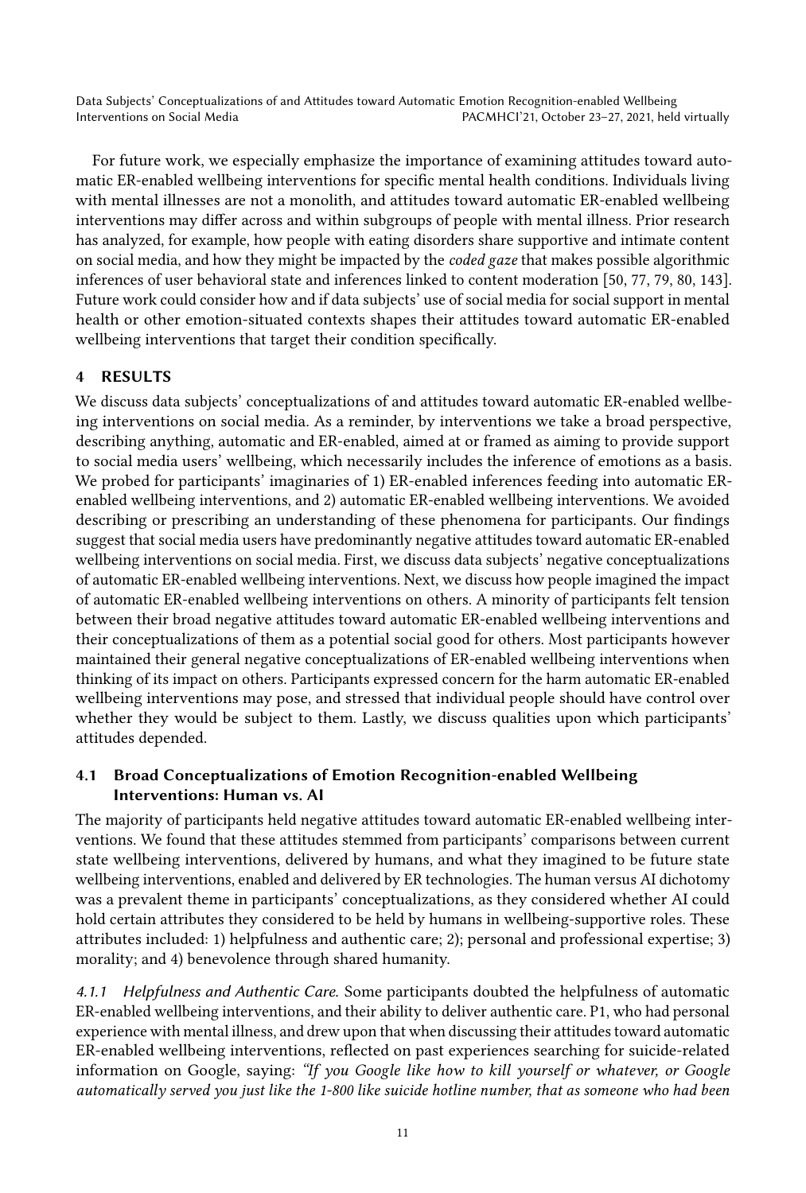For future work, we especially emphasize the importance of examining attitudes toward automatic ER-enabled wellbeing interventions for specific mental health conditions. Individuals living with mental illnesses are not a monolith, and attitudes toward automatic ER-enabled wellbeing interventions may differ across and within subgroups of people with mental illness. Prior research has analyzed, for example, how people with eating disorders share supportive and intimate content on social media, and how they might be impacted by the *coded gaze* that makes possible algorithmic inferences of user behavioral state and inferences linked to content moderation [50, 77, 79, 80, 143]. Future work could consider how and if data subjects' use of social media for social support in mental health or other emotion-situated contexts shapes their attitudes toward automatic ER-enabled wellbeing interventions that target their condition specifically.

## 4 RESULTS

We discuss data subjects' conceptualizations of and attitudes toward automatic ER-enabled wellbeing interventions on social media. As a reminder, by interventions we take a broad perspective, describing anything, automatic and ER-enabled, aimed at or framed as aiming to provide support to social media users' wellbeing, which necessarily includes the inference of emotions as a basis. We probed for participants' imaginaries of 1) ER-enabled inferences feeding into automatic ER-enabled wellbeing interventions, and 2) automatic ER-enabled wellbeing interventions. We avoided describing or prescribing an understanding of these phenomena for participants. Our findings suggest that social media users have predominantly negative attitudes toward automatic ER-enabled wellbeing interventions on social media. First, we discuss data subjects' negative conceptualizations of automatic ER-enabled wellbeing interventions. Next, we discuss how people imagined the impact of automatic ER-enabled wellbeing interventions on others. A minority of participants felt tension between their broad negative attitudes toward automatic ER-enabled wellbeing interventions and their conceptualizations of them as a potential social good for others. Most participants however maintained their general negative conceptualizations of ER-enabled wellbeing interventions when thinking of its impact on others. Participants expressed concern for the harm automatic ER-enabled wellbeing interventions may pose, and stressed that individual people should have control over whether they would be subject to them. Lastly, we discuss qualities upon which participants' attitudes depended.

### 4.1 Broad Conceptualizations of Emotion Recognition-enabled Wellbeing Interventions: Human vs. AI

The majority of participants held negative attitudes toward automatic ER-enabled wellbeing interventions. We found that these attitudes stemmed from participants' comparisons between current state wellbeing interventions, delivered by humans, and what they imagined to be future state wellbeing interventions, enabled and delivered by ER technologies. The human versus AI dichotomy was a prevalent theme in participants' conceptualizations, as they considered whether AI could hold certain attributes they considered to be held by humans in wellbeing-supportive roles. These attributes included: 1) helpfulness and authentic care; 2); personal and professional expertise; 3) morality; and 4) benevolence through shared humanity.

#### 4.1.1 Helpfulness and Authentic Care.

Some participants doubted the helpfulness of automatic ER-enabled wellbeing interventions, and their ability to deliver authentic care. P1, who had personal experience with mental illness, and drew upon that when discussing their attitudes toward automatic ER-enabled wellbeing interventions, reflected on past experiences searching for suicide-related information on Google, saying: *"If you Google like how to kill yourself or whatever, or Google automatically served you just like the 1-800 like suicide hotline number, that as someone who had been*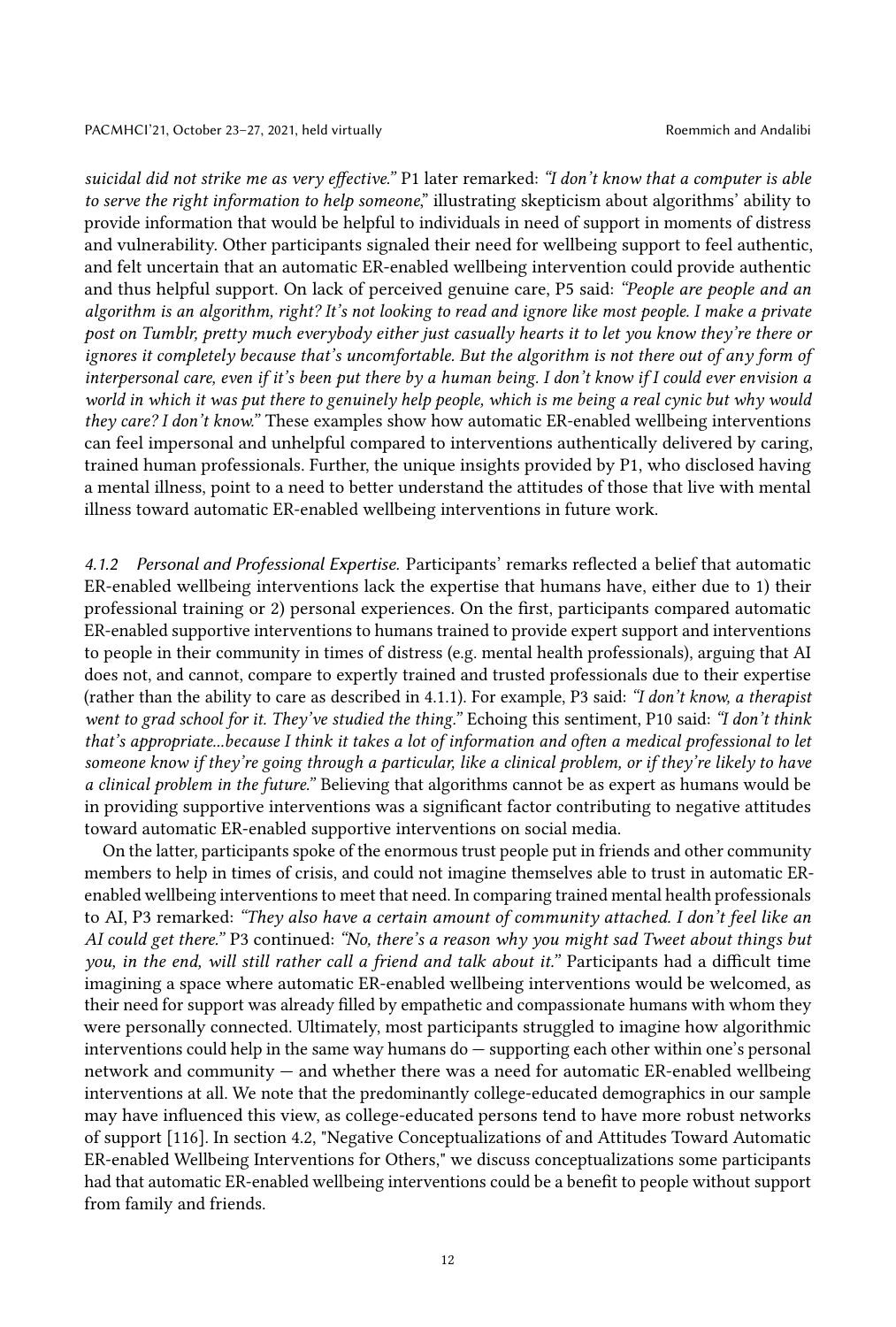*suicidal did not strike me as very effective."* P1 later remarked: *"I don't know that a computer is able to serve the right information to help someone,"* illustrating skepticism about algorithms' ability to provide information that would be helpful to individuals in need of support in moments of distress and vulnerability. Other participants signaled their need for wellbeing support to feel authentic, and felt uncertain that an automatic ER-enabled wellbeing intervention could provide authentic and thus helpful support. On lack of perceived genuine care, P5 said: *"People are people and an algorithm is an algorithm, right? It's not looking to read and ignore like most people. I make a private post on Tumblr, pretty much everybody either just casually hearts it to let you know they're there or ignores it completely because that's uncomfortable. But the algorithm is not there out of any form of interpersonal care, even if it's been put there by a human being. I don't know if I could ever envision a world in which it was put there to genuinely help people, which is me being a real cynic but why would they care? I don't know."* These examples show how automatic ER-enabled wellbeing interventions can feel impersonal and unhelpful compared to interventions authentically delivered by caring, trained human professionals. Further, the unique insights provided by P1, who disclosed having a mental illness, point to a need to better understand the attitudes of those that live with mental illness toward automatic ER-enabled wellbeing interventions in future work.

#### 4.1.2 Personal and Professional Expertise.

Participants' remarks reflected a belief that automatic ER-enabled wellbeing interventions lack the expertise that humans have, either due to 1) their professional training or 2) personal experiences. On the first, participants compared automatic ER-enabled supportive interventions to humans trained to provide expert support and interventions to people in their community in times of distress (e.g. mental health professionals), arguing that AI does not, and cannot, compare to expertly trained and trusted professionals due to their expertise (rather than the ability to care as described in 4.1.1). For example, P3 said: *"I don't know, a therapist went to grad school for it. They've studied the thing."* Echoing this sentiment, P10 said: *"I don't think that's appropriate...because I think it takes a lot of information and often a medical professional to let someone know if they're going through a particular, like a clinical problem, or if they're likely to have a clinical problem in the future."* Believing that algorithms cannot be as expert as humans would be in providing supportive interventions was a significant factor contributing to negative attitudes toward automatic ER-enabled supportive interventions on social media.

On the latter, participants spoke of the enormous trust people put in friends and other community members to help in times of crisis, and could not imagine themselves able to trust in automatic ER-enabled wellbeing interventions to meet that need. In comparing trained mental health professionals to AI, P3 remarked: *"They also have a certain amount of community attached. I don't feel like an AI could get there."* P3 continued: *"No, there's a reason why you might sad Tweet about things but you, in the end, will still rather call a friend and talk about it."* Participants had a difficult time imagining a space where automatic ER-enabled wellbeing interventions would be welcomed, as their need for support was already filled by empathetic and compassionate humans with whom they were personally connected. Ultimately, most participants struggled to imagine how algorithmic interventions could help in the same way humans do — supporting each other within one's personal network and community — and whether there was a need for automatic ER-enabled wellbeing interventions at all. We note that the predominantly college-educated demographics in our sample may have influenced this view, as college-educated persons tend to have more robust networks of support [116]. In section 4.2, "Negative Conceptualizations of and Attitudes Toward Automatic ER-enabled Wellbeing Interventions for Others," we discuss conceptualizations some participants had that automatic ER-enabled wellbeing interventions could be a benefit to people without support from family and friends.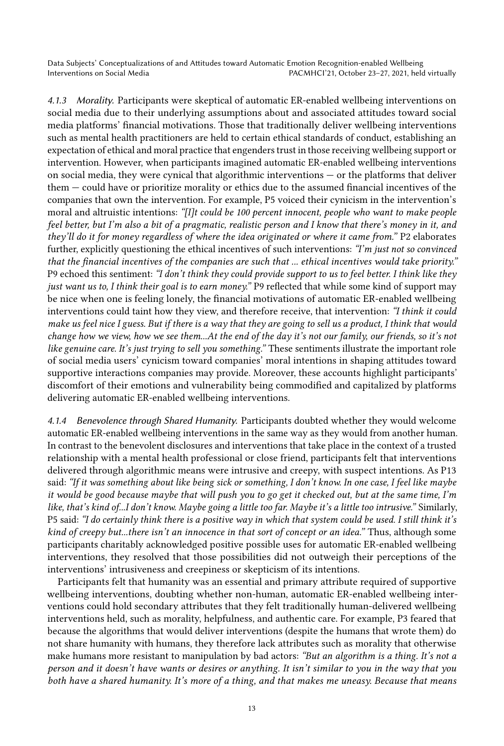#### 4.1.3 Morality.

Participants were skeptical of automatic ER-enabled wellbeing interventions on social media due to their underlying assumptions about and associated attitudes toward social media platforms' financial motivations. Those that traditionally deliver wellbeing interventions such as mental health practitioners are held to certain ethical standards of conduct, establishing an expectation of ethical and moral practice that engenders trust in those receiving wellbeing support or intervention. However, when participants imagined automatic ER-enabled wellbeing interventions on social media, they were cynical that algorithmic interventions — or the platforms that deliver them — could have or prioritize morality or ethics due to the assumed financial incentives of the companies that own the intervention. For example, P5 voiced their cynicism in the intervention's moral and altruistic intentions: *"[I]t could be 100 percent innocent, people who want to make people feel better, but I'm also a bit of a pragmatic, realistic person and I know that there's money in it, and they'll do it for money regardless of where the idea originated or where it came from."* P2 elaborates further, explicitly questioning the ethical incentives of such interventions: *"I'm just not so convinced that the financial incentives of the companies are such that ... ethical incentives would take priority."* P9 echoed this sentiment: *"I don't think they could provide support to us to feel better. I think like they just want us to, I think their goal is to earn money."* P9 reflected that while some kind of support may be nice when one is feeling lonely, the financial motivations of automatic ER-enabled wellbeing interventions could taint how they view, and therefore receive, that intervention: *"I think it could make us feel nice I guess. But if there is a way that they are going to sell us a product, I think that would change how we view, how we see them...At the end of the day it's not our family, our friends, so it's not like genuine care. It's just trying to sell you something."* These sentiments illustrate the important role of social media users' cynicism toward companies' moral intentions in shaping attitudes toward supportive interactions companies may provide. Moreover, these accounts highlight participants' discomfort of their emotions and vulnerability being commodified and capitalized by platforms delivering automatic ER-enabled wellbeing interventions.

#### 4.1.4 Benevolence through Shared Humanity.

Participants doubted whether they would welcome automatic ER-enabled wellbeing interventions in the same way as they would from another human. In contrast to the benevolent disclosures and interventions that take place in the context of a trusted relationship with a mental health professional or close friend, participants felt that interventions delivered through algorithmic means were intrusive and creepy, with suspect intentions. As P13 said: *"If it was something about like being sick or something, I don't know. In one case, I feel like maybe it would be good because maybe that will push you to go get it checked out, but at the same time, I'm like, that's kind of...I don't know. Maybe going a little too far. Maybe it's a little too intrusive."* Similarly, P5 said: *"I do certainly think there is a positive way in which that system could be used. I still think it's kind of creepy but...there isn't an innocence in that sort of concept or an idea."* Thus, although some participants charitably acknowledged positive possible uses for automatic ER-enabled wellbeing interventions, they resolved that those possibilities did not outweigh their perceptions of the interventions' intrusiveness and creepiness or skepticism of its intentions.

Participants felt that humanity was an essential and primary attribute required of supportive wellbeing interventions, doubting whether non-human, automatic ER-enabled wellbeing interventions could hold secondary attributes that they felt traditionally human-delivered wellbeing interventions held, such as morality, helpfulness, and authentic care. For example, P3 feared that because the algorithms that would deliver interventions (despite the humans that wrote them) do not share humanity with humans, they therefore lack attributes such as morality that otherwise make humans more resistant to manipulation by bad actors: *"But an algorithm is a thing. It's not a person and it doesn't have wants or desires or anything. It isn't similar to you in the way that you both have a shared humanity. It's more of a thing, and that makes me uneasy. Because that means*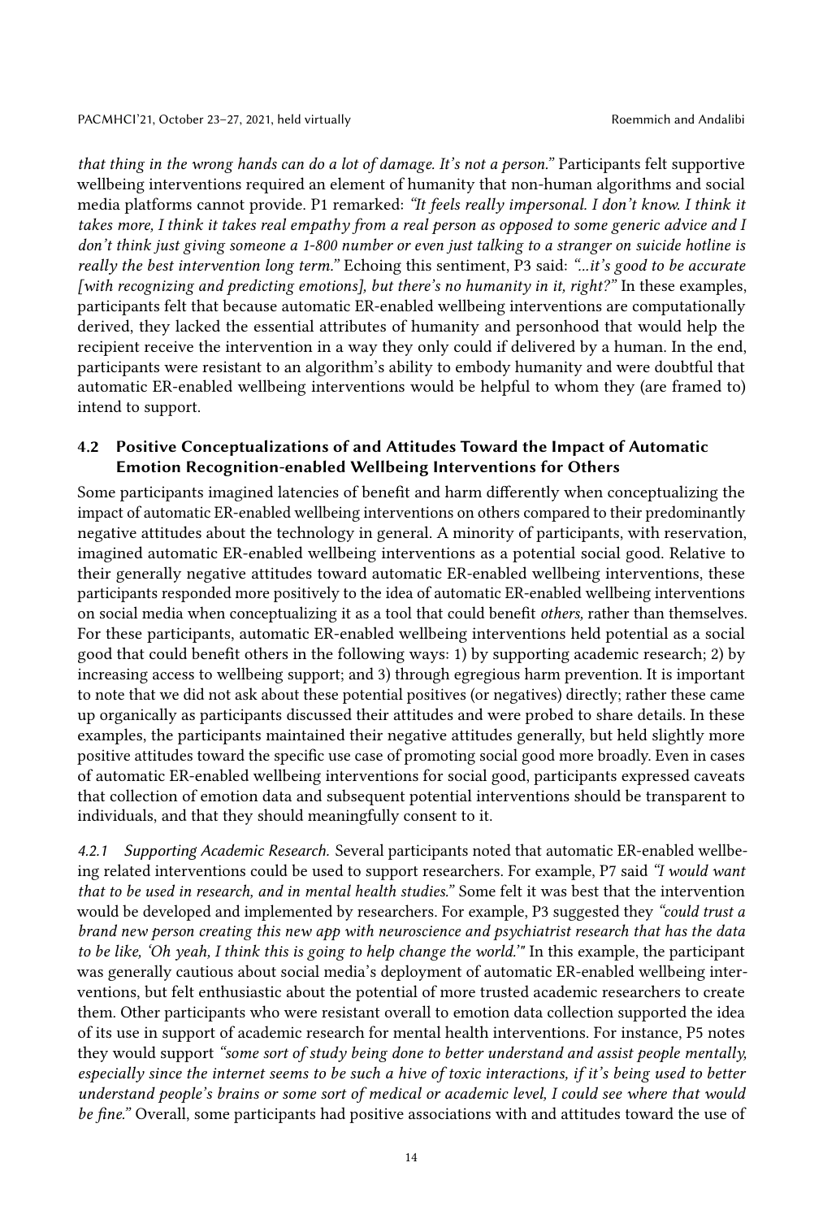*that thing in the wrong hands can do a lot of damage. It's not a person."* Participants felt supportive wellbeing interventions required an element of humanity that non-human algorithms and social media platforms cannot provide. P1 remarked: *"It feels really impersonal. I don't know. I think it takes more, I think it takes real empathy from a real person as opposed to some generic advice and I don't think just giving someone a 1-800 number or even just talking to a stranger on suicide hotline is really the best intervention long term."* Echoing this sentiment, P3 said: *"...it's good to be accurate [with recognizing and predicting emotions], but there's no humanity in it, right?"* In these examples, participants felt that because automatic ER-enabled wellbeing interventions are computationally derived, they lacked the essential attributes of humanity and personhood that would help the recipient receive the intervention in a way they only could if delivered by a human. In the end, participants were resistant to an algorithm's ability to embody humanity and were doubtful that automatic ER-enabled wellbeing interventions would be helpful to whom they (are framed to) intend to support.

### 4.2 Positive Conceptualizations of and Attitudes Toward the Impact of Automatic Emotion Recognition-enabled Wellbeing Interventions for Others

Some participants imagined latencies of benefit and harm differently when conceptualizing the impact of automatic ER-enabled wellbeing interventions on others compared to their predominantly negative attitudes about the technology in general. A minority of participants, with reservation, imagined automatic ER-enabled wellbeing interventions as a potential social good. Relative to their generally negative attitudes toward automatic ER-enabled wellbeing interventions, these participants responded more positively to the idea of automatic ER-enabled wellbeing interventions on social media when conceptualizing it as a tool that could benefit *others,* rather than themselves. For these participants, automatic ER-enabled wellbeing interventions held potential as a social good that could benefit others in the following ways: 1) by supporting academic research; 2) by increasing access to wellbeing support; and 3) through egregious harm prevention. It is important to note that we did not ask about these potential positives (or negatives) directly; rather these came up organically as participants discussed their attitudes and were probed to share details. In these examples, the participants maintained their negative attitudes generally, but held slightly more positive attitudes toward the specific use case of promoting social good more broadly. Even in cases of automatic ER-enabled wellbeing interventions for social good, participants expressed caveats that collection of emotion data and subsequent potential interventions should be transparent to individuals, and that they should meaningfully consent to it.

*4.2.1 Supporting Academic Research.* Several participants noted that automatic ER-enabled wellbeing related interventions could be used to support researchers. For example, P7 said *"I would want that to be used in research, and in mental health studies."* Some felt it was best that the intervention would be developed and implemented by researchers. For example, P3 suggested they *"could trust a brand new person creating this new app with neuroscience and psychiatrist research that has the data to be like, 'Oh yeah, I think this is going to help change the world.'"* In this example, the participant was generally cautious about social media's deployment of automatic ER-enabled wellbeing interventions, but felt enthusiastic about the potential of more trusted academic researchers to create them. Other participants who were resistant overall to emotion data collection supported the idea of its use in support of academic research for mental health interventions. For instance, P5 notes they would support *"some sort of study being done to better understand and assist people mentally, especially since the internet seems to be such a hive of toxic interactions, if it's being used to better understand people's brains or some sort of medical or academic level, I could see where that would be fine."* Overall, some participants had positive associations with and attitudes toward the use of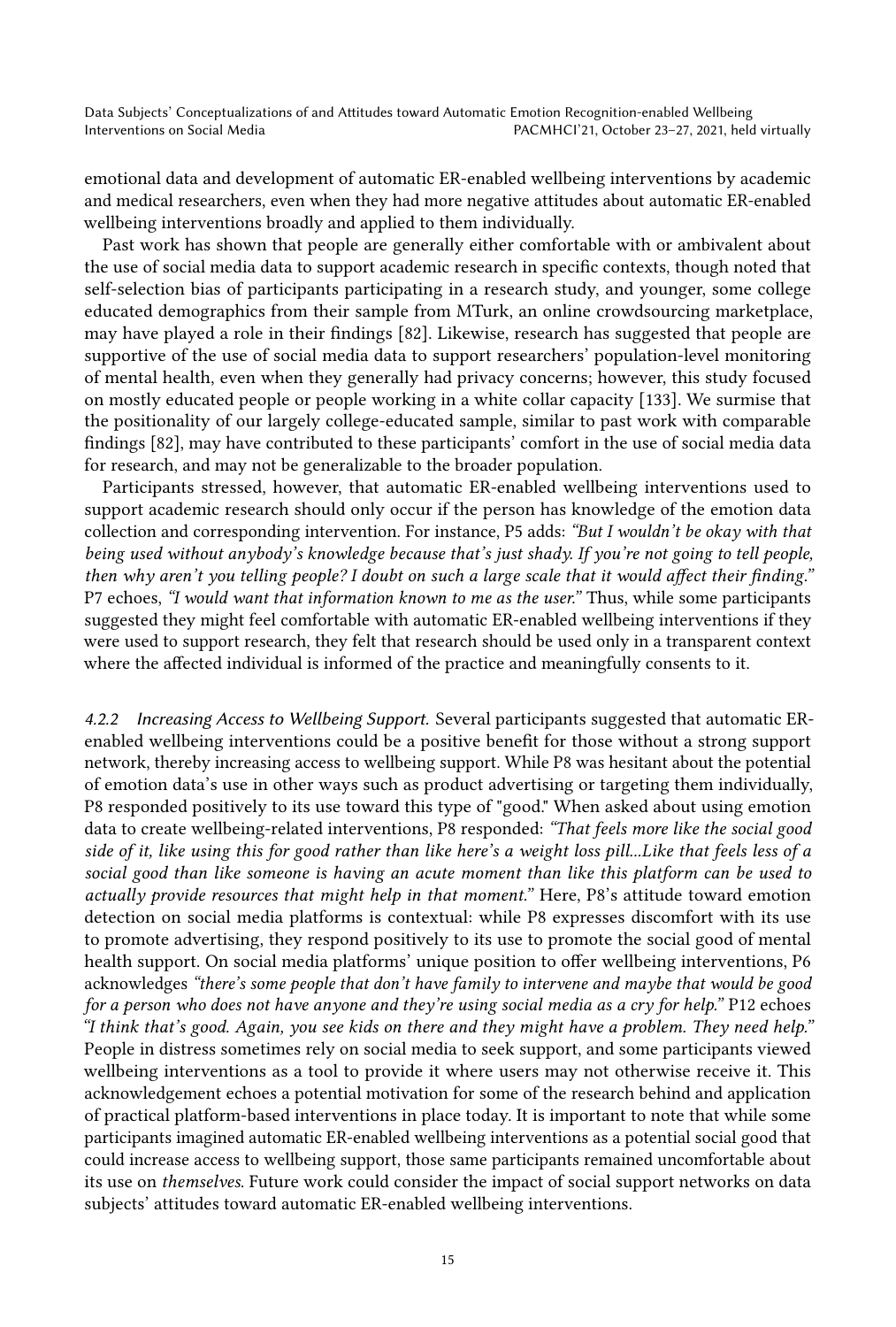emotional data and development of automatic ER-enabled wellbeing interventions by academic and medical researchers, even when they had more negative attitudes about automatic ER-enabled wellbeing interventions broadly and applied to them individually.

Past work has shown that people are generally either comfortable with or ambivalent about the use of social media data to support academic research in specific contexts, though noted that self-selection bias of participants participating in a research study, and younger, some college educated demographics from their sample from MTurk, an online crowdsourcing marketplace, may have played a role in their findings [82]. Likewise, research has suggested that people are supportive of the use of social media data to support researchers' population-level monitoring of mental health, even when they generally had privacy concerns; however, this study focused on mostly educated people or people working in a white collar capacity [133]. We surmise that the positionality of our largely college-educated sample, similar to past work with comparable findings [82], may have contributed to these participants' comfort in the use of social media data for research, and may not be generalizable to the broader population.

Participants stressed, however, that automatic ER-enabled wellbeing interventions used to support academic research should only occur if the person has knowledge of the emotion data collection and corresponding intervention. For instance, P5 adds: *"But I wouldn't be okay with that being used without anybody's knowledge because that's just shady. If you're not going to tell people, then why aren't you telling people? I doubt on such a large scale that it would affect their finding."* P7 echoes, *"I would want that information known to me as the user."* Thus, while some participants suggested they might feel comfortable with automatic ER-enabled wellbeing interventions if they were used to support research, they felt that research should be used only in a transparent context where the affected individual is informed of the practice and meaningfully consents to it.

*4.2.2 Increasing Access to Wellbeing Support.* Several participants suggested that automatic ER-enabled wellbeing interventions could be a positive benefit for those without a strong support network, thereby increasing access to wellbeing support. While P8 was hesitant about the potential of emotion data's use in other ways such as product advertising or targeting them individually, P8 responded positively to its use toward this type of "good." When asked about using emotion data to create wellbeing-related interventions, P8 responded: *"That feels more like the social good side of it, like using this for good rather than like here's a weight loss pill...Like that feels less of a social good than like someone is having an acute moment than like this platform can be used to actually provide resources that might help in that moment."* Here, P8's attitude toward emotion detection on social media platforms is contextual: while P8 expresses discomfort with its use to promote advertising, they respond positively to its use to promote the social good of mental health support. On social media platforms' unique position to offer wellbeing interventions, P6 acknowledges *"there's some people that don't have family to intervene and maybe that would be good for a person who does not have anyone and they're using social media as a cry for help."* P12 echoes *"I think that's good. Again, you see kids on there and they might have a problem. They need help."* People in distress sometimes rely on social media to seek support, and some participants viewed wellbeing interventions as a tool to provide it where users may not otherwise receive it. This acknowledgement echoes a potential motivation for some of the research behind and application of practical platform-based interventions in place today. It is important to note that while some participants imagined automatic ER-enabled wellbeing interventions as a potential social good that could increase access to wellbeing support, those same participants remained uncomfortable about its use on *themselves*. Future work could consider the impact of social support networks on data subjects' attitudes toward automatic ER-enabled wellbeing interventions.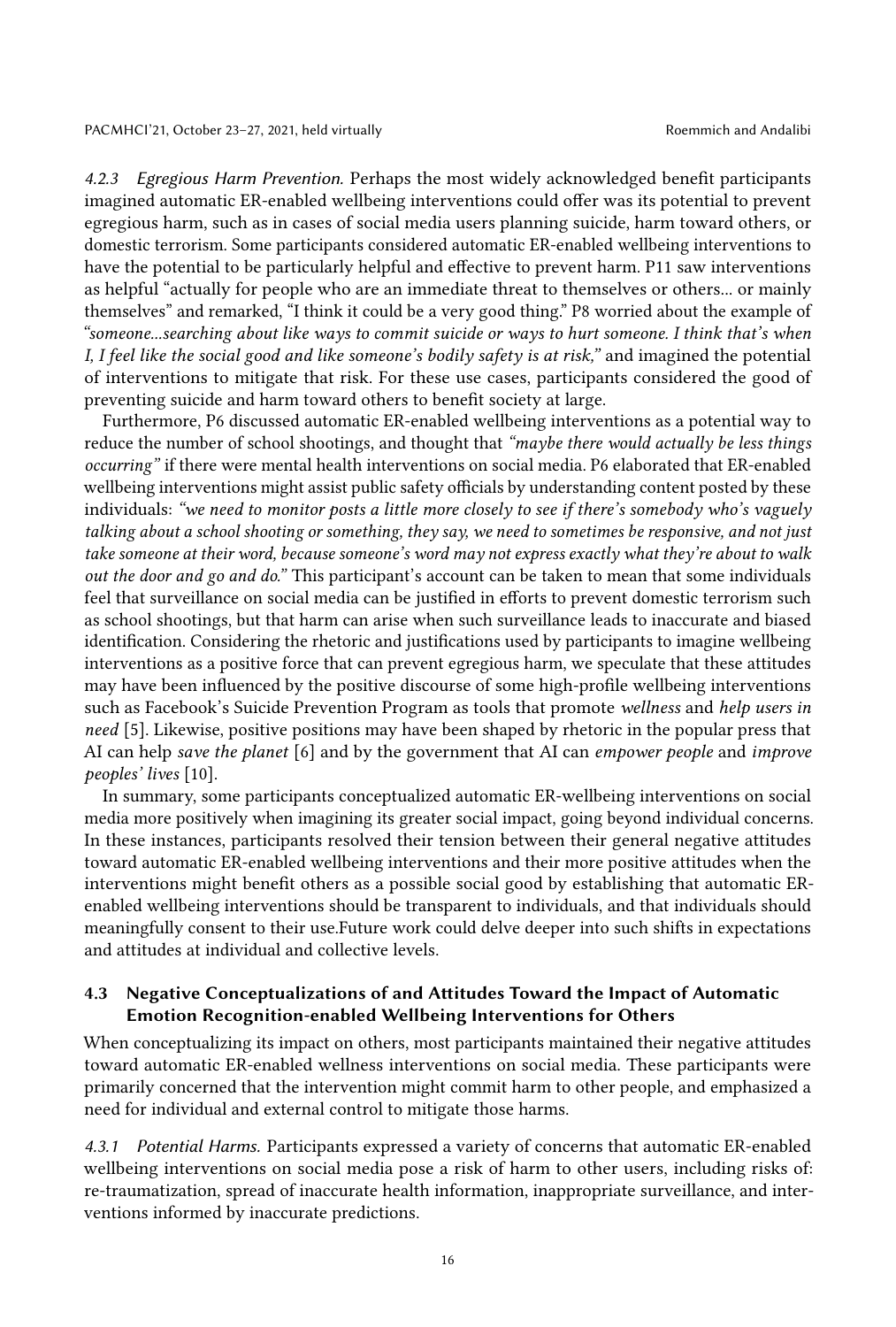#### 4.2.3 Egregious Harm Prevention.

Perhaps the most widely acknowledged benefit participants imagined automatic ER-enabled wellbeing interventions could offer was its potential to prevent egregious harm, such as in cases of social media users planning suicide, harm toward others, or domestic terrorism. Some participants considered automatic ER-enabled wellbeing interventions to have the potential to be particularly helpful and effective to prevent harm. P11 saw interventions as helpful "actually for people who are an immediate threat to themselves or others... or mainly themselves" and remarked, "I think it could be a very good thing." P8 worried about the example of *"someone...searching about like ways to commit suicide or ways to hurt someone. I think that's when I, I feel like the social good and like someone's bodily safety is at risk,"* and imagined the potential of interventions to mitigate that risk. For these use cases, participants considered the good of preventing suicide and harm toward others to benefit society at large.

Furthermore, P6 discussed automatic ER-enabled wellbeing interventions as a potential way to reduce the number of school shootings, and thought that *"maybe there would actually be less things occurring"* if there were mental health interventions on social media. P6 elaborated that ER-enabled wellbeing interventions might assist public safety officials by understanding content posted by these individuals: *"we need to monitor posts a little more closely to see if there's somebody who's vaguely talking about a school shooting or something, they say, we need to sometimes be responsive, and not just take someone at their word, because someone's word may not express exactly what they're about to walk out the door and go and do."* This participant's account can be taken to mean that some individuals feel that surveillance on social media can be justified in efforts to prevent domestic terrorism such as school shootings, but that harm can arise when such surveillance leads to inaccurate and biased identification. Considering the rhetoric and justifications used by participants to imagine wellbeing interventions as a positive force that can prevent egregious harm, we speculate that these attitudes may have been influenced by the positive discourse of some high-profile wellbeing interventions such as Facebook's Suicide Prevention Program as tools that promote *wellness* and *help users in need* [5]. Likewise, positive positions may have been shaped by rhetoric in the popular press that AI can help *save the planet* [6] and by the government that AI can *empower people* and *improve peoples' lives* [10].

In summary, some participants conceptualized automatic ER-wellbeing interventions on social media more positively when imagining its greater social impact, going beyond individual concerns. In these instances, participants resolved their tension between their general negative attitudes toward automatic ER-enabled wellbeing interventions and their more positive attitudes when the interventions might benefit others as a possible social good by establishing that automatic ER-enabled wellbeing interventions should be transparent to individuals, and that individuals should meaningfully consent to their use.Future work could delve deeper into such shifts in expectations and attitudes at individual and collective levels.

### 4.3 Negative Conceptualizations of and Attitudes Toward the Impact of Automatic Emotion Recognition-enabled Wellbeing Interventions for Others

When conceptualizing its impact on others, most participants maintained their negative attitudes toward automatic ER-enabled wellness interventions on social media. These participants were primarily concerned that the intervention might commit harm to other people, and emphasized a need for individual and external control to mitigate those harms.

#### 4.3.1 Potential Harms.

Participants expressed a variety of concerns that automatic ER-enabled wellbeing interventions on social media pose a risk of harm to other users, including risks of: re-traumatization, spread of inaccurate health information, inappropriate surveillance, and interventions informed by inaccurate predictions.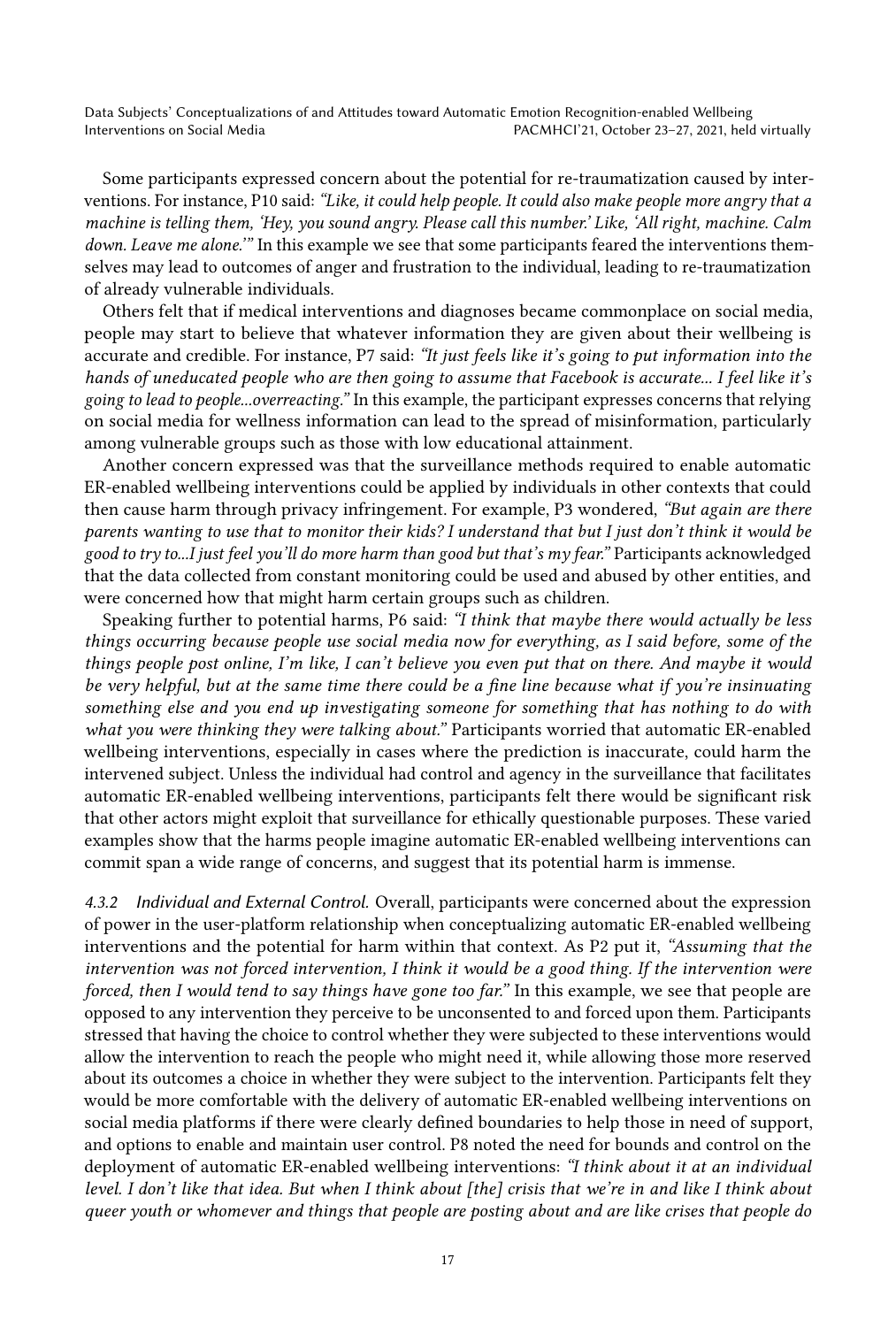Some participants expressed concern about the potential for re-traumatization caused by interventions. For instance, P10 said: *"Like, it could help people. It could also make people more angry that a machine is telling them, 'Hey, you sound angry. Please call this number.' Like, 'All right, machine. Calm down. Leave me alone.'"* In this example we see that some participants feared the interventions themselves may lead to outcomes of anger and frustration to the individual, leading to re-traumatization of already vulnerable individuals.

Others felt that if medical interventions and diagnoses became commonplace on social media, people may start to believe that whatever information they are given about their wellbeing is accurate and credible. For instance, P7 said: *"It just feels like it's going to put information into the hands of uneducated people who are then going to assume that Facebook is accurate... I feel like it's going to lead to people...overreacting."* In this example, the participant expresses concerns that relying on social media for wellness information can lead to the spread of misinformation, particularly among vulnerable groups such as those with low educational attainment.

Another concern expressed was that the surveillance methods required to enable automatic ER-enabled wellbeing interventions could be applied by individuals in other contexts that could then cause harm through privacy infringement. For example, P3 wondered, *"But again are there parents wanting to use that to monitor their kids? I understand that but I just don't think it would be good to try to...I just feel you'll do more harm than good but that's my fear."* Participants acknowledged that the data collected from constant monitoring could be used and abused by other entities, and were concerned how that might harm certain groups such as children.

Speaking further to potential harms, P6 said: *"I think that maybe there would actually be less things occurring because people use social media now for everything, as I said before, some of the things people post online, I'm like, I can't believe you even put that on there. And maybe it would be very helpful, but at the same time there could be a fine line because what if you're insinuating something else and you end up investigating someone for something that has nothing to do with what you were thinking they were talking about."* Participants worried that automatic ER-enabled wellbeing interventions, especially in cases where the prediction is inaccurate, could harm the intervened subject. Unless the individual had control and agency in the surveillance that facilitates automatic ER-enabled wellbeing interventions, participants felt there would be significant risk that other actors might exploit that surveillance for ethically questionable purposes. These varied examples show that the harms people imagine automatic ER-enabled wellbeing interventions can commit span a wide range of concerns, and suggest that its potential harm is immense.

*4.3.2 Individual and External Control.* Overall, participants were concerned about the expression of power in the user-platform relationship when conceptualizing automatic ER-enabled wellbeing interventions and the potential for harm within that context. As P2 put it, *"Assuming that the intervention was not forced intervention, I think it would be a good thing. If the intervention were forced, then I would tend to say things have gone too far."* In this example, we see that people are opposed to any intervention they perceive to be unconsented to and forced upon them. Participants stressed that having the choice to control whether they were subjected to these interventions would allow the intervention to reach the people who might need it, while allowing those more reserved about its outcomes a choice in whether they were subject to the intervention. Participants felt they would be more comfortable with the delivery of automatic ER-enabled wellbeing interventions on social media platforms if there were clearly defined boundaries to help those in need of support, and options to enable and maintain user control. P8 noted the need for bounds and control on the deployment of automatic ER-enabled wellbeing interventions: *"I think about it at an individual level. I don't like that idea. But when I think about [the] crisis that we're in and like I think about queer youth or whomever and things that people are posting about and are like crises that people do*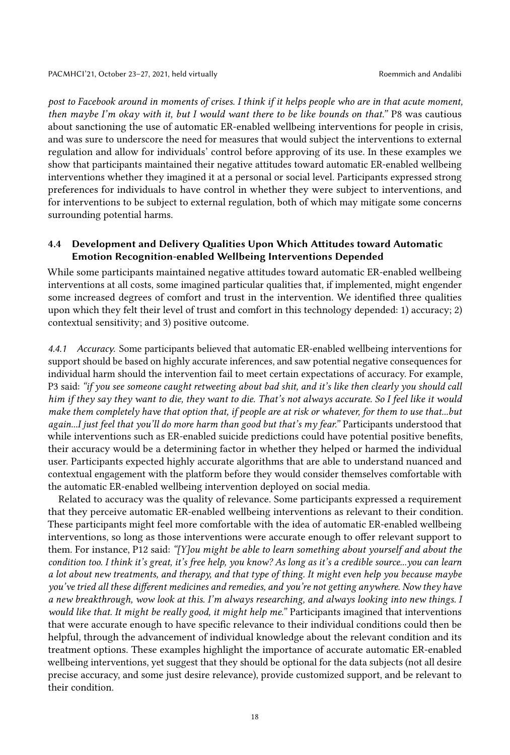*post to Facebook around in moments of crises. I think if it helps people who are in that acute moment, then maybe I'm okay with it, but I would want there to be like bounds on that."* P8 was cautious about sanctioning the use of automatic ER-enabled wellbeing interventions for people in crisis, and was sure to underscore the need for measures that would subject the interventions to external regulation and allow for individuals' control before approving of its use. In these examples we show that participants maintained their negative attitudes toward automatic ER-enabled wellbeing interventions whether they imagined it at a personal or social level. Participants expressed strong preferences for individuals to have control in whether they were subject to interventions, and for interventions to be subject to external regulation, both of which may mitigate some concerns surrounding potential harms.

### 4.4 Development and Delivery Qualities Upon Which Attitudes toward Automatic Emotion Recognition-enabled Wellbeing Interventions Depended

While some participants maintained negative attitudes toward automatic ER-enabled wellbeing interventions at all costs, some imagined particular qualities that, if implemented, might engender some increased degrees of comfort and trust in the intervention. We identified three qualities upon which they felt their level of trust and comfort in this technology depended: 1) accuracy; 2) contextual sensitivity; and 3) positive outcome.

*4.4.1 Accuracy.* Some participants believed that automatic ER-enabled wellbeing interventions for support should be based on highly accurate inferences, and saw potential negative consequences for individual harm should the intervention fail to meet certain expectations of accuracy. For example, P3 said: *"if you see someone caught retweeting about bad shit, and it's like then clearly you should call him if they say they want to die, they want to die. That's not always accurate. So I feel like it would make them completely have that option that, if people are at risk or whatever, for them to use that...but again...I just feel that you'll do more harm than good but that's my fear."* Participants understood that while interventions such as ER-enabled suicide predictions could have potential positive benefits, their accuracy would be a determining factor in whether they helped or harmed the individual user. Participants expected highly accurate algorithms that are able to understand nuanced and contextual engagement with the platform before they would consider themselves comfortable with the automatic ER-enabled wellbeing intervention deployed on social media.

Related to accuracy was the quality of relevance. Some participants expressed a requirement that they perceive automatic ER-enabled wellbeing interventions as relevant to their condition. These participants might feel more comfortable with the idea of automatic ER-enabled wellbeing interventions, so long as those interventions were accurate enough to offer relevant support to them. For instance, P12 said: *"[Y]ou might be able to learn something about yourself and about the condition too. I think it's great, it's free help, you know? As long as it's a credible source...you can learn a lot about new treatments, and therapy, and that type of thing. It might even help you because maybe you've tried all these different medicines and remedies, and you're not getting anywhere. Now they have a new breakthrough, wow look at this. I'm always researching, and always looking into new things. I would like that. It might be really good, it might help me."* Participants imagined that interventions that were accurate enough to have specific relevance to their individual conditions could then be helpful, through the advancement of individual knowledge about the relevant condition and its treatment options. These examples highlight the importance of accurate automatic ER-enabled wellbeing interventions, yet suggest that they should be optional for the data subjects (not all desire precise accuracy, and some just desire relevance), provide customized support, and be relevant to their condition.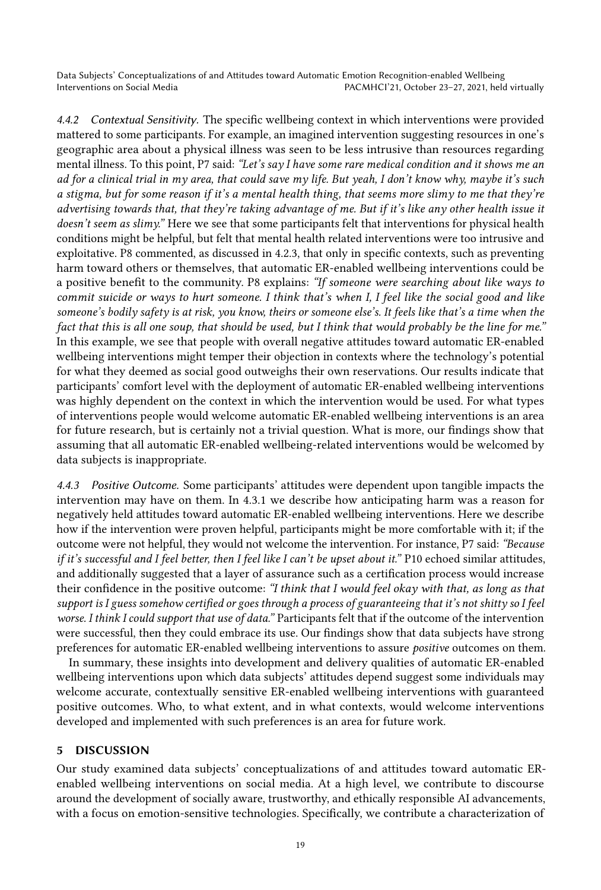*4.4.2 Contextual Sensitivity.* The specific wellbeing context in which interventions were provided mattered to some participants. For example, an imagined intervention suggesting resources in one's geographic area about a physical illness was seen to be less intrusive than resources regarding mental illness. To this point, P7 said: *"Let's say I have some rare medical condition and it shows me an ad for a clinical trial in my area, that could save my life. But yeah, I don't know why, maybe it's such a stigma, but for some reason if it's a mental health thing, that seems more slimy to me that they're advertising towards that, that they're taking advantage of me. But if it's like any other health issue it doesn't seem as slimy."* Here we see that some participants felt that interventions for physical health conditions might be helpful, but felt that mental health related interventions were too intrusive and exploitative. P8 commented, as discussed in 4.2.3, that only in specific contexts, such as preventing harm toward others or themselves, that automatic ER-enabled wellbeing interventions could be a positive benefit to the community. P8 explains: *"If someone were searching about like ways to commit suicide or ways to hurt someone. I think that's when I, I feel like the social good and like someone's bodily safety is at risk, you know, theirs or someone else's. It feels like that's a time when the fact that this is all one soup, that should be used, but I think that would probably be the line for me."* In this example, we see that people with overall negative attitudes toward automatic ER-enabled wellbeing interventions might temper their objection in contexts where the technology's potential for what they deemed as social good outweighs their own reservations. Our results indicate that participants' comfort level with the deployment of automatic ER-enabled wellbeing interventions was highly dependent on the context in which the intervention would be used. For what types of interventions people would welcome automatic ER-enabled wellbeing interventions is an area for future research, but is certainly not a trivial question. What is more, our findings show that assuming that all automatic ER-enabled wellbeing-related interventions would be welcomed by data subjects is inappropriate.

*4.4.3 Positive Outcome.* Some participants' attitudes were dependent upon tangible impacts the intervention may have on them. In 4.3.1 we describe how anticipating harm was a reason for negatively held attitudes toward automatic ER-enabled wellbeing interventions. Here we describe how if the intervention were proven helpful, participants might be more comfortable with it; if the outcome were not helpful, they would not welcome the intervention. For instance, P7 said: *"Because if it's successful and I feel better, then I feel like I can't be upset about it."* P10 echoed similar attitudes, and additionally suggested that a layer of assurance such as a certification process would increase their confidence in the positive outcome: *"I think that I would feel okay with that, as long as that support is I guess somehow certified or goes through a process of guaranteeing that it's not shitty so I feel worse. I think I could support that use of data."* Participants felt that if the outcome of the intervention were successful, then they could embrace its use. Our findings show that data subjects have strong preferences for automatic ER-enabled wellbeing interventions to assure *positive* outcomes on them.

In summary, these insights into development and delivery qualities of automatic ER-enabled wellbeing interventions upon which data subjects' attitudes depend suggest some individuals may welcome accurate, contextually sensitive ER-enabled wellbeing interventions with guaranteed positive outcomes. Who, to what extent, and in what contexts, would welcome interventions developed and implemented with such preferences is an area for future work.

## 5 DISCUSSION

Our study examined data subjects' conceptualizations of and attitudes toward automatic ER-enabled wellbeing interventions on social media. At a high level, we contribute to discourse around the development of socially aware, trustworthy, and ethically responsible AI advancements, with a focus on emotion-sensitive technologies. Specifically, we contribute a characterization of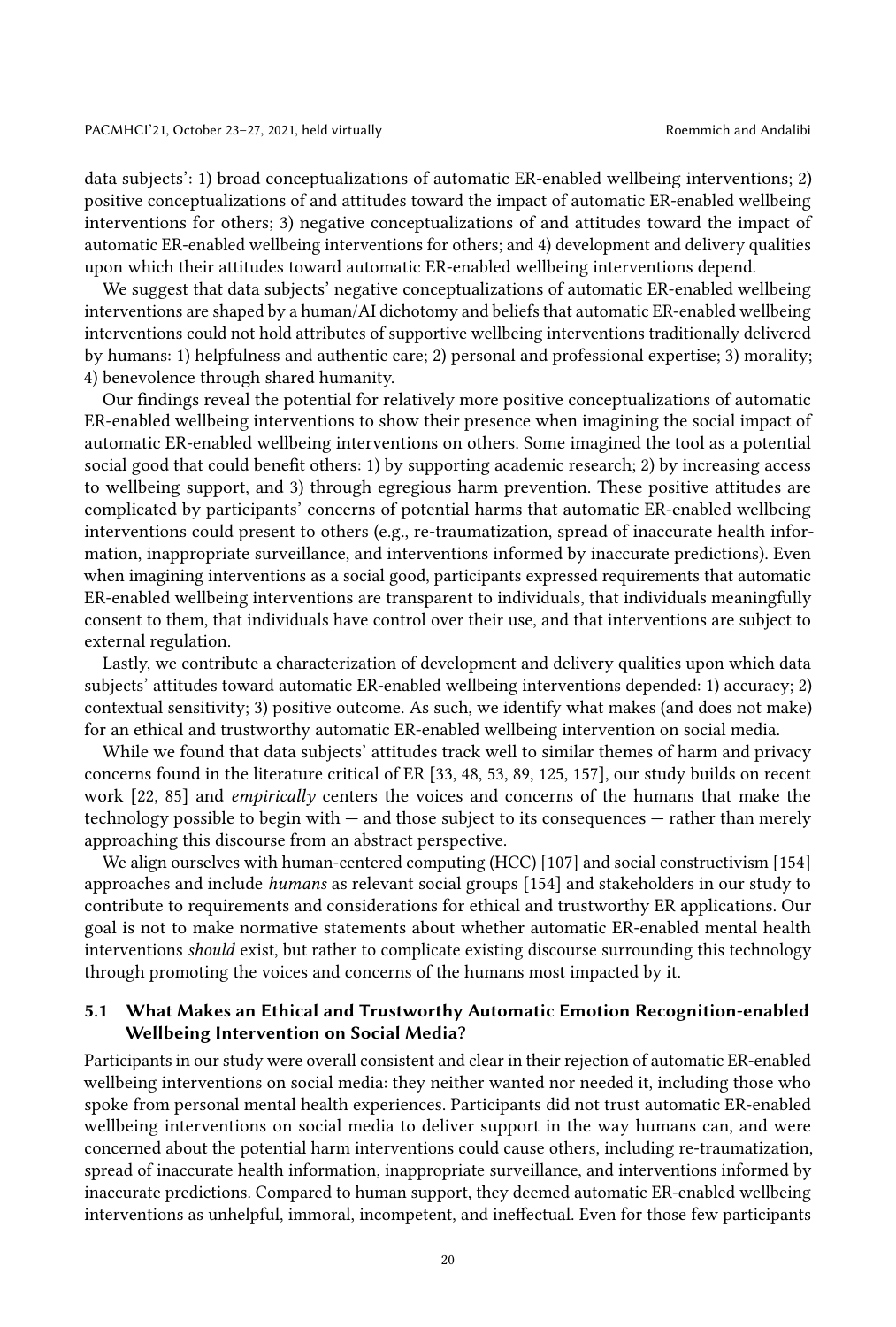data subjects': 1) broad conceptualizations of automatic ER-enabled wellbeing interventions; 2) positive conceptualizations of and attitudes toward the impact of automatic ER-enabled wellbeing interventions for others; 3) negative conceptualizations of and attitudes toward the impact of automatic ER-enabled wellbeing interventions for others; and 4) development and delivery qualities upon which their attitudes toward automatic ER-enabled wellbeing interventions depend.

We suggest that data subjects' negative conceptualizations of automatic ER-enabled wellbeing interventions are shaped by a human/AI dichotomy and beliefs that automatic ER-enabled wellbeing interventions could not hold attributes of supportive wellbeing interventions traditionally delivered by humans: 1) helpfulness and authentic care; 2) personal and professional expertise; 3) morality; 4) benevolence through shared humanity.

Our findings reveal the potential for relatively more positive conceptualizations of automatic ER-enabled wellbeing interventions to show their presence when imagining the social impact of automatic ER-enabled wellbeing interventions on others. Some imagined the tool as a potential social good that could benefit others: 1) by supporting academic research; 2) by increasing access to wellbeing support, and 3) through egregious harm prevention. These positive attitudes are complicated by participants' concerns of potential harms that automatic ER-enabled wellbeing interventions could present to others (e.g., re-traumatization, spread of inaccurate health information, inappropriate surveillance, and interventions informed by inaccurate predictions). Even when imagining interventions as a social good, participants expressed requirements that automatic ER-enabled wellbeing interventions are transparent to individuals, that individuals meaningfully consent to them, that individuals have control over their use, and that interventions are subject to external regulation.

Lastly, we contribute a characterization of development and delivery qualities upon which data subjects' attitudes toward automatic ER-enabled wellbeing interventions depended: 1) accuracy; 2) contextual sensitivity; 3) positive outcome. As such, we identify what makes (and does not make) for an ethical and trustworthy automatic ER-enabled wellbeing intervention on social media.

While we found that data subjects' attitudes track well to similar themes of harm and privacy concerns found in the literature critical of ER [33, 48, 53, 89, 125, 157], our study builds on recent work [22, 85] and *empirically* centers the voices and concerns of the humans that make the technology possible to begin with — and those subject to its consequences — rather than merely approaching this discourse from an abstract perspective.

We align ourselves with human-centered computing (HCC) [107] and social constructivism [154] approaches and include *humans* as relevant social groups [154] and stakeholders in our study to contribute to requirements and considerations for ethical and trustworthy ER applications. Our goal is not to make normative statements about whether automatic ER-enabled mental health interventions *should* exist, but rather to complicate existing discourse surrounding this technology through promoting the voices and concerns of the humans most impacted by it.

### 5.1 What Makes an Ethical and Trustworthy Automatic Emotion Recognition-enabled Wellbeing Intervention on Social Media?

Participants in our study were overall consistent and clear in their rejection of automatic ER-enabled wellbeing interventions on social media: they neither wanted nor needed it, including those who spoke from personal mental health experiences. Participants did not trust automatic ER-enabled wellbeing interventions on social media to deliver support in the way humans can, and were concerned about the potential harm interventions could cause others, including re-traumatization, spread of inaccurate health information, inappropriate surveillance, and interventions informed by inaccurate predictions. Compared to human support, they deemed automatic ER-enabled wellbeing interventions as unhelpful, immoral, incompetent, and ineffectual. Even for those few participants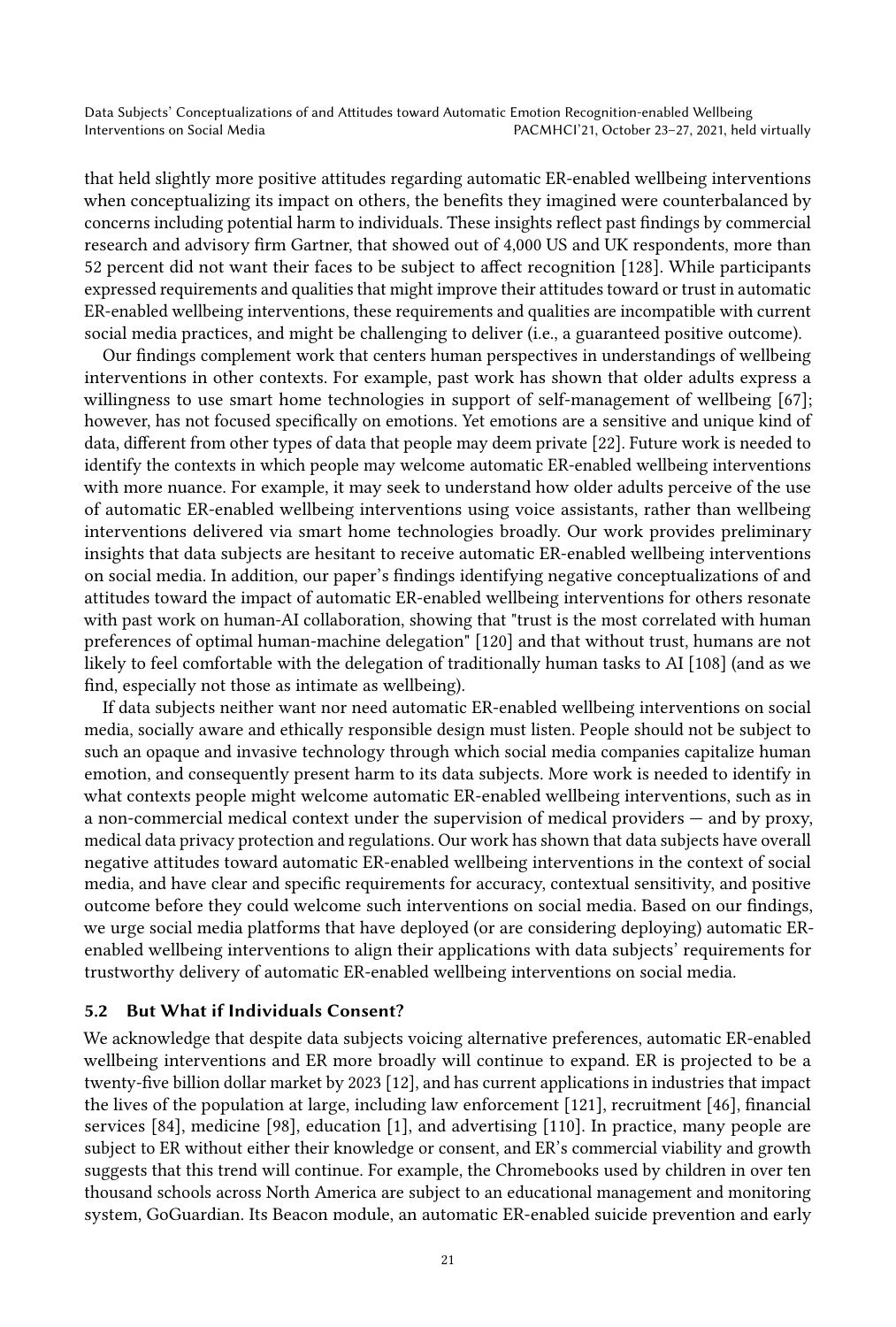that held slightly more positive attitudes regarding automatic ER-enabled wellbeing interventions when conceptualizing its impact on others, the benefits they imagined were counterbalanced by concerns including potential harm to individuals. These insights reflect past findings by commercial research and advisory firm Gartner, that showed out of 4,000 US and UK respondents, more than 52 percent did not want their faces to be subject to affect recognition [128]. While participants expressed requirements and qualities that might improve their attitudes toward or trust in automatic ER-enabled wellbeing interventions, these requirements and qualities are incompatible with current social media practices, and might be challenging to deliver (i.e., a guaranteed positive outcome).

Our findings complement work that centers human perspectives in understandings of wellbeing interventions in other contexts. For example, past work has shown that older adults express a willingness to use smart home technologies in support of self-management of wellbeing [67]; however, has not focused specifically on emotions. Yet emotions are a sensitive and unique kind of data, different from other types of data that people may deem private [22]. Future work is needed to identify the contexts in which people may welcome automatic ER-enabled wellbeing interventions with more nuance. For example, it may seek to understand how older adults perceive of the use of automatic ER-enabled wellbeing interventions using voice assistants, rather than wellbeing interventions delivered via smart home technologies broadly. Our work provides preliminary insights that data subjects are hesitant to receive automatic ER-enabled wellbeing interventions on social media. In addition, our paper's findings identifying negative conceptualizations of and attitudes toward the impact of automatic ER-enabled wellbeing interventions for others resonate with past work on human-AI collaboration, showing that "trust is the most correlated with human preferences of optimal human-machine delegation" [120] and that without trust, humans are not likely to feel comfortable with the delegation of traditionally human tasks to AI [108] (and as we find, especially not those as intimate as wellbeing).

If data subjects neither want nor need automatic ER-enabled wellbeing interventions on social media, socially aware and ethically responsible design must listen. People should not be subject to such an opaque and invasive technology through which social media companies capitalize human emotion, and consequently present harm to its data subjects. More work is needed to identify in what contexts people might welcome automatic ER-enabled wellbeing interventions, such as in a non-commercial medical context under the supervision of medical providers — and by proxy, medical data privacy protection and regulations. Our work has shown that data subjects have overall negative attitudes toward automatic ER-enabled wellbeing interventions in the context of social media, and have clear and specific requirements for accuracy, contextual sensitivity, and positive outcome before they could welcome such interventions on social media. Based on our findings, we urge social media platforms that have deployed (or are considering deploying) automatic ER-enabled wellbeing interventions to align their applications with data subjects' requirements for trustworthy delivery of automatic ER-enabled wellbeing interventions on social media.

### 5.2 But What if Individuals Consent?

We acknowledge that despite data subjects voicing alternative preferences, automatic ER-enabled wellbeing interventions and ER more broadly will continue to expand. ER is projected to be a twenty-five billion dollar market by 2023 [12], and has current applications in industries that impact the lives of the population at large, including law enforcement [121], recruitment [46], financial services [84], medicine [98], education [1], and advertising [110]. In practice, many people are subject to ER without either their knowledge or consent, and ER's commercial viability and growth suggests that this trend will continue. For example, the Chromebooks used by children in over ten thousand schools across North America are subject to an educational management and monitoring system, GoGuardian. Its Beacon module, an automatic ER-enabled suicide prevention and early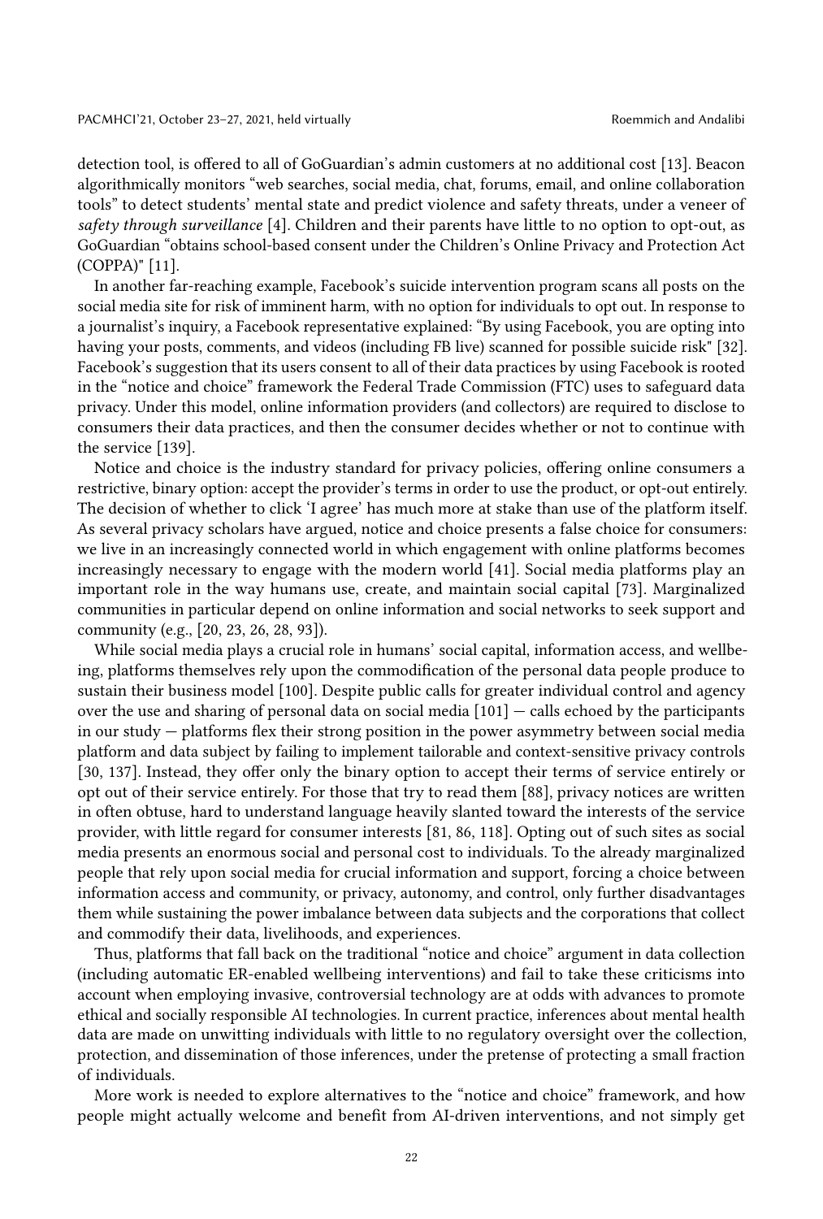detection tool, is offered to all of GoGuardian's admin customers at no additional cost [13]. Beacon algorithmically monitors "web searches, social media, chat, forums, email, and online collaboration tools" to detect students' mental state and predict violence and safety threats, under a veneer of *safety through surveillance* [4]. Children and their parents have little to no option to opt-out, as GoGuardian "obtains school-based consent under the Children's Online Privacy and Protection Act (COPPA)" [11].

In another far-reaching example, Facebook's suicide intervention program scans all posts on the social media site for risk of imminent harm, with no option for individuals to opt out. In response to a journalist's inquiry, a Facebook representative explained: "By using Facebook, you are opting into having your posts, comments, and videos (including FB live) scanned for possible suicide risk" [32]. Facebook's suggestion that its users consent to all of their data practices by using Facebook is rooted in the "notice and choice" framework the Federal Trade Commission (FTC) uses to safeguard data privacy. Under this model, online information providers (and collectors) are required to disclose to consumers their data practices, and then the consumer decides whether or not to continue with the service [139].

Notice and choice is the industry standard for privacy policies, offering online consumers a restrictive, binary option: accept the provider's terms in order to use the product, or opt-out entirely. The decision of whether to click 'I agree' has much more at stake than use of the platform itself. As several privacy scholars have argued, notice and choice presents a false choice for consumers: we live in an increasingly connected world in which engagement with online platforms becomes increasingly necessary to engage with the modern world [41]. Social media platforms play an important role in the way humans use, create, and maintain social capital [73]. Marginalized communities in particular depend on online information and social networks to seek support and community (e.g., [20, 23, 26, 28, 93]).

While social media plays a crucial role in humans' social capital, information access, and wellbeing, platforms themselves rely upon the commodification of the personal data people produce to sustain their business model [100]. Despite public calls for greater individual control and agency over the use and sharing of personal data on social media [101] — calls echoed by the participants in our study — platforms flex their strong position in the power asymmetry between social media platform and data subject by failing to implement tailorable and context-sensitive privacy controls [30, 137]. Instead, they offer only the binary option to accept their terms of service entirely or opt out of their service entirely. For those that try to read them [88], privacy notices are written in often obtuse, hard to understand language heavily slanted toward the interests of the service provider, with little regard for consumer interests [81, 86, 118]. Opting out of such sites as social media presents an enormous social and personal cost to individuals. To the already marginalized people that rely upon social media for crucial information and support, forcing a choice between information access and community, or privacy, autonomy, and control, only further disadvantages them while sustaining the power imbalance between data subjects and the corporations that collect and commodify their data, livelihoods, and experiences.

Thus, platforms that fall back on the traditional "notice and choice" argument in data collection (including automatic ER-enabled wellbeing interventions) and fail to take these criticisms into account when employing invasive, controversial technology are at odds with advances to promote ethical and socially responsible AI technologies. In current practice, inferences about mental health data are made on unwitting individuals with little to no regulatory oversight over the collection, protection, and dissemination of those inferences, under the pretense of protecting a small fraction of individuals.

More work is needed to explore alternatives to the "notice and choice" framework, and how people might actually welcome and benefit from AI-driven interventions, and not simply get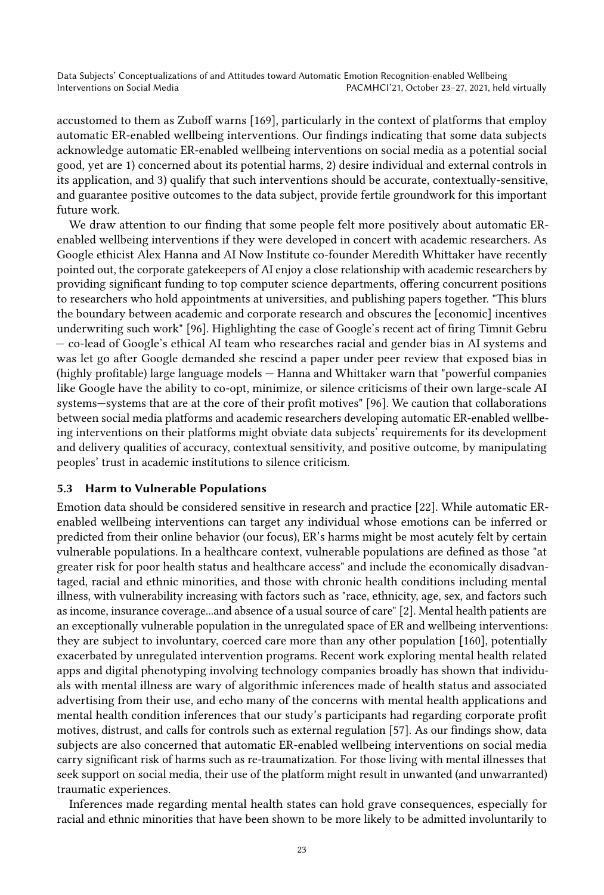accustomed to them as Zuboff warns [169], particularly in the context of platforms that employ automatic ER-enabled wellbeing interventions. Our findings indicating that some data subjects acknowledge automatic ER-enabled wellbeing interventions on social media as a potential social good, yet are 1) concerned about its potential harms, 2) desire individual and external controls in its application, and 3) qualify that such interventions should be accurate, contextually-sensitive, and guarantee positive outcomes to the data subject, provide fertile groundwork for this important future work.

We draw attention to our finding that some people felt more positively about automatic ER-enabled wellbeing interventions if they were developed in concert with academic researchers. As Google ethicist Alex Hanna and AI Now Institute co-founder Meredith Whittaker have recently pointed out, the corporate gatekeepers of AI enjoy a close relationship with academic researchers by providing significant funding to top computer science departments, offering concurrent positions to researchers who hold appointments at universities, and publishing papers together. "This blurs the boundary between academic and corporate research and obscures the [economic] incentives underwriting such work" [96]. Highlighting the case of Google's recent act of firing Timnit Gebru — co-lead of Google's ethical AI team who researches racial and gender bias in AI systems and was let go after Google demanded she rescind a paper under peer review that exposed bias in (highly profitable) large language models — Hanna and Whittaker warn that "powerful companies like Google have the ability to co-opt, minimize, or silence criticisms of their own large-scale AI systems—systems that are at the core of their profit motives" [96]. We caution that collaborations between social media platforms and academic researchers developing automatic ER-enabled wellbeing interventions on their platforms might obviate data subjects' requirements for its development and delivery qualities of accuracy, contextual sensitivity, and positive outcome, by manipulating peoples' trust in academic institutions to silence criticism.

### 5.3 Harm to Vulnerable Populations

Emotion data should be considered sensitive in research and practice [22]. While automatic ER-enabled wellbeing interventions can target any individual whose emotions can be inferred or predicted from their online behavior (our focus), ER's harms might be most acutely felt by certain vulnerable populations. In a healthcare context, vulnerable populations are defined as those "at greater risk for poor health status and healthcare access" and include the economically disadvantaged, racial and ethnic minorities, and those with chronic health conditions including mental illness, with vulnerability increasing with factors such as "race, ethnicity, age, sex, and factors such as income, insurance coverage...and absence of a usual source of care" [2]. Mental health patients are an exceptionally vulnerable population in the unregulated space of ER and wellbeing interventions: they are subject to involuntary, coerced care more than any other population [160], potentially exacerbated by unregulated intervention programs. Recent work exploring mental health related apps and digital phenotyping involving technology companies broadly has shown that individuals with mental illness are wary of algorithmic inferences made of health status and associated advertising from their use, and echo many of the concerns with mental health applications and mental health condition inferences that our study's participants had regarding corporate profit motives, distrust, and calls for controls such as external regulation [57]. As our findings show, data subjects are also concerned that automatic ER-enabled wellbeing interventions on social media carry significant risk of harms such as re-traumatization. For those living with mental illnesses that seek support on social media, their use of the platform might result in unwanted (and unwarranted) traumatic experiences.

Inferences made regarding mental health states can hold grave consequences, especially for racial and ethnic minorities that have been shown to be more likely to be admitted involuntarily to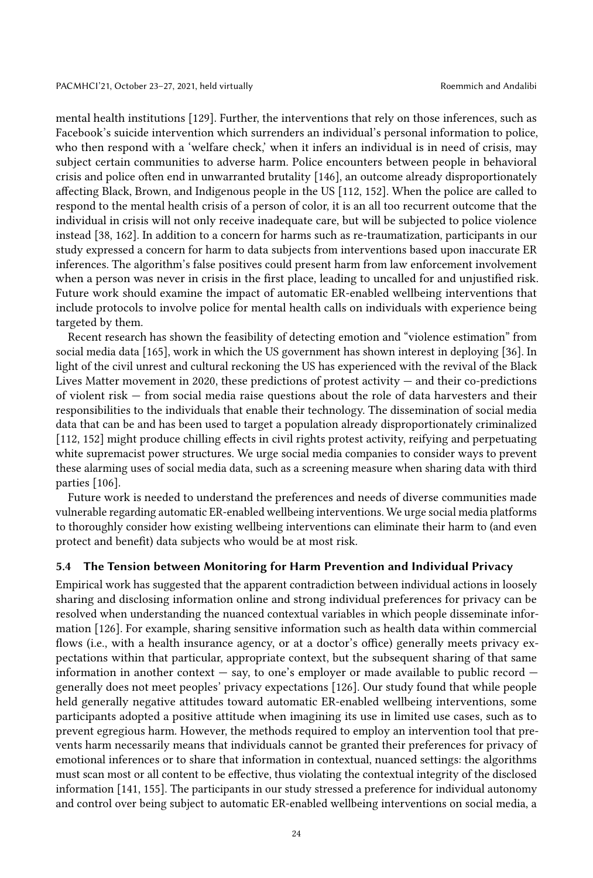mental health institutions [129]. Further, the interventions that rely on those inferences, such as Facebook's suicide intervention which surrenders an individual's personal information to police, who then respond with a 'welfare check,' when it infers an individual is in need of crisis, may subject certain communities to adverse harm. Police encounters between people in behavioral crisis and police often end in unwarranted brutality [146], an outcome already disproportionately affecting Black, Brown, and Indigenous people in the US [112, 152]. When the police are called to respond to the mental health crisis of a person of color, it is an all too recurrent outcome that the individual in crisis will not only receive inadequate care, but will be subjected to police violence instead [38, 162]. In addition to a concern for harms such as re-traumatization, participants in our study expressed a concern for harm to data subjects from interventions based upon inaccurate ER inferences. The algorithm's false positives could present harm from law enforcement involvement when a person was never in crisis in the first place, leading to uncalled for and unjustified risk. Future work should examine the impact of automatic ER-enabled wellbeing interventions that include protocols to involve police for mental health calls on individuals with experience being targeted by them.

Recent research has shown the feasibility of detecting emotion and "violence estimation" from social media data [165], work in which the US government has shown interest in deploying [36]. In light of the civil unrest and cultural reckoning the US has experienced with the revival of the Black Lives Matter movement in 2020, these predictions of protest activity — and their co-predictions of violent risk — from social media raise questions about the role of data harvesters and their responsibilities to the individuals that enable their technology. The dissemination of social media data that can be and has been used to target a population already disproportionately criminalized [112, 152] might produce chilling effects in civil rights protest activity, reifying and perpetuating white supremacist power structures. We urge social media companies to consider ways to prevent these alarming uses of social media data, such as a screening measure when sharing data with third parties [106].

Future work is needed to understand the preferences and needs of diverse communities made vulnerable regarding automatic ER-enabled wellbeing interventions. We urge social media platforms to thoroughly consider how existing wellbeing interventions can eliminate their harm to (and even protect and benefit) data subjects who would be at most risk.

### 5.4 The Tension between Monitoring for Harm Prevention and Individual Privacy

Empirical work has suggested that the apparent contradiction between individual actions in loosely sharing and disclosing information online and strong individual preferences for privacy can be resolved when understanding the nuanced contextual variables in which people disseminate information [126]. For example, sharing sensitive information such as health data within commercial flows (i.e., with a health insurance agency, or at a doctor's office) generally meets privacy expectations within that particular, appropriate context, but the subsequent sharing of that same information in another context — say, to one's employer or made available to public record — generally does not meet peoples' privacy expectations [126]. Our study found that while people held generally negative attitudes toward automatic ER-enabled wellbeing interventions, some participants adopted a positive attitude when imagining its use in limited use cases, such as to prevent egregious harm. However, the methods required to employ an intervention tool that prevents harm necessarily means that individuals cannot be granted their preferences for privacy of emotional inferences or to share that information in contextual, nuanced settings: the algorithms must scan most or all content to be effective, thus violating the contextual integrity of the disclosed information [141, 155]. The participants in our study stressed a preference for individual autonomy and control over being subject to automatic ER-enabled wellbeing interventions on social media, a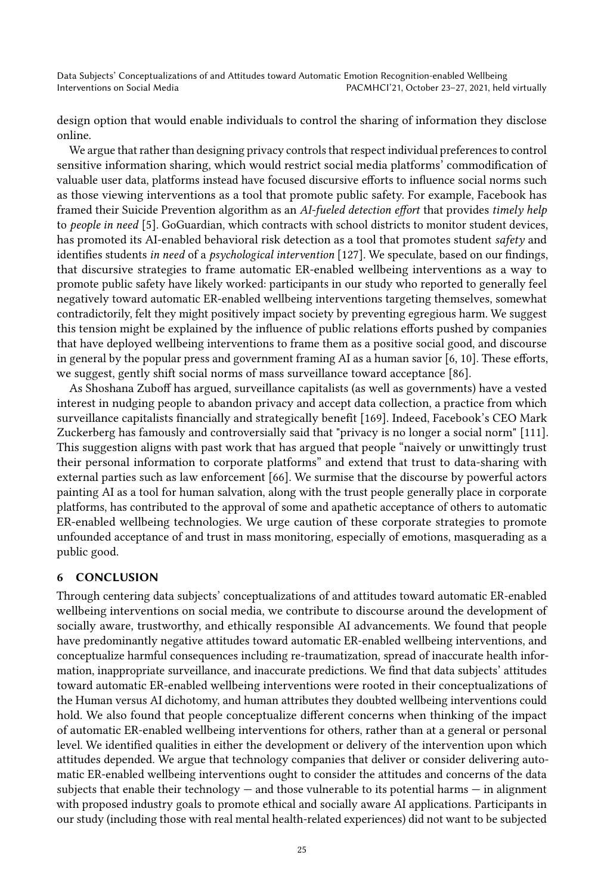design option that would enable individuals to control the sharing of information they disclose online.

We argue that rather than designing privacy controls that respect individual preferences to control sensitive information sharing, which would restrict social media platforms' commodification of valuable user data, platforms instead have focused discursive efforts to influence social norms such as those viewing interventions as a tool that promote public safety. For example, Facebook has framed their Suicide Prevention algorithm as an *AI-fueled detection effort* that provides *timely help* to *people in need* [5]. GoGuardian, which contracts with school districts to monitor student devices, has promoted its AI-enabled behavioral risk detection as a tool that promotes student *safety* and identifies students *in need* of a *psychological intervention* [127]. We speculate, based on our findings, that discursive strategies to frame automatic ER-enabled wellbeing interventions as a way to promote public safety have likely worked: participants in our study who reported to generally feel negatively toward automatic ER-enabled wellbeing interventions targeting themselves, somewhat contradictorily, felt they might positively impact society by preventing egregious harm. We suggest this tension might be explained by the influence of public relations efforts pushed by companies that have deployed wellbeing interventions to frame them as a positive social good, and discourse in general by the popular press and government framing AI as a human savior [6, 10]. These efforts, we suggest, gently shift social norms of mass surveillance toward acceptance [86].

As Shoshana Zuboff has argued, surveillance capitalists (as well as governments) have a vested interest in nudging people to abandon privacy and accept data collection, a practice from which surveillance capitalists financially and strategically benefit [169]. Indeed, Facebook's CEO Mark Zuckerberg has famously and controversially said that "privacy is no longer a social norm" [111]. This suggestion aligns with past work that has argued that people "naively or unwittingly trust their personal information to corporate platforms" and extend that trust to data-sharing with external parties such as law enforcement [66]. We surmise that the discourse by powerful actors painting AI as a tool for human salvation, along with the trust people generally place in corporate platforms, has contributed to the approval of some and apathetic acceptance of others to automatic ER-enabled wellbeing technologies. We urge caution of these corporate strategies to promote unfounded acceptance of and trust in mass monitoring, especially of emotions, masquerading as a public good.

## 6 CONCLUSION

Through centering data subjects' conceptualizations of and attitudes toward automatic ER-enabled wellbeing interventions on social media, we contribute to discourse around the development of socially aware, trustworthy, and ethically responsible AI advancements. We found that people have predominantly negative attitudes toward automatic ER-enabled wellbeing interventions, and conceptualize harmful consequences including re-traumatization, spread of inaccurate health information, inappropriate surveillance, and inaccurate predictions. We find that data subjects' attitudes toward automatic ER-enabled wellbeing interventions were rooted in their conceptualizations of the Human versus AI dichotomy, and human attributes they doubted wellbeing interventions could hold. We also found that people conceptualize different concerns when thinking of the impact of automatic ER-enabled wellbeing interventions for others, rather than at a general or personal level. We identified qualities in either the development or delivery of the intervention upon which attitudes depended. We argue that technology companies that deliver or consider delivering automatic ER-enabled wellbeing interventions ought to consider the attitudes and concerns of the data subjects that enable their technology — and those vulnerable to its potential harms — in alignment with proposed industry goals to promote ethical and socially aware AI applications. Participants in our study (including those with real mental health-related experiences) did not want to be subjected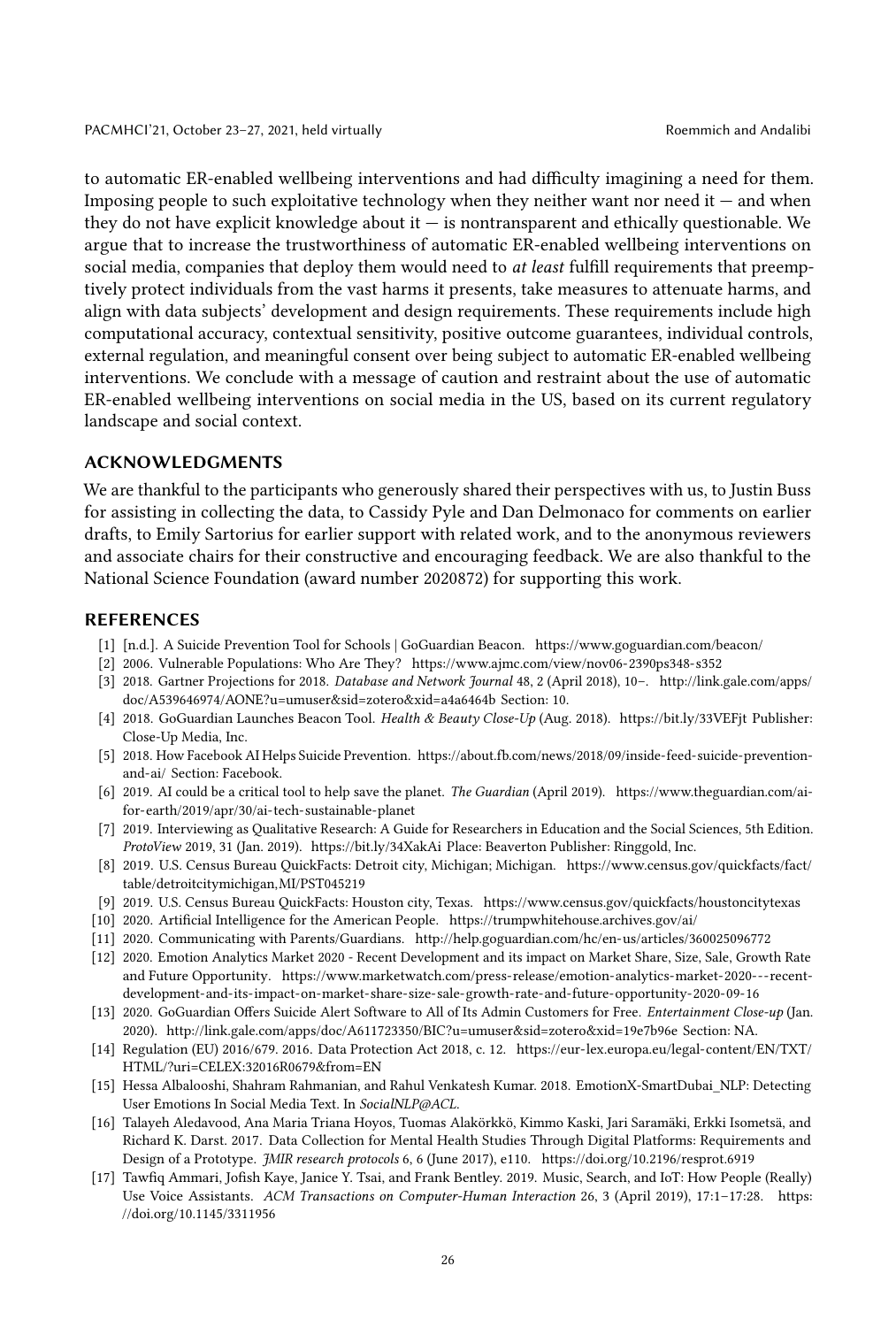to automatic ER-enabled wellbeing interventions and had difficulty imagining a need for them. Imposing people to such exploitative technology when they neither want nor need it — and when they do not have explicit knowledge about it — is nontransparent and ethically questionable. We argue that to increase the trustworthiness of automatic ER-enabled wellbeing interventions on social media, companies that deploy them would need to *at least* fulfill requirements that preemptively protect individuals from the vast harms it presents, take measures to attenuate harms, and align with data subjects' development and design requirements. These requirements include high computational accuracy, contextual sensitivity, positive outcome guarantees, individual controls, external regulation, and meaningful consent over being subject to automatic ER-enabled wellbeing interventions. We conclude with a message of caution and restraint about the use of automatic ER-enabled wellbeing interventions on social media in the US, based on its current regulatory landscape and social context.

## ACKNOWLEDGMENTS

We are thankful to the participants who generously shared their perspectives with us, to Justin Buss for assisting in collecting the data, to Cassidy Pyle and Dan Delmonaco for comments on earlier drafts, to Emily Sartorius for earlier support with related work, and to the anonymous reviewers and associate chairs for their constructive and encouraging feedback. We are also thankful to the National Science Foundation (award number 2020872) for supporting this work.

## REFERENCES

- [1] [n.d.]. A Suicide Prevention Tool for Schools | GoGuardian Beacon. https://www.goguardian.com/beacon/
- [2] 2006. Vulnerable Populations: Who Are They? https://www.ajmc.com/view/nov06-2390ps348-s352
- [3] 2018. Gartner Projections for 2018. *Database and Network Journal* 48, 2 (April 2018), 10–. http://link.gale.com/apps/doc/A539646974/AONE?u=umuser&sid=zotero&xid=a4a6464b Section: 10.
- [4] 2018. GoGuardian Launches Beacon Tool. *Health & Beauty Close-Up* (Aug. 2018). https://bit.ly/33VEFjt Publisher: Close-Up Media, Inc.
- [5] 2018. How Facebook AI Helps Suicide Prevention. https://about.fb.com/news/2018/09/inside-feed-suicide-prevention-and-ai/ Section: Facebook.
- [6] 2019. AI could be a critical tool to help save the planet. *The Guardian* (April 2019). https://www.theguardian.com/ai-for-earth/2019/apr/30/ai-tech-sustainable-planet
- [7] 2019. Interviewing as Qualitative Research: A Guide for Researchers in Education and the Social Sciences, 5th Edition. *ProtoView* 2019, 31 (Jan. 2019). https://bit.ly/34XakAi Place: Beaverton Publisher: Ringgold, Inc.
- [8] 2019. U.S. Census Bureau QuickFacts: Detroit city, Michigan; Michigan. https://www.census.gov/quickfacts/fact/table/detroitcitymichigan,MI/PST045219
- [9] 2019. U.S. Census Bureau QuickFacts: Houston city, Texas. https://www.census.gov/quickfacts/houstoncitytexas
- [10] 2020. Artificial Intelligence for the American People. https://trumpwhitehouse.archives.gov/ai/
- [11] 2020. Communicating with Parents/Guardians. http://help.goguardian.com/hc/en-us/articles/360025096772
- [12] 2020. Emotion Analytics Market 2020 - Recent Development and its impact on Market Share, Size, Sale, Growth Rate and Future Opportunity. https://www.marketwatch.com/press-release/emotion-analytics-market-2020---recent-development-and-its-impact-on-market-share-size-sale-growth-rate-and-future-opportunity-2020-09-16
- [13] 2020. GoGuardian Offers Suicide Alert Software to All of Its Admin Customers for Free. *Entertainment Close-up* (Jan. 2020). http://link.gale.com/apps/doc/A611723350/BIC?u=umuser&sid=zotero&xid=19e7b96e Section: NA.
- [14] Regulation (EU) 2016/679. 2016. Data Protection Act 2018, c. 12. https://eur-lex.europa.eu/legal-content/EN/TXT/HTML/?uri=CELEX:32016R0679&from=EN
- [15] Hessa Albalooshi, Shahram Rahmanian, and Rahul Venkatesh Kumar. 2018. EmotionX-SmartDubai_NLP: Detecting User Emotions In Social Media Text. In *SocialNLP@ACL*.
- [16] Talayeh Aledavood, Ana Maria Triana Hoyos, Tuomas Alakörkkö, Kimmo Kaski, Jari Saramäki, Erkki Isometsä, and Richard K. Darst. 2017. Data Collection for Mental Health Studies Through Digital Platforms: Requirements and Design of a Prototype. *JMIR research protocols* 6, 6 (June 2017), e110. https://doi.org/10.2196/resprot.6919
- [17] Tawfiq Ammari, Jofish Kaye, Janice Y. Tsai, and Frank Bentley. 2019. Music, Search, and IoT: How People (Really) Use Voice Assistants. *ACM Transactions on Computer-Human Interaction* 26, 3 (April 2019), 17:1–17:28. https://doi.org/10.1145/3311956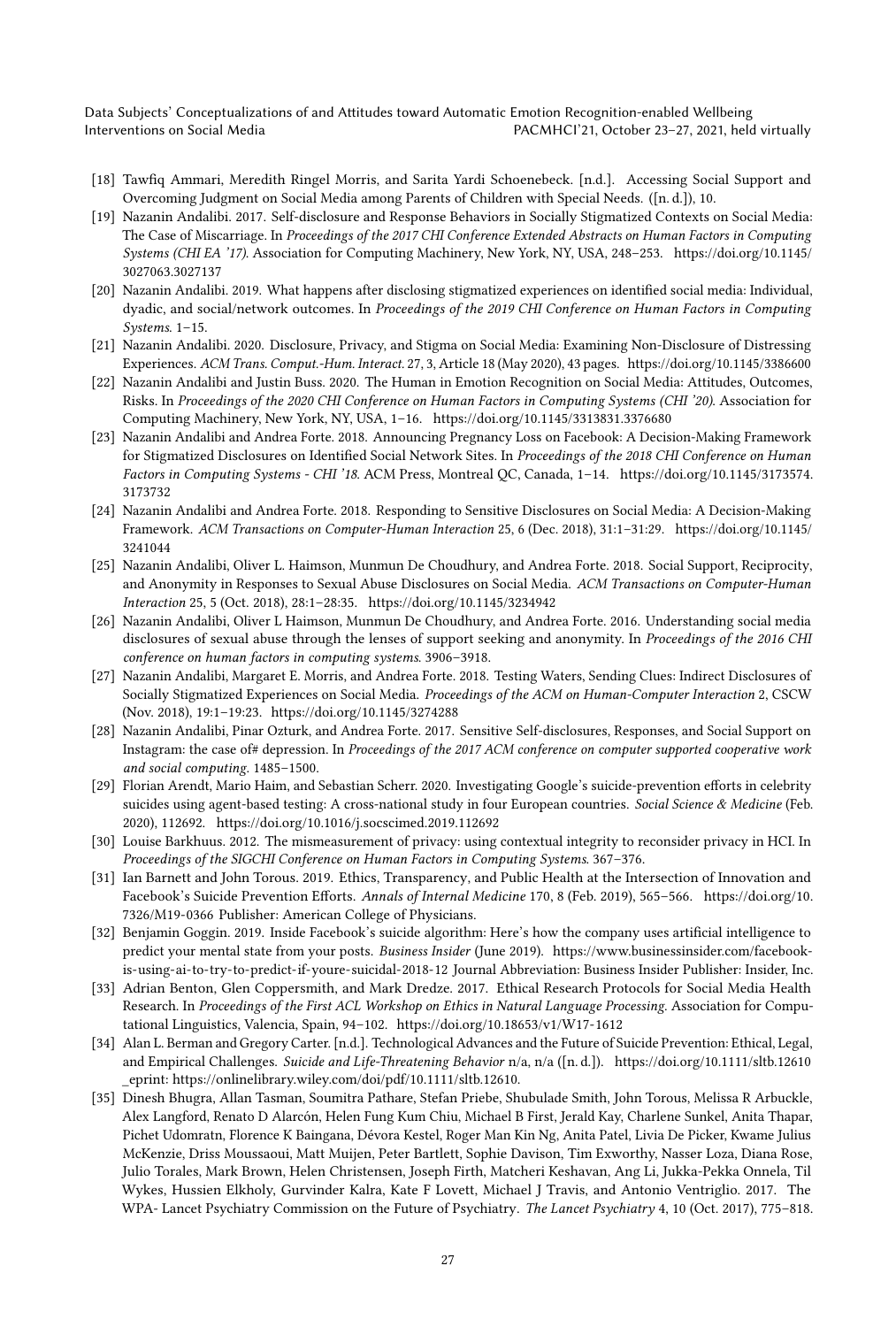[18] Tawfiq Ammari, Meredith Ringel Morris, and Sarita Yardi Schoenebeck. [n.d.]. Accessing Social Support and Overcoming Judgment on Social Media among Parents of Children with Special Needs. ([n. d.]), 10.

[19] Nazanin Andalibi. 2017. Self-disclosure and Response Behaviors in Socially Stigmatized Contexts on Social Media: The Case of Miscarriage. In *Proceedings of the 2017 CHI Conference Extended Abstracts on Human Factors in Computing Systems (CHI EA '17)*. Association for Computing Machinery, New York, NY, USA, 248–253. https://doi.org/10.1145/3027063.3027137

[20] Nazanin Andalibi. 2019. What happens after disclosing stigmatized experiences on identified social media: Individual, dyadic, and social/network outcomes. In *Proceedings of the 2019 CHI Conference on Human Factors in Computing Systems*. 1–15.

[21] Nazanin Andalibi. 2020. Disclosure, Privacy, and Stigma on Social Media: Examining Non-Disclosure of Distressing Experiences. *ACM Trans. Comput.-Hum. Interact.* 27, 3, Article 18 (May 2020), 43 pages. https://doi.org/10.1145/3386600

[22] Nazanin Andalibi and Justin Buss. 2020. The Human in Emotion Recognition on Social Media: Attitudes, Outcomes, Risks. In *Proceedings of the 2020 CHI Conference on Human Factors in Computing Systems (CHI '20)*. Association for Computing Machinery, New York, NY, USA, 1–16. https://doi.org/10.1145/3313831.3376680

[23] Nazanin Andalibi and Andrea Forte. 2018. Announcing Pregnancy Loss on Facebook: A Decision-Making Framework for Stigmatized Disclosures on Identified Social Network Sites. In *Proceedings of the 2018 CHI Conference on Human Factors in Computing Systems - CHI '18*. ACM Press, Montreal QC, Canada, 1–14. https://doi.org/10.1145/3173574.3173732

[24] Nazanin Andalibi and Andrea Forte. 2018. Responding to Sensitive Disclosures on Social Media: A Decision-Making Framework. *ACM Transactions on Computer-Human Interaction* 25, 6 (Dec. 2018), 31:1–31:29. https://doi.org/10.1145/3241044

[25] Nazanin Andalibi, Oliver L. Haimson, Munmun De Choudhury, and Andrea Forte. 2018. Social Support, Reciprocity, and Anonymity in Responses to Sexual Abuse Disclosures on Social Media. *ACM Transactions on Computer-Human Interaction* 25, 5 (Oct. 2018), 28:1–28:35. https://doi.org/10.1145/3234942

[26] Nazanin Andalibi, Oliver L Haimson, Munmun De Choudhury, and Andrea Forte. 2016. Understanding social media disclosures of sexual abuse through the lenses of support seeking and anonymity. In *Proceedings of the 2016 CHI conference on human factors in computing systems*. 3906–3918.

[27] Nazanin Andalibi, Margaret E. Morris, and Andrea Forte. 2018. Testing Waters, Sending Clues: Indirect Disclosures of Socially Stigmatized Experiences on Social Media. *Proceedings of the ACM on Human-Computer Interaction* 2, CSCW (Nov. 2018), 19:1–19:23. https://doi.org/10.1145/3274288

[28] Nazanin Andalibi, Pinar Ozturk, and Andrea Forte. 2017. Sensitive Self-disclosures, Responses, and Social Support on Instagram: the case of# depression. In *Proceedings of the 2017 ACM conference on computer supported cooperative work and social computing*. 1485–1500.

[29] Florian Arendt, Mario Haim, and Sebastian Scherr. 2020. Investigating Google's suicide-prevention efforts in celebrity suicides using agent-based testing: A cross-national study in four European countries. *Social Science & Medicine* (Feb. 2020), 112692. https://doi.org/10.1016/j.socscimed.2019.112692

[30] Louise Barkhuus. 2012. The mismeasurement of privacy: using contextual integrity to reconsider privacy in HCI. In *Proceedings of the SIGCHI Conference on Human Factors in Computing Systems*. 367–376.

[31] Ian Barnett and John Torous. 2019. Ethics, Transparency, and Public Health at the Intersection of Innovation and Facebook's Suicide Prevention Efforts. *Annals of Internal Medicine* 170, 8 (Feb. 2019), 565–566. https://doi.org/10.7326/M19-0366 Publisher: American College of Physicians.

[32] Benjamin Goggin. 2019. Inside Facebook's suicide algorithm: Here's how the company uses artificial intelligence to predict your mental state from your posts. *Business Insider* (June 2019). https://www.businessinsider.com/facebook-is-using-ai-to-try-to-predict-if-youre-suicidal-2018-12 Journal Abbreviation: Business Insider Publisher: Insider, Inc.

[33] Adrian Benton, Glen Coppersmith, and Mark Dredze. 2017. Ethical Research Protocols for Social Media Health Research. In *Proceedings of the First ACL Workshop on Ethics in Natural Language Processing*. Association for Computational Linguistics, Valencia, Spain, 94–102. https://doi.org/10.18653/v1/W17-1612

[34] Alan L. Berman and Gregory Carter. [n.d.]. Technological Advances and the Future of Suicide Prevention: Ethical, Legal, and Empirical Challenges. *Suicide and Life-Threatening Behavior* n/a, n/a ([n. d.]). https://doi.org/10.1111/sltb.12610 _eprint: https://onlinelibrary.wiley.com/doi/pdf/10.1111/sltb.12610.

[35] Dinesh Bhugra, Allan Tasman, Soumitra Pathare, Stefan Priebe, Shubulade Smith, John Torous, Melissa R Arbuckle, Alex Langford, Renato D Alarcón, Helen Fung Kum Chiu, Michael B First, Jerald Kay, Charlene Sunkel, Anita Thapar, Pichet Udomratn, Florence K Baingana, Dévora Kestel, Roger Man Kin Ng, Anita Patel, Livia De Picker, Kwame Julius McKenzie, Driss Moussaoui, Matt Muijen, Peter Bartlett, Sophie Davison, Tim Exworthy, Nasser Loza, Diana Rose, Julio Torales, Mark Brown, Helen Christensen, Joseph Firth, Matcheri Keshavan, Ang Li, Jukka-Pekka Onnela, Til Wykes, Hussien Elkholy, Gurvinder Kalra, Kate F Lovett, Michael J Travis, and Antonio Ventriglio. 2017. The WPA- Lancet Psychiatry Commission on the Future of Psychiatry. *The Lancet Psychiatry* 4, 10 (Oct. 2017), 775–818.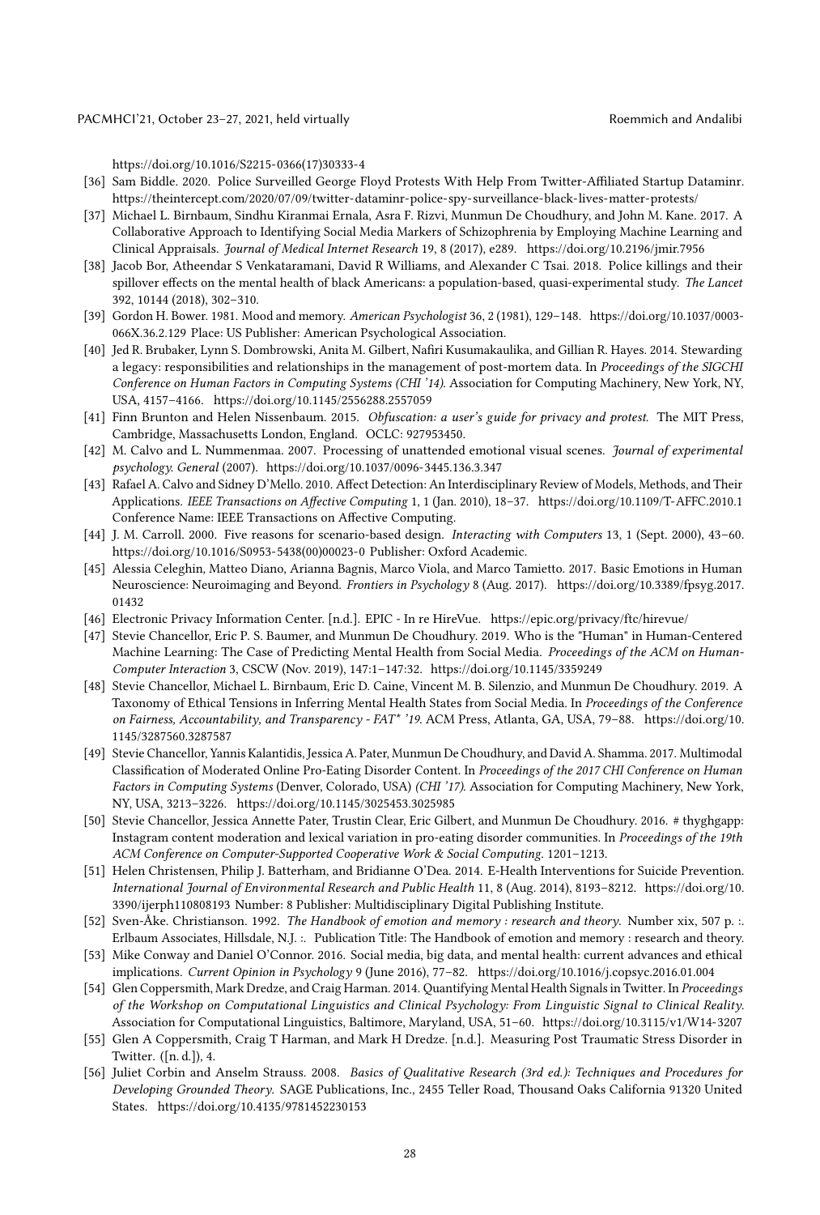https://doi.org/10.1016/S2215-0366(17)30333-4

[36] Sam Biddle. 2020. Police Surveilled George Floyd Protests With Help From Twitter-Affiliated Startup Dataminr. https://theintercept.com/2020/07/09/twitter-dataminr-police-spy-surveillance-black-lives-matter-protests/

[37] Michael L. Birnbaum, Sindhu Kiranmai Ernala, Asra F. Rizvi, Munmun De Choudhury, and John M. Kane. 2017. A Collaborative Approach to Identifying Social Media Markers of Schizophrenia by Employing Machine Learning and Clinical Appraisals. *Journal of Medical Internet Research* 19, 8 (2017), e289. https://doi.org/10.2196/jmir.7956

[38] Jacob Bor, Atheendar S Venkataramani, David R Williams, and Alexander C Tsai. 2018. Police killings and their spillover effects on the mental health of black Americans: a population-based, quasi-experimental study. *The Lancet* 392, 10144 (2018), 302–310.

[39] Gordon H. Bower. 1981. Mood and memory. *American Psychologist* 36, 2 (1981), 129–148. https://doi.org/10.1037/0003-066X.36.2.129 Place: US Publisher: American Psychological Association.

[40] Jed R. Brubaker, Lynn S. Dombrowski, Anita M. Gilbert, Nafiri Kusumakaulika, and Gillian R. Hayes. 2014. Stewarding a legacy: responsibilities and relationships in the management of post-mortem data. In *Proceedings of the SIGCHI Conference on Human Factors in Computing Systems (CHI '14)*. Association for Computing Machinery, New York, NY, USA, 4157–4166. https://doi.org/10.1145/2556288.2557059

[41] Finn Brunton and Helen Nissenbaum. 2015. *Obfuscation: a user's guide for privacy and protest*. The MIT Press, Cambridge, Massachusetts London, England. OCLC: 927953450.

[42] M. Calvo and L. Nummenmaa. 2007. Processing of unattended emotional visual scenes. *Journal of experimental psychology. General* (2007). https://doi.org/10.1037/0096-3445.136.3.347

[43] Rafael A. Calvo and Sidney D'Mello. 2010. Affect Detection: An Interdisciplinary Review of Models, Methods, and Their Applications. *IEEE Transactions on Affective Computing* 1, 1 (Jan. 2010), 18–37. https://doi.org/10.1109/T-AFFC.2010.1 Conference Name: IEEE Transactions on Affective Computing.

[44] J. M. Carroll. 2000. Five reasons for scenario-based design. *Interacting with Computers* 13, 1 (Sept. 2000), 43–60. https://doi.org/10.1016/S0953-5438(00)00023-0 Publisher: Oxford Academic.

[45] Alessia Celeghin, Matteo Diano, Arianna Bagnis, Marco Viola, and Marco Tamietto. 2017. Basic Emotions in Human Neuroscience: Neuroimaging and Beyond. *Frontiers in Psychology* 8 (Aug. 2017). https://doi.org/10.3389/fpsyg.2017.01432

[46] Electronic Privacy Information Center. [n.d.]. EPIC - In re HireVue. https://epic.org/privacy/ftc/hirevue/

[47] Stevie Chancellor, Eric P. S. Baumer, and Munmun De Choudhury. 2019. Who is the "Human" in Human-Centered Machine Learning: The Case of Predicting Mental Health from Social Media. *Proceedings of the ACM on Human-Computer Interaction* 3, CSCW (Nov. 2019), 147:1–147:32. https://doi.org/10.1145/3359249

[48] Stevie Chancellor, Michael L. Birnbaum, Eric D. Caine, Vincent M. B. Silenzio, and Munmun De Choudhury. 2019. A Taxonomy of Ethical Tensions in Inferring Mental Health States from Social Media. In *Proceedings of the Conference on Fairness, Accountability, and Transparency - FAT* '19*. ACM Press, Atlanta, GA, USA, 79–88. https://doi.org/10.1145/3287560.3287587

[49] Stevie Chancellor, Yannis Kalantidis, Jessica A. Pater, Munmun De Choudhury, and David A. Shamma. 2017. Multimodal Classification of Moderated Online Pro-Eating Disorder Content. In *Proceedings of the 2017 CHI Conference on Human Factors in Computing Systems* (Denver, Colorado, USA) *(CHI '17)*. Association for Computing Machinery, New York, NY, USA, 3213–3226. https://doi.org/10.1145/3025453.3025985

[50] Stevie Chancellor, Jessica Annette Pater, Trustin Clear, Eric Gilbert, and Munmun De Choudhury. 2016. # thyghgapp: Instagram content moderation and lexical variation in pro-eating disorder communities. In *Proceedings of the 19th ACM Conference on Computer-Supported Cooperative Work & Social Computing*. 1201–1213.

[51] Helen Christensen, Philip J. Batterham, and Bridianne O'Dea. 2014. E-Health Interventions for Suicide Prevention. *International Journal of Environmental Research and Public Health* 11, 8 (Aug. 2014), 8193–8212. https://doi.org/10.3390/ijerph110808193 Number: 8 Publisher: Multidisciplinary Digital Publishing Institute.

[52] Sven-Åke. Christianson. 1992. *The Handbook of emotion and memory : research and theory*. Number xix, 507 p. :. Erlbaum Associates, Hillsdale, N.J. :. Publication Title: The Handbook of emotion and memory : research and theory.

[53] Mike Conway and Daniel O'Connor. 2016. Social media, big data, and mental health: current advances and ethical implications. *Current Opinion in Psychology* 9 (June 2016), 77–82. https://doi.org/10.1016/j.copsyc.2016.01.004

[54] Glen Coppersmith, Mark Dredze, and Craig Harman. 2014. Quantifying Mental Health Signals in Twitter. In *Proceedings of the Workshop on Computational Linguistics and Clinical Psychology: From Linguistic Signal to Clinical Reality*. Association for Computational Linguistics, Baltimore, Maryland, USA, 51–60. https://doi.org/10.3115/v1/W14-3207

[55] Glen A Coppersmith, Craig T Harman, and Mark H Dredze. [n.d.]. Measuring Post Traumatic Stress Disorder in Twitter. ([n. d.]), 4.

[56] Juliet Corbin and Anselm Strauss. 2008. *Basics of Qualitative Research (3rd ed.): Techniques and Procedures for Developing Grounded Theory*. SAGE Publications, Inc., 2455 Teller Road, Thousand Oaks California 91320 United States. https://doi.org/10.4135/9781452230153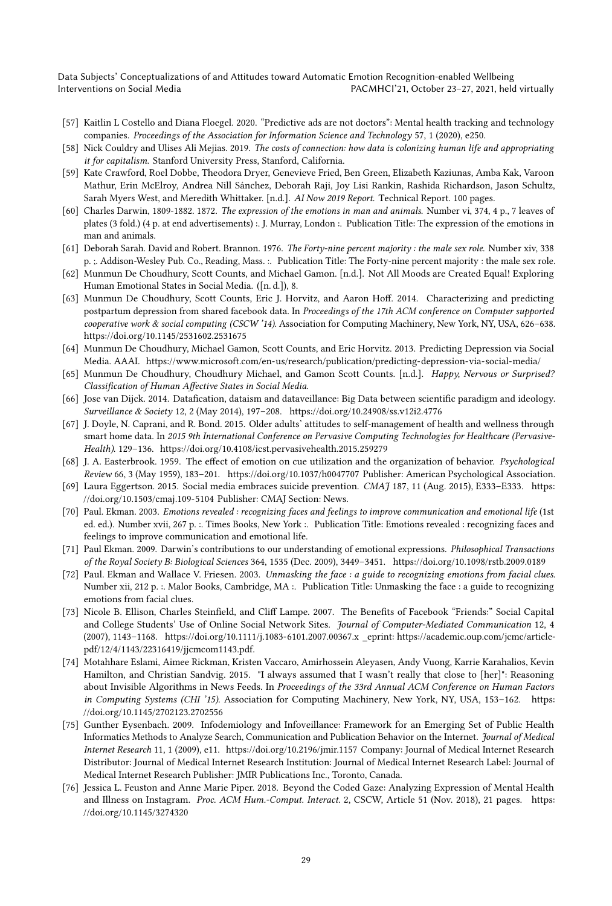[57] Kaitlin L Costello and Diana Floegel. 2020. "Predictive ads are not doctors": Mental health tracking and technology companies. *Proceedings of the Association for Information Science and Technology* 57, 1 (2020), e250.

[58] Nick Couldry and Ulises Ali Mejias. 2019. *The costs of connection: how data is colonizing human life and appropriating it for capitalism.* Stanford University Press, Stanford, California.

[59] Kate Crawford, Roel Dobbe, Theodora Dryer, Genevieve Fried, Ben Green, Elizabeth Kaziunas, Amba Kak, Varoon Mathur, Erin McElroy, Andrea Nill Sánchez, Deborah Raji, Joy Lisi Rankin, Rashida Richardson, Jason Schultz, Sarah Myers West, and Meredith Whittaker. [n.d.]. *AI Now 2019 Report.* Technical Report. 100 pages.

[60] Charles Darwin, 1809-1882. 1872. *The expression of the emotions in man and animals.* Number vi, 374, 4 p., 7 leaves of plates (3 fold.) (4 p. at end advertisements) :. J. Murray, London :. Publication Title: The expression of the emotions in man and animals.

[61] Deborah Sarah. David and Robert. Brannon. 1976. *The Forty-nine percent majority : the male sex role.* Number xiv, 338 p. ;. Addison-Wesley Pub. Co., Reading, Mass. :. Publication Title: The Forty-nine percent majority : the male sex role.

[62] Munmun De Choudhury, Scott Counts, and Michael Gamon. [n.d.]. Not All Moods are Created Equal! Exploring Human Emotional States in Social Media. ([n. d.]), 8.

[63] Munmun De Choudhury, Scott Counts, Eric J. Horvitz, and Aaron Hoff. 2014. Characterizing and predicting postpartum depression from shared facebook data. In *Proceedings of the 17th ACM conference on Computer supported cooperative work & social computing (CSCW '14).* Association for Computing Machinery, New York, NY, USA, 626–638. https://doi.org/10.1145/2531602.2531675

[64] Munmun De Choudhury, Michael Gamon, Scott Counts, and Eric Horvitz. 2013. Predicting Depression via Social Media. AAAI. https://www.microsoft.com/en-us/research/publication/predicting-depression-via-social-media/

[65] Munmun De Choudhury, Choudhury Michael, and Gamon Scott Counts. [n.d.]. *Happy, Nervous or Surprised? Classification of Human Affective States in Social Media.*

[66] Jose van Dijck. 2014. Datafication, dataism and dataveillance: Big Data between scientific paradigm and ideology. *Surveillance & Society* 12, 2 (May 2014), 197–208. https://doi.org/10.24908/ss.v12i2.4776

[67] J. Doyle, N. Caprani, and R. Bond. 2015. Older adults' attitudes to self-management of health and wellness through smart home data. In *2015 9th International Conference on Pervasive Computing Technologies for Healthcare (Pervasive-Health).* 129–136. https://doi.org/10.4108/icst.pervasivehealth.2015.259279

[68] J. A. Easterbrook. 1959. The effect of emotion on cue utilization and the organization of behavior. *Psychological Review* 66, 3 (May 1959), 183–201. https://doi.org/10.1037/h0047707 Publisher: American Psychological Association.

[69] Laura Eggertson. 2015. Social media embraces suicide prevention. *CMAJ* 187, 11 (Aug. 2015), E333–E333. https://doi.org/10.1503/cmaj.109-5104 Publisher: CMAJ Section: News.

[70] Paul. Ekman. 2003. *Emotions revealed : recognizing faces and feelings to improve communication and emotional life* (1st ed. ed.). Number xvii, 267 p. :. Times Books, New York :. Publication Title: Emotions revealed : recognizing faces and feelings to improve communication and emotional life.

[71] Paul Ekman. 2009. Darwin's contributions to our understanding of emotional expressions. *Philosophical Transactions of the Royal Society B: Biological Sciences* 364, 1535 (Dec. 2009), 3449–3451. https://doi.org/10.1098/rstb.2009.0189

[72] Paul. Ekman and Wallace V. Friesen. 2003. *Unmasking the face : a guide to recognizing emotions from facial clues.* Number xii, 212 p. :. Malor Books, Cambridge, MA :. Publication Title: Unmasking the face : a guide to recognizing emotions from facial clues.

[73] Nicole B. Ellison, Charles Steinfield, and Cliff Lampe. 2007. The Benefits of Facebook "Friends:" Social Capital and College Students' Use of Online Social Network Sites. *Journal of Computer-Mediated Communication* 12, 4 (2007), 1143–1168. https://doi.org/10.1111/j.1083-6101.2007.00367.x _eprint: https://academic.oup.com/jcmc/article-pdf/12/4/1143/22316419/jjcmcom1143.pdf.

[74] Motahhare Eslami, Aimee Rickman, Kristen Vaccaro, Amirhossein Aleyasen, Andy Vuong, Karrie Karahalios, Kevin Hamilton, and Christian Sandvig. 2015. "I always assumed that I wasn't really that close to [her]": Reasoning about Invisible Algorithms in News Feeds. In *Proceedings of the 33rd Annual ACM Conference on Human Factors in Computing Systems (CHI '15).* Association for Computing Machinery, New York, NY, USA, 153–162. https://doi.org/10.1145/2702123.2702556

[75] Gunther Eysenbach. 2009. Infodemiology and Infoveillance: Framework for an Emerging Set of Public Health Informatics Methods to Analyze Search, Communication and Publication Behavior on the Internet. *Journal of Medical Internet Research* 11, 1 (2009), e11. https://doi.org/10.2196/jmir.1157 Company: Journal of Medical Internet Research Distributor: Journal of Medical Internet Research Institution: Journal of Medical Internet Research Label: Journal of Medical Internet Research Publisher: JMIR Publications Inc., Toronto, Canada.

[76] Jessica L. Feuston and Anne Marie Piper. 2018. Beyond the Coded Gaze: Analyzing Expression of Mental Health and Illness on Instagram. *Proc. ACM Hum.-Comput. Interact.* 2, CSCW, Article 51 (Nov. 2018), 21 pages. https://doi.org/10.1145/3274320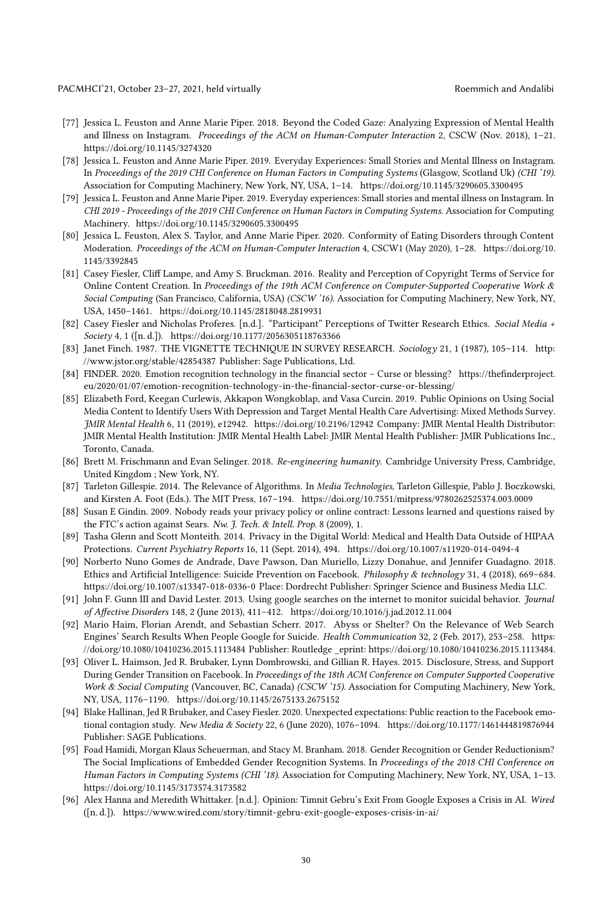[77] Jessica L. Feuston and Anne Marie Piper. 2018. Beyond the Coded Gaze: Analyzing Expression of Mental Health and Illness on Instagram. *Proceedings of the ACM on Human-Computer Interaction* 2, CSCW (Nov. 2018), 1–21. https://doi.org/10.1145/3274320

[78] Jessica L. Feuston and Anne Marie Piper. 2019. Everyday Experiences: Small Stories and Mental Illness on Instagram. In *Proceedings of the 2019 CHI Conference on Human Factors in Computing Systems* (Glasgow, Scotland Uk) *(CHI '19)*. Association for Computing Machinery, New York, NY, USA, 1–14. https://doi.org/10.1145/3290605.3300495

[79] Jessica L. Feuston and Anne Marie Piper. 2019. Everyday experiences: Small stories and mental illness on Instagram. In *CHI 2019 - Proceedings of the 2019 CHI Conference on Human Factors in Computing Systems*. Association for Computing Machinery. https://doi.org/10.1145/3290605.3300495

[80] Jessica L. Feuston, Alex S. Taylor, and Anne Marie Piper. 2020. Conformity of Eating Disorders through Content Moderation. *Proceedings of the ACM on Human-Computer Interaction* 4, CSCW1 (May 2020), 1–28. https://doi.org/10.1145/3392845

[81] Casey Fiesler, Cliff Lampe, and Amy S. Bruckman. 2016. Reality and Perception of Copyright Terms of Service for Online Content Creation. In *Proceedings of the 19th ACM Conference on Computer-Supported Cooperative Work & Social Computing* (San Francisco, California, USA) *(CSCW '16)*. Association for Computing Machinery, New York, NY, USA, 1450–1461. https://doi.org/10.1145/2818048.2819931

[82] Casey Fiesler and Nicholas Proferes. [n.d.]. "Participant" Perceptions of Twitter Research Ethics. *Social Media + Society* 4, 1 ([n. d.]). https://doi.org/10.1177/2056305118763366

[83] Janet Finch. 1987. THE VIGNETTE TECHNIQUE IN SURVEY RESEARCH. *Sociology* 21, 1 (1987), 105–114. http://www.jstor.org/stable/42854387 Publisher: Sage Publications, Ltd.

[84] FINDER. 2020. Emotion recognition technology in the financial sector – Curse or blessing? https://thefinderproject.eu/2020/01/07/emotion-recognition-technology-in-the-financial-sector-curse-or-blessing/

[85] Elizabeth Ford, Keegan Curlewis, Akkapon Wongkoblap, and Vasa Curcin. 2019. Public Opinions on Using Social Media Content to Identify Users With Depression and Target Mental Health Care Advertising: Mixed Methods Survey. *JMIR Mental Health* 6, 11 (2019), e12942. https://doi.org/10.2196/12942 Company: JMIR Mental Health Distributor: JMIR Mental Health Institution: JMIR Mental Health Label: JMIR Mental Health Publisher: JMIR Publications Inc., Toronto, Canada.

[86] Brett M. Frischmann and Evan Selinger. 2018. *Re-engineering humanity*. Cambridge University Press, Cambridge, United Kingdom ; New York, NY.

[87] Tarleton Gillespie. 2014. The Relevance of Algorithms. In *Media Technologies*, Tarleton Gillespie, Pablo J. Boczkowski, and Kirsten A. Foot (Eds.). The MIT Press, 167–194. https://doi.org/10.7551/mitpress/9780262525374.003.0009

[88] Susan E Gindin. 2009. Nobody reads your privacy policy or online contract: Lessons learned and questions raised by the FTC's action against Sears. *Nw. J. Tech. & Intell. Prop.* 8 (2009), 1.

[89] Tasha Glenn and Scott Monteith. 2014. Privacy in the Digital World: Medical and Health Data Outside of HIPAA Protections. *Current Psychiatry Reports* 16, 11 (Sept. 2014), 494. https://doi.org/10.1007/s11920-014-0494-4

[90] Norberto Nuno Gomes de Andrade, Dave Pawson, Dan Muriello, Lizzy Donahue, and Jennifer Guadagno. 2018. Ethics and Artificial Intelligence: Suicide Prevention on Facebook. *Philosophy & technology* 31, 4 (2018), 669–684. https://doi.org/10.1007/s13347-018-0336-0 Place: Dordrecht Publisher: Springer Science and Business Media LLC.

[91] John F. Gunn III and David Lester. 2013. Using google searches on the internet to monitor suicidal behavior. *Journal of Affective Disorders* 148, 2 (June 2013), 411–412. https://doi.org/10.1016/j.jad.2012.11.004

[92] Mario Haim, Florian Arendt, and Sebastian Scherr. 2017. Abyss or Shelter? On the Relevance of Web Search Engines' Search Results When People Google for Suicide. *Health Communication* 32, 2 (Feb. 2017), 253–258. https://doi.org/10.1080/10410236.2015.1113484 Publisher: Routledge _eprint: https://doi.org/10.1080/10410236.2015.1113484.

[93] Oliver L. Haimson, Jed R. Brubaker, Lynn Dombrowski, and Gillian R. Hayes. 2015. Disclosure, Stress, and Support During Gender Transition on Facebook. In *Proceedings of the 18th ACM Conference on Computer Supported Cooperative Work & Social Computing* (Vancouver, BC, Canada) *(CSCW '15)*. Association for Computing Machinery, New York, NY, USA, 1176–1190. https://doi.org/10.1145/2675133.2675152

[94] Blake Hallinan, Jed R Brubaker, and Casey Fiesler. 2020. Unexpected expectations: Public reaction to the Facebook emotional contagion study. *New Media & Society* 22, 6 (June 2020), 1076–1094. https://doi.org/10.1177/1461444819876944 Publisher: SAGE Publications.

[95] Foad Hamidi, Morgan Klaus Scheuerman, and Stacy M. Branham. 2018. Gender Recognition or Gender Reductionism? The Social Implications of Embedded Gender Recognition Systems. In *Proceedings of the 2018 CHI Conference on Human Factors in Computing Systems (CHI '18)*. Association for Computing Machinery, New York, NY, USA, 1–13. https://doi.org/10.1145/3173574.3173582

[96] Alex Hanna and Meredith Whittaker. [n.d.]. Opinion: Timnit Gebru's Exit From Google Exposes a Crisis in AI. *Wired* ([n. d.]). https://www.wired.com/story/timnit-gebru-exit-google-exposes-crisis-in-ai/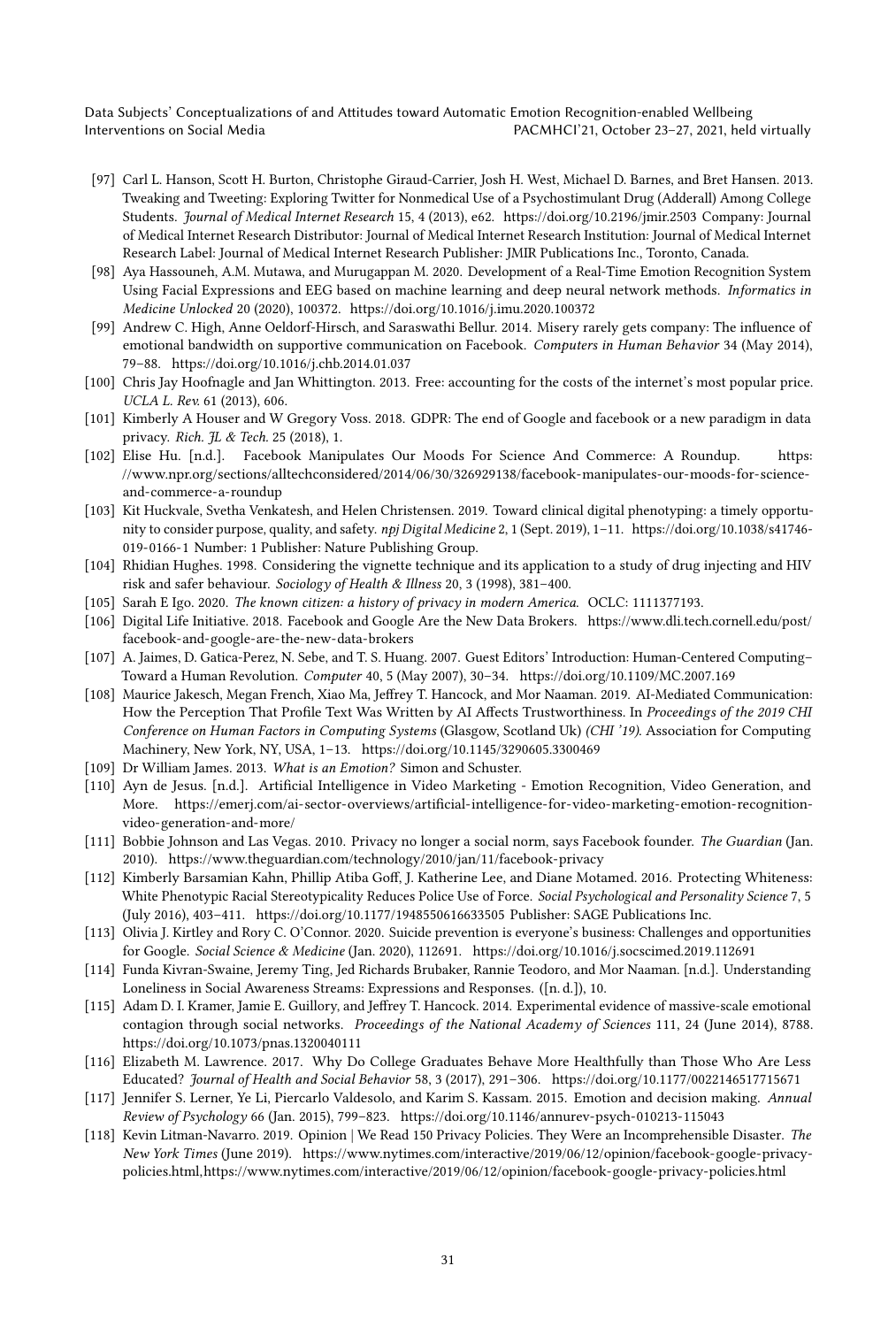- [97] Carl L. Hanson, Scott H. Burton, Christophe Giraud-Carrier, Josh H. West, Michael D. Barnes, and Bret Hansen. 2013. Tweaking and Tweeting: Exploring Twitter for Nonmedical Use of a Psychostimulant Drug (Adderall) Among College Students. *Journal of Medical Internet Research* 15, 4 (2013), e62. https://doi.org/10.2196/jmir.2503 Company: Journal of Medical Internet Research Distributor: Journal of Medical Internet Research Institution: Journal of Medical Internet Research Label: Journal of Medical Internet Research Publisher: JMIR Publications Inc., Toronto, Canada.
- [98] Aya Hassouneh, A.M. Mutawa, and Murugappan M. 2020. Development of a Real-Time Emotion Recognition System Using Facial Expressions and EEG based on machine learning and deep neural network methods. *Informatics in Medicine Unlocked* 20 (2020), 100372. https://doi.org/10.1016/j.imu.2020.100372
- [99] Andrew C. High, Anne Oeldorf-Hirsch, and Saraswathi Bellur. 2014. Misery rarely gets company: The influence of emotional bandwidth on supportive communication on Facebook. *Computers in Human Behavior* 34 (May 2014), 79–88. https://doi.org/10.1016/j.chb.2014.01.037
- [100] Chris Jay Hoofnagle and Jan Whittington. 2013. Free: accounting for the costs of the internet's most popular price. *UCLA L. Rev.* 61 (2013), 606.
- [101] Kimberly A Houser and W Gregory Voss. 2018. GDPR: The end of Google and facebook or a new paradigm in data privacy. *Rich. JL & Tech.* 25 (2018), 1.
- [102] Elise Hu. [n.d.]. Facebook Manipulates Our Moods For Science And Commerce: A Roundup. https://www.npr.org/sections/alltechconsidered/2014/06/30/326929138/facebook-manipulates-our-moods-for-science-and-commerce-a-roundup
- [103] Kit Huckvale, Svetha Venkatesh, and Helen Christensen. 2019. Toward clinical digital phenotyping: a timely opportunity to consider purpose, quality, and safety. *npj Digital Medicine* 2, 1 (Sept. 2019), 1–11. https://doi.org/10.1038/s41746-019-0166-1 Number: 1 Publisher: Nature Publishing Group.
- [104] Rhidian Hughes. 1998. Considering the vignette technique and its application to a study of drug injecting and HIV risk and safer behaviour. *Sociology of Health & Illness* 20, 3 (1998), 381–400.
- [105] Sarah E Igo. 2020. *The known citizen: a history of privacy in modern America.* OCLC: 1111377193.
- [106] Digital Life Initiative. 2018. Facebook and Google Are the New Data Brokers. https://www.dli.tech.cornell.edu/post/facebook-and-google-are-the-new-data-brokers
- [107] A. Jaimes, D. Gatica-Perez, N. Sebe, and T. S. Huang. 2007. Guest Editors' Introduction: Human-Centered Computing–Toward a Human Revolution. *Computer* 40, 5 (May 2007), 30–34. https://doi.org/10.1109/MC.2007.169
- [108] Maurice Jakesch, Megan French, Xiao Ma, Jeffrey T. Hancock, and Mor Naaman. 2019. AI-Mediated Communication: How the Perception That Profile Text Was Written by AI Affects Trustworthiness. In *Proceedings of the 2019 CHI Conference on Human Factors in Computing Systems* (Glasgow, Scotland Uk) *(CHI '19)*. Association for Computing Machinery, New York, NY, USA, 1–13. https://doi.org/10.1145/3290605.3300469
- [109] Dr William James. 2013. *What is an Emotion?* Simon and Schuster.
- [110] Ayn de Jesus. [n.d.]. Artificial Intelligence in Video Marketing - Emotion Recognition, Video Generation, and More. https://emerj.com/ai-sector-overviews/artificial-intelligence-for-video-marketing-emotion-recognition-video-generation-and-more/
- [111] Bobbie Johnson and Las Vegas. 2010. Privacy no longer a social norm, says Facebook founder. *The Guardian* (Jan. 2010). https://www.theguardian.com/technology/2010/jan/11/facebook-privacy
- [112] Kimberly Barsamian Kahn, Phillip Atiba Goff, J. Katherine Lee, and Diane Motamed. 2016. Protecting Whiteness: White Phenotypic Racial Stereotypicality Reduces Police Use of Force. *Social Psychological and Personality Science* 7, 5 (July 2016), 403–411. https://doi.org/10.1177/1948550616633505 Publisher: SAGE Publications Inc.
- [113] Olivia J. Kirtley and Rory C. O'Connor. 2020. Suicide prevention is everyone's business: Challenges and opportunities for Google. *Social Science & Medicine* (Jan. 2020), 112691. https://doi.org/10.1016/j.socscimed.2019.112691
- [114] Funda Kivran-Swaine, Jeremy Ting, Jed Richards Brubaker, Rannie Teodoro, and Mor Naaman. [n.d.]. Understanding Loneliness in Social Awareness Streams: Expressions and Responses. ([n. d.]), 10.
- [115] Adam D. I. Kramer, Jamie E. Guillory, and Jeffrey T. Hancock. 2014. Experimental evidence of massive-scale emotional contagion through social networks. *Proceedings of the National Academy of Sciences* 111, 24 (June 2014), 8788. https://doi.org/10.1073/pnas.1320040111
- [116] Elizabeth M. Lawrence. 2017. Why Do College Graduates Behave More Healthfully than Those Who Are Less Educated? *Journal of Health and Social Behavior* 58, 3 (2017), 291–306. https://doi.org/10.1177/0022146517715671
- [117] Jennifer S. Lerner, Ye Li, Piercarlo Valdesolo, and Karim S. Kassam. 2015. Emotion and decision making. *Annual Review of Psychology* 66 (Jan. 2015), 799–823. https://doi.org/10.1146/annurev-psych-010213-115043
- [118] Kevin Litman-Navarro. 2019. Opinion | We Read 150 Privacy Policies. They Were an Incomprehensible Disaster. *The New York Times* (June 2019). https://www.nytimes.com/interactive/2019/06/12/opinion/facebook-google-privacy-policies.html,https://www.nytimes.com/interactive/2019/06/12/opinion/facebook-google-privacy-policies.html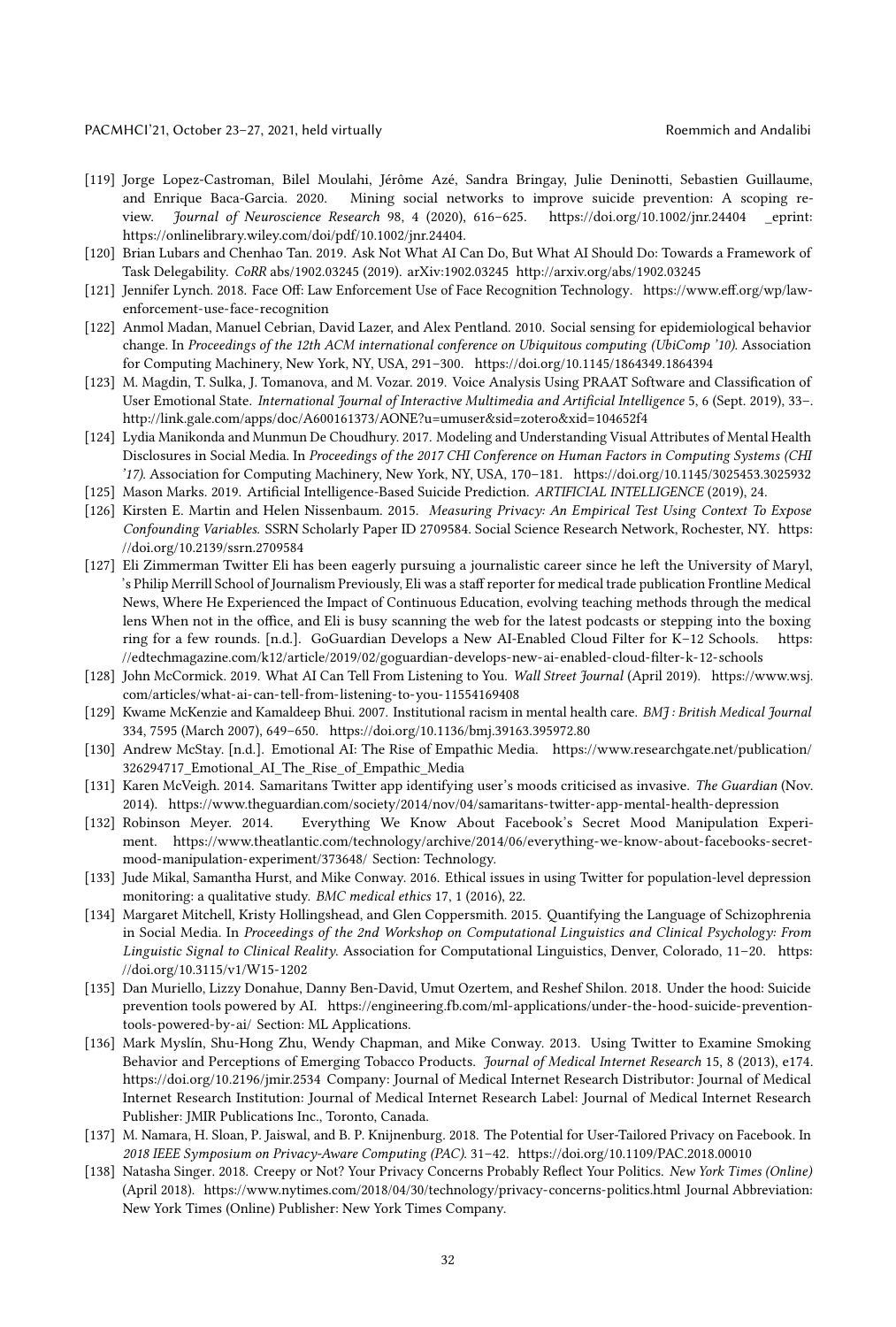[119] Jorge Lopez-Castroman, Bilel Moulahi, Jérôme Azé, Sandra Bringay, Julie Deninotti, Sebastien Guillaume, and Enrique Baca-Garcia. 2020. Mining social networks to improve suicide prevention: A scoping review. *Journal of Neuroscience Research* 98, 4 (2020), 616–625. https://doi.org/10.1002/jnr.24404 _eprint: https://onlinelibrary.wiley.com/doi/pdf/10.1002/jnr.24404.

[120] Brian Lubars and Chenhao Tan. 2019. Ask Not What AI Can Do, But What AI Should Do: Towards a Framework of Task Delegability. *CoRR* abs/1902.03245 (2019). arXiv:1902.03245 http://arxiv.org/abs/1902.03245

[121] Jennifer Lynch. 2018. Face Off: Law Enforcement Use of Face Recognition Technology. https://www.eff.org/wp/law-enforcement-use-face-recognition

[122] Anmol Madan, Manuel Cebrian, David Lazer, and Alex Pentland. 2010. Social sensing for epidemiological behavior change. In *Proceedings of the 12th ACM international conference on Ubiquitous computing (UbiComp '10)*. Association for Computing Machinery, New York, NY, USA, 291–300. https://doi.org/10.1145/1864349.1864394

[123] M. Magdin, T. Sulka, J. Tomanova, and M. Vozar. 2019. Voice Analysis Using PRAAT Software and Classification of User Emotional State. *International Journal of Interactive Multimedia and Artificial Intelligence* 5, 6 (Sept. 2019), 33–. http://link.gale.com/apps/doc/A600161373/AONE?u=umuser&sid=zotero&xid=104652f4

[124] Lydia Manikonda and Munmun De Choudhury. 2017. Modeling and Understanding Visual Attributes of Mental Health Disclosures in Social Media. In *Proceedings of the 2017 CHI Conference on Human Factors in Computing Systems (CHI '17)*. Association for Computing Machinery, New York, NY, USA, 170–181. https://doi.org/10.1145/3025453.3025932

[125] Mason Marks. 2019. Artificial Intelligence-Based Suicide Prediction. *ARTIFICIAL INTELLIGENCE* (2019), 24.

[126] Kirsten E. Martin and Helen Nissenbaum. 2015. *Measuring Privacy: An Empirical Test Using Context To Expose Confounding Variables.* SSRN Scholarly Paper ID 2709584. Social Science Research Network, Rochester, NY. https://doi.org/10.2139/ssrn.2709584

[127] Eli Zimmerman Twitter Eli has been eagerly pursuing a journalistic career since he left the University of Maryl, 's Philip Merrill School of Journalism Previously, Eli was a staff reporter for medical trade publication Frontline Medical News, Where He Experienced the Impact of Continuous Education, evolving teaching methods through the medical lens When not in the office, and Eli is busy scanning the web for the latest podcasts or stepping into the boxing ring for a few rounds. [n.d.]. GoGuardian Develops a New AI-Enabled Cloud Filter for K–12 Schools. https://edtechmagazine.com/k12/article/2019/02/goguardian-develops-new-ai-enabled-cloud-filter-k-12-schools

[128] John McCormick. 2019. What AI Can Tell From Listening to You. *Wall Street Journal* (April 2019). https://www.wsj.com/articles/what-ai-can-tell-from-listening-to-you-11554169408

[129] Kwame McKenzie and Kamaldeep Bhui. 2007. Institutional racism in mental health care. *BMJ : British Medical Journal* 334, 7595 (March 2007), 649–650. https://doi.org/10.1136/bmj.39163.395972.80

[130] Andrew McStay. [n.d.]. Emotional AI: The Rise of Empathic Media. https://www.researchgate.net/publication/326294717_Emotional_AI_The_Rise_of_Empathic_Media

[131] Karen McVeigh. 2014. Samaritans Twitter app identifying user's moods criticised as invasive. *The Guardian* (Nov. 2014). https://www.theguardian.com/society/2014/nov/04/samaritans-twitter-app-mental-health-depression

[132] Robinson Meyer. 2014. Everything We Know About Facebook's Secret Mood Manipulation Experiment. https://www.theatlantic.com/technology/archive/2014/06/everything-we-know-about-facebooks-secret-mood-manipulation-experiment/373648/ Section: Technology.

[133] Jude Mikal, Samantha Hurst, and Mike Conway. 2016. Ethical issues in using Twitter for population-level depression monitoring: a qualitative study. *BMC medical ethics* 17, 1 (2016), 22.

[134] Margaret Mitchell, Kristy Hollingshead, and Glen Coppersmith. 2015. Quantifying the Language of Schizophrenia in Social Media. In *Proceedings of the 2nd Workshop on Computational Linguistics and Clinical Psychology: From Linguistic Signal to Clinical Reality*. Association for Computational Linguistics, Denver, Colorado, 11–20. https://doi.org/10.3115/v1/W15-1202

[135] Dan Muriello, Lizzy Donahue, Danny Ben-David, Umut Ozertem, and Reshef Shilon. 2018. Under the hood: Suicide prevention tools powered by AI. https://engineering.fb.com/ml-applications/under-the-hood-suicide-prevention-tools-powered-by-ai/ Section: ML Applications.

[136] Mark Myslín, Shu-Hong Zhu, Wendy Chapman, and Mike Conway. 2013. Using Twitter to Examine Smoking Behavior and Perceptions of Emerging Tobacco Products. *Journal of Medical Internet Research* 15, 8 (2013), e174. https://doi.org/10.2196/jmir.2534 Company: Journal of Medical Internet Research Distributor: Journal of Medical Internet Research Institution: Journal of Medical Internet Research Label: Journal of Medical Internet Research Publisher: JMIR Publications Inc., Toronto, Canada.

[137] M. Namara, H. Sloan, P. Jaiswal, and B. P. Knijnenburg. 2018. The Potential for User-Tailored Privacy on Facebook. In *2018 IEEE Symposium on Privacy-Aware Computing (PAC)*. 31–42. https://doi.org/10.1109/PAC.2018.00010

[138] Natasha Singer. 2018. Creepy or Not? Your Privacy Concerns Probably Reflect Your Politics. *New York Times (Online)* (April 2018). https://www.nytimes.com/2018/04/30/technology/privacy-concerns-politics.html Journal Abbreviation: New York Times (Online) Publisher: New York Times Company.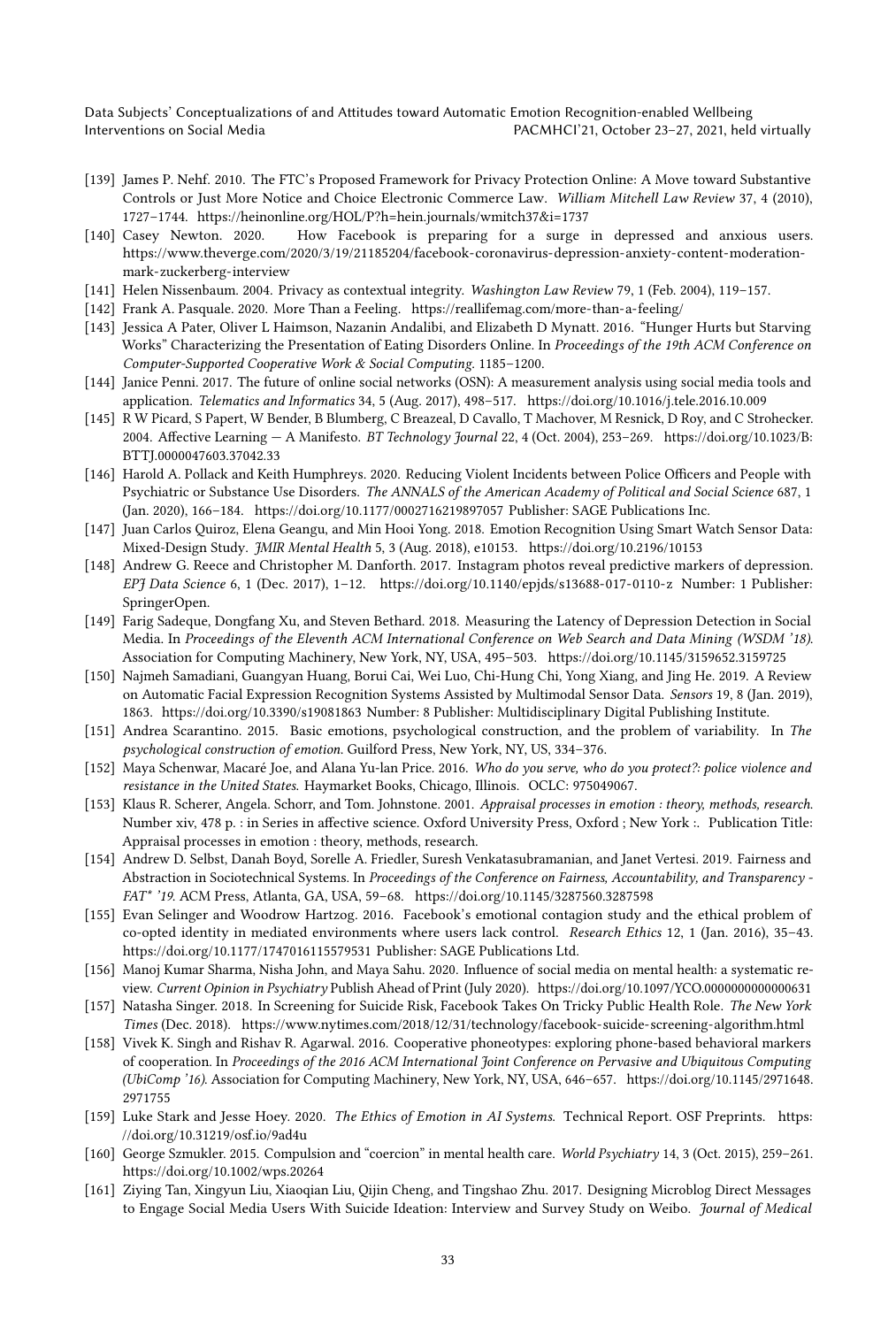- [139] James P. Nehf. 2010. The FTC's Proposed Framework for Privacy Protection Online: A Move toward Substantive Controls or Just More Notice and Choice Electronic Commerce Law. *William Mitchell Law Review* 37, 4 (2010), 1727–1744. https://heinonline.org/HOL/P?h=hein.journals/wmitch37&i=1737
- [140] Casey Newton. 2020. How Facebook is preparing for a surge in depressed and anxious users. https://www.theverge.com/2020/3/19/21185204/facebook-coronavirus-depression-anxiety-content-moderation-mark-zuckerberg-interview
- [141] Helen Nissenbaum. 2004. Privacy as contextual integrity. *Washington Law Review* 79, 1 (Feb. 2004), 119–157.
- [142] Frank A. Pasquale. 2020. More Than a Feeling. https://reallifemag.com/more-than-a-feeling/
- [143] Jessica A Pater, Oliver L Haimson, Nazanin Andalibi, and Elizabeth D Mynatt. 2016. "Hunger Hurts but Starving Works" Characterizing the Presentation of Eating Disorders Online. In *Proceedings of the 19th ACM Conference on Computer-Supported Cooperative Work & Social Computing*. 1185–1200.
- [144] Janice Penni. 2017. The future of online social networks (OSN): A measurement analysis using social media tools and application. *Telematics and Informatics* 34, 5 (Aug. 2017), 498–517. https://doi.org/10.1016/j.tele.2016.10.009
- [145] R W Picard, S Papert, W Bender, B Blumberg, C Breazeal, D Cavallo, T Machover, M Resnick, D Roy, and C Strohecker. 2004. Affective Learning — A Manifesto. *BT Technology Journal* 22, 4 (Oct. 2004), 253–269. https://doi.org/10.1023/B:BTTJ.0000047603.37042.33
- [146] Harold A. Pollack and Keith Humphreys. 2020. Reducing Violent Incidents between Police Officers and People with Psychiatric or Substance Use Disorders. *The ANNALS of the American Academy of Political and Social Science* 687, 1 (Jan. 2020), 166–184. https://doi.org/10.1177/0002716219897057 Publisher: SAGE Publications Inc.
- [147] Juan Carlos Quiroz, Elena Geangu, and Min Hooi Yong. 2018. Emotion Recognition Using Smart Watch Sensor Data: Mixed-Design Study. *JMIR Mental Health* 5, 3 (Aug. 2018), e10153. https://doi.org/10.2196/10153
- [148] Andrew G. Reece and Christopher M. Danforth. 2017. Instagram photos reveal predictive markers of depression. *EPJ Data Science* 6, 1 (Dec. 2017), 1–12. https://doi.org/10.1140/epjds/s13688-017-0110-z Number: 1 Publisher: SpringerOpen.
- [149] Farig Sadeque, Dongfang Xu, and Steven Bethard. 2018. Measuring the Latency of Depression Detection in Social Media. In *Proceedings of the Eleventh ACM International Conference on Web Search and Data Mining (WSDM '18)*. Association for Computing Machinery, New York, NY, USA, 495–503. https://doi.org/10.1145/3159652.3159725
- [150] Najmeh Samadiani, Guangyan Huang, Borui Cai, Wei Luo, Chi-Hung Chi, Yong Xiang, and Jing He. 2019. A Review on Automatic Facial Expression Recognition Systems Assisted by Multimodal Sensor Data. *Sensors* 19, 8 (Jan. 2019), 1863. https://doi.org/10.3390/s19081863 Number: 8 Publisher: Multidisciplinary Digital Publishing Institute.
- [151] Andrea Scarantino. 2015. Basic emotions, psychological construction, and the problem of variability. In *The psychological construction of emotion*. Guilford Press, New York, NY, US, 334–376.
- [152] Maya Schenwar, Macaré Joe, and Alana Yu-lan Price. 2016. *Who do you serve, who do you protect?: police violence and resistance in the United States*. Haymarket Books, Chicago, Illinois. OCLC: 975049067.
- [153] Klaus R. Scherer, Angela. Schorr, and Tom. Johnstone. 2001. *Appraisal processes in emotion : theory, methods, research*. Number xiv, 478 p. : in Series in affective science. Oxford University Press, Oxford ; New York :. Publication Title: Appraisal processes in emotion : theory, methods, research.
- [154] Andrew D. Selbst, Danah Boyd, Sorelle A. Friedler, Suresh Venkatasubramanian, and Janet Vertesi. 2019. Fairness and Abstraction in Sociotechnical Systems. In *Proceedings of the Conference on Fairness, Accountability, and Transparency - FAT\* '19*. ACM Press, Atlanta, GA, USA, 59–68. https://doi.org/10.1145/3287560.3287598
- [155] Evan Selinger and Woodrow Hartzog. 2016. Facebook's emotional contagion study and the ethical problem of co-opted identity in mediated environments where users lack control. *Research Ethics* 12, 1 (Jan. 2016), 35–43. https://doi.org/10.1177/1747016115579531 Publisher: SAGE Publications Ltd.
- [156] Manoj Kumar Sharma, Nisha John, and Maya Sahu. 2020. Influence of social media on mental health: a systematic review. *Current Opinion in Psychiatry* Publish Ahead of Print (July 2020). https://doi.org/10.1097/YCO.0000000000000631
- [157] Natasha Singer. 2018. In Screening for Suicide Risk, Facebook Takes On Tricky Public Health Role. *The New York Times* (Dec. 2018). https://www.nytimes.com/2018/12/31/technology/facebook-suicide-screening-algorithm.html
- [158] Vivek K. Singh and Rishav R. Agarwal. 2016. Cooperative phoneotypes: exploring phone-based behavioral markers of cooperation. In *Proceedings of the 2016 ACM International Joint Conference on Pervasive and Ubiquitous Computing (UbiComp '16)*. Association for Computing Machinery, New York, NY, USA, 646–657. https://doi.org/10.1145/2971648.2971755
- [159] Luke Stark and Jesse Hoey. 2020. *The Ethics of Emotion in AI Systems*. Technical Report. OSF Preprints. https://doi.org/10.31219/osf.io/9ad4u
- [160] George Szmukler. 2015. Compulsion and "coercion" in mental health care. *World Psychiatry* 14, 3 (Oct. 2015), 259–261. https://doi.org/10.1002/wps.20264
- [161] Ziying Tan, Xingyun Liu, Xiaoqian Liu, Qijin Cheng, and Tingshao Zhu. 2017. Designing Microblog Direct Messages to Engage Social Media Users With Suicide Ideation: Interview and Survey Study on Weibo. *Journal of Medical*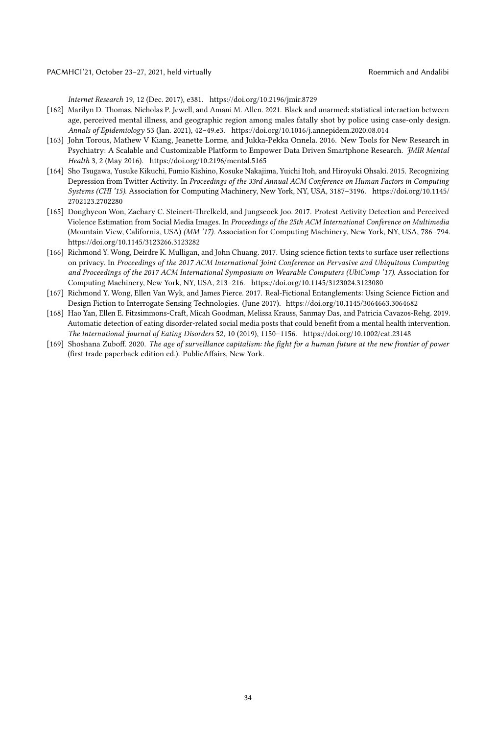Internet Research 19, 12 (Dec. 2017), e381. https://doi.org/10.2196/jmir.8729

[162] Marilyn D. Thomas, Nicholas P. Jewell, and Amani M. Allen. 2021. Black and unarmed: statistical interaction between age, perceived mental illness, and geographic region among males fatally shot by police using case-only design. *Annals of Epidemiology* 53 (Jan. 2021), 42–49.e3. https://doi.org/10.1016/j.annepidem.2020.08.014

[163] John Torous, Mathew V Kiang, Jeanette Lorme, and Jukka-Pekka Onnela. 2016. New Tools for New Research in Psychiatry: A Scalable and Customizable Platform to Empower Data Driven Smartphone Research. *JMIR Mental Health* 3, 2 (May 2016). https://doi.org/10.2196/mental.5165

[164] Sho Tsugawa, Yusuke Kikuchi, Fumio Kishino, Kosuke Nakajima, Yuichi Itoh, and Hiroyuki Ohsaki. 2015. Recognizing Depression from Twitter Activity. In *Proceedings of the 33rd Annual ACM Conference on Human Factors in Computing Systems (CHI '15)*. Association for Computing Machinery, New York, NY, USA, 3187–3196. https://doi.org/10.1145/2702123.2702280

[165] Donghyeon Won, Zachary C. Steinert-Threlkeld, and Jungseock Joo. 2017. Protest Activity Detection and Perceived Violence Estimation from Social Media Images. In *Proceedings of the 25th ACM International Conference on Multimedia* (Mountain View, California, USA) *(MM '17)*. Association for Computing Machinery, New York, NY, USA, 786–794. https://doi.org/10.1145/3123266.3123282

[166] Richmond Y. Wong, Deirdre K. Mulligan, and John Chuang. 2017. Using science fiction texts to surface user reflections on privacy. In *Proceedings of the 2017 ACM International Joint Conference on Pervasive and Ubiquitous Computing and Proceedings of the 2017 ACM International Symposium on Wearable Computers (UbiComp '17)*. Association for Computing Machinery, New York, NY, USA, 213–216. https://doi.org/10.1145/3123024.3123080

[167] Richmond Y. Wong, Ellen Van Wyk, and James Pierce. 2017. Real-Fictional Entanglements: Using Science Fiction and Design Fiction to Interrogate Sensing Technologies. (June 2017). https://doi.org/10.1145/3064663.3064682

[168] Hao Yan, Ellen E. Fitzsimmons-Craft, Micah Goodman, Melissa Krauss, Sanmay Das, and Patricia Cavazos-Rehg. 2019. Automatic detection of eating disorder-related social media posts that could benefit from a mental health intervention. *The International Journal of Eating Disorders* 52, 10 (2019), 1150–1156. https://doi.org/10.1002/eat.23148

[169] Shoshana Zuboff. 2020. *The age of surveillance capitalism: the fight for a human future at the new frontier of power* (first trade paperback edition ed.). PublicAffairs, New York.